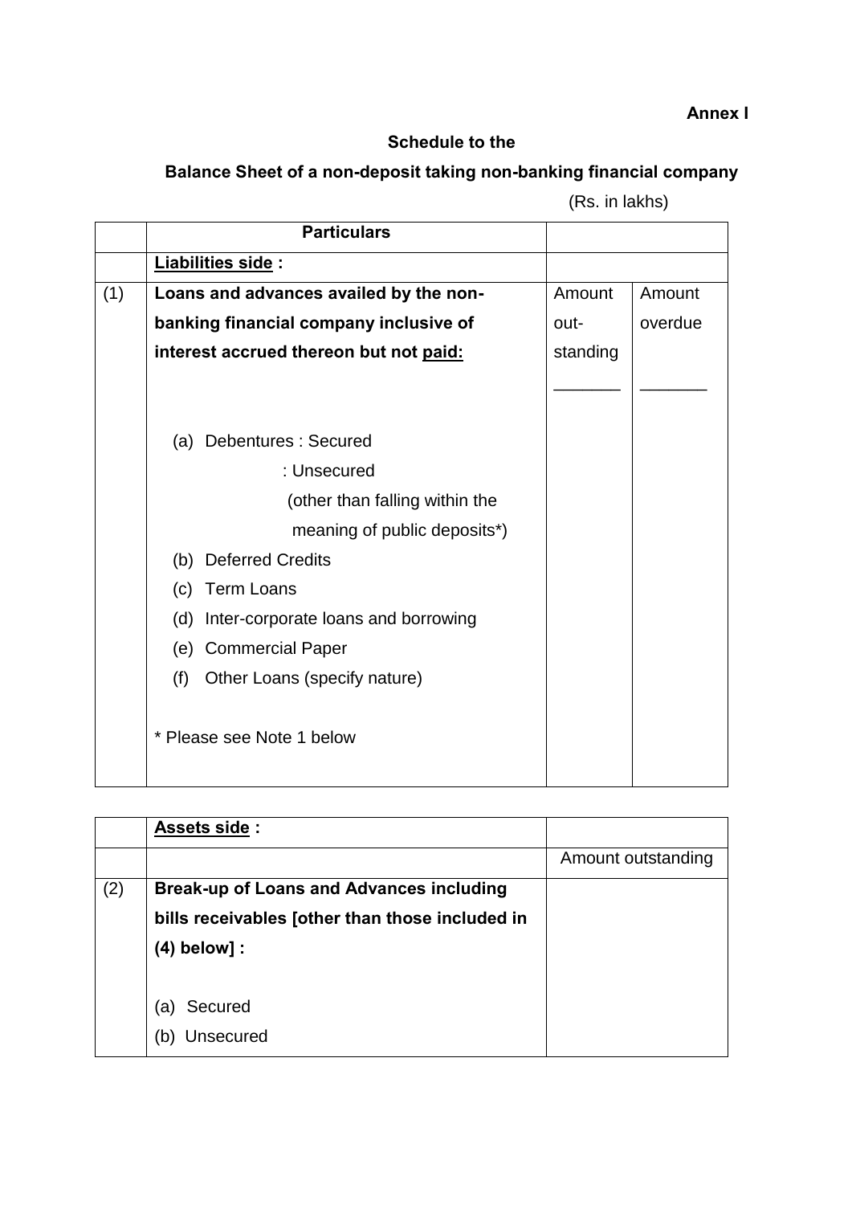**Annex I**

**Schedule to the**

**Balance Sheet of a non-deposit taking non-banking financial company**

(Rs. in lakhs)

| | Particulars | | |
|---|---|---|---|
| | **Liabilities side :** | | |
| (1) | **Loans and advances availed by the non-banking financial company inclusive of interest accrued thereon but not paid:** | Amount out-standing | Amount overdue |
| | (a) Debentures : Secured | | |
| | : Unsecured (other than falling within the meaning of public deposits*) | | |
| | (b) Deferred Credits | | |
| | (c) Term Loans | | |
| | (d) Inter-corporate loans and borrowing | | |
| | (e) Commercial Paper | | |
| | (f) Other Loans (specify nature) | | |
| | * Please see Note 1 below | | |

| | **Assets side :** | |
|---|---|---|
| | | Amount outstanding |
| (2) | **Break-up of Loans and Advances including bills receivables [other than those included in (4) below] :** | |
| | (a) Secured | |
| | (b) Unsecured | |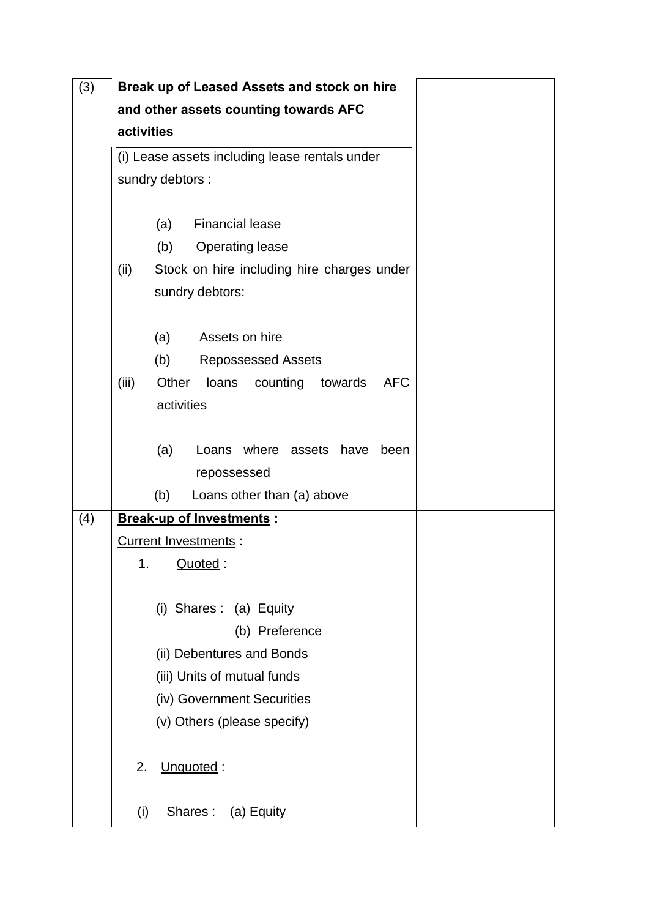| (3) | **Break up of Leased Assets and stock on hire and other assets counting towards AFC activities** | |
|---|---|---|
| | (i) Lease assets including lease rentals under sundry debtors :<br><br>(a) Financial lease<br>(b) Operating lease<br>(ii) Stock on hire including hire charges under sundry debtors:<br><br>(a) Assets on hire<br>(b) Repossessed Assets<br>(iii) Other loans counting towards AFC activities<br><br>(a) Loans where assets have been repossessed<br>(b) Loans other than (a) above | |
| (4) | **Break-up of Investments :**<br>Current Investments :<br>1. Quoted :<br><br>(i) Shares : (a) Equity<br>(b) Preference<br>(ii) Debentures and Bonds<br>(iii) Units of mutual funds<br>(iv) Government Securities<br>(v) Others (please specify)<br><br>2. Unquoted :<br><br>(i) Shares : (a) Equity | |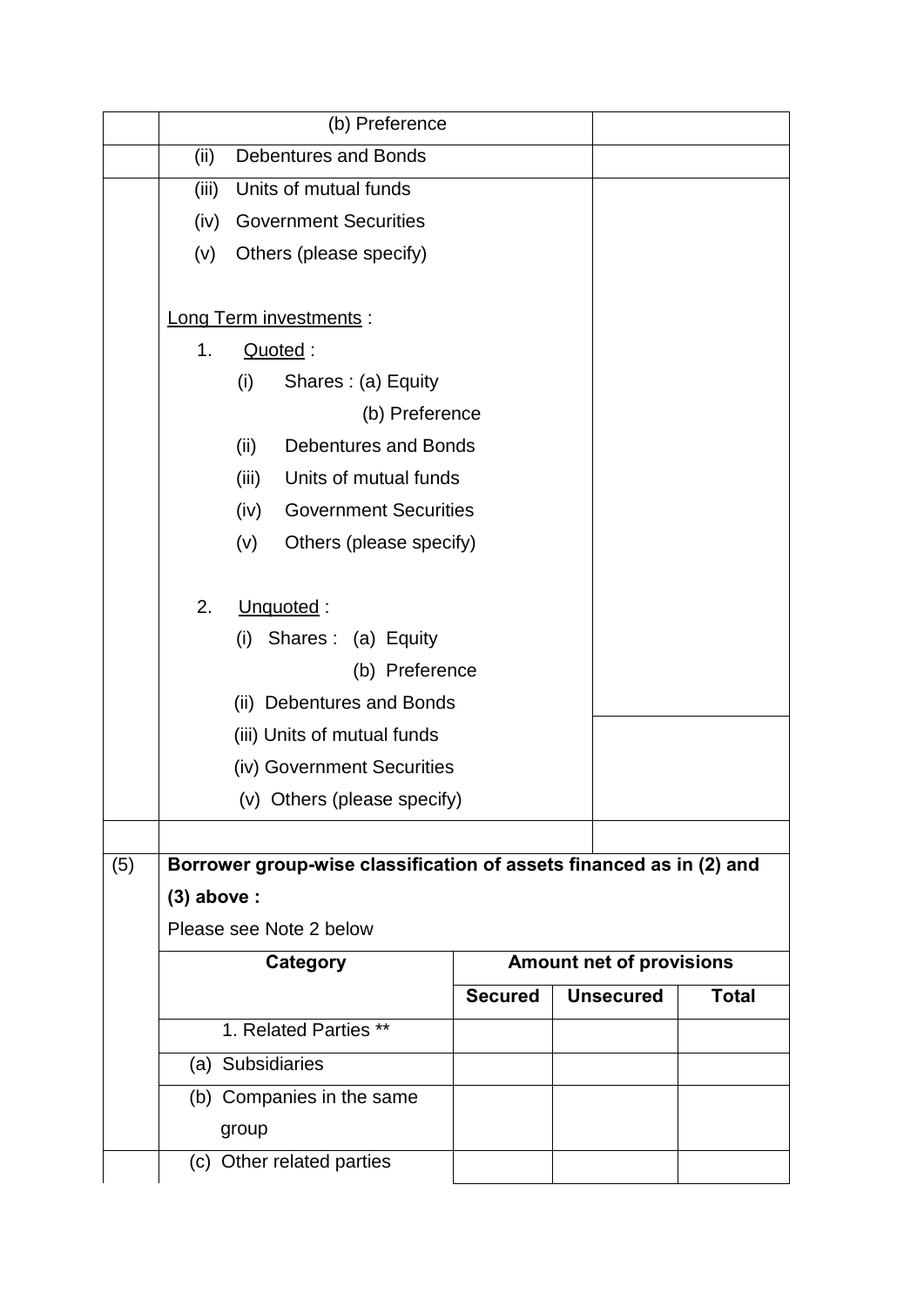| | | |
|---|---|---|
| | (b) Preference | |
| | (ii) Debentures and Bonds | |
| | (iii) Units of mutual funds<br>(iv) Government Securities<br>(v) Others (please specify)<br><br>Long Term investments :<br>1. Quoted :<br>(i) Shares : (a) Equity<br>(b) Preference<br>(ii) Debentures and Bonds<br>(iii) Units of mutual funds<br>(iv) Government Securities<br>(v) Others (please specify)<br><br>2. Unquoted :<br>(i) Shares : (a) Equity<br>(b) Preference<br>(ii) Debentures and Bonds | |
| | (iii) Units of mutual funds<br>(iv) Government Securities<br>(v) Others (please specify) | |
| | | |

(5) **Borrower group-wise classification of assets financed as in (2) and (3) above :**

Please see Note 2 below

| Category | Amount net of provisions | | |
|---|---|---|---|
| | **Secured** | **Unsecured** | **Total** |
| 1. Related Parties ** | | | |
| (a) Subsidiaries | | | |
| (b) Companies in the same group | | | |
| (c) Other related parties | | | |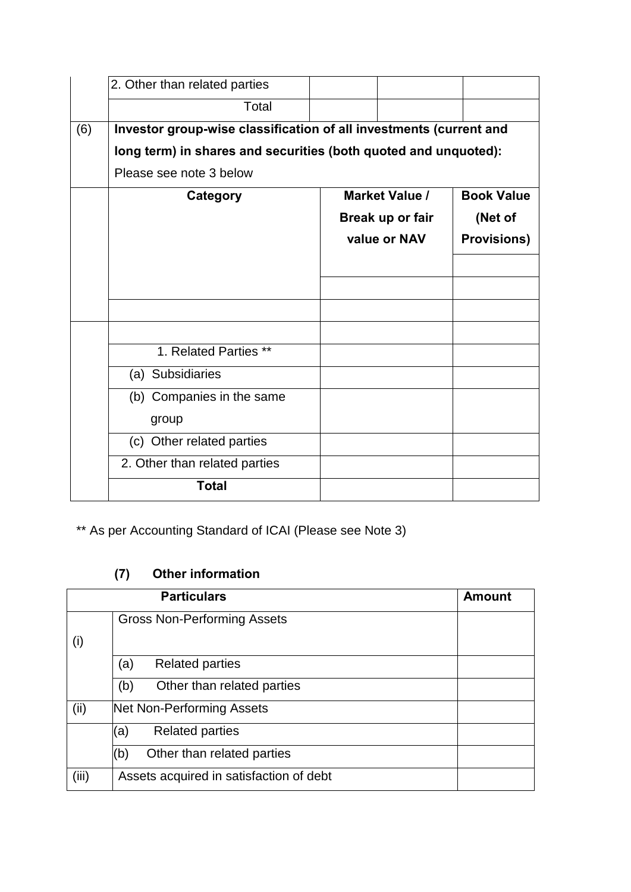| | | | | |
|---|---|---|---|---|
| | 2. Other than related parties | | | |
| | Total | | | |

| | | | |
|---|---|---|---|
| (6) | **Investor group-wise classification of all investments (current and long term) in shares and securities (both quoted and unquoted):** Please see note 3 below | | |
| | **Category** | **Market Value / Break up or fair value or NAV** | **Book Value (Net of Provisions)** |
| | | | |
| | | | |
| | | | |
| | | | |
| | 1. Related Parties ** | | |
| | (a) Subsidiaries | | |
| | (b) Companies in the same group | | |
| | (c) Other related parties | | |
| | 2. Other than related parties | | |
| | **Total** | | |

** As per Accounting Standard of ICAI (Please see Note 3)

**(7) Other information**

| **Particulars** | | **Amount** |
|---|---|---|
| (i) | Gross Non-Performing Assets | |
| | (a) Related parties | |
| | (b) Other than related parties | |
| (ii) | Net Non-Performing Assets | |
| | (a) Related parties | |
| | (b) Other than related parties | |
| (iii) | Assets acquired in satisfaction of debt | |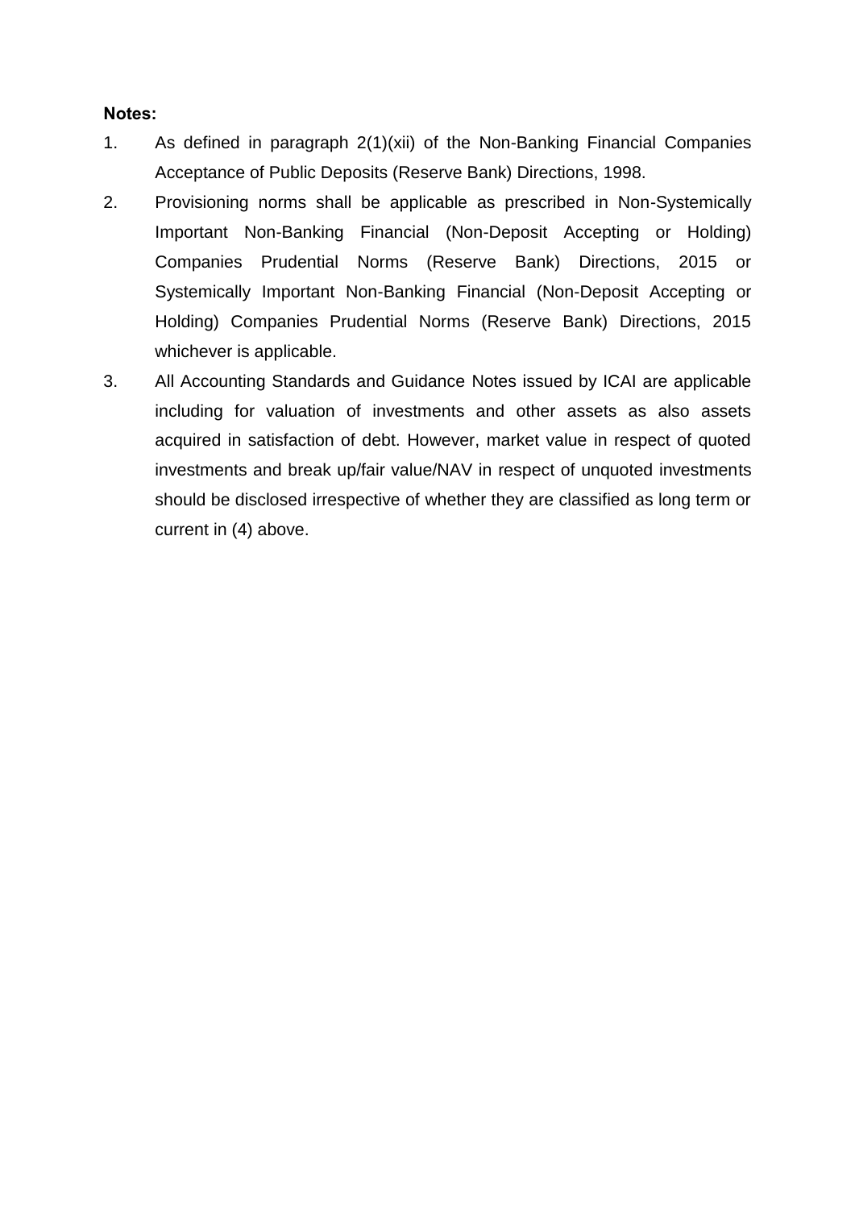**Notes:**

1. As defined in paragraph 2(1)(xii) of the Non-Banking Financial Companies Acceptance of Public Deposits (Reserve Bank) Directions, 1998.
2. Provisioning norms shall be applicable as prescribed in Non-Systemically Important Non-Banking Financial (Non-Deposit Accepting or Holding) Companies Prudential Norms (Reserve Bank) Directions, 2015 or Systemically Important Non-Banking Financial (Non-Deposit Accepting or Holding) Companies Prudential Norms (Reserve Bank) Directions, 2015 whichever is applicable.
3. All Accounting Standards and Guidance Notes issued by ICAI are applicable including for valuation of investments and other assets as also assets acquired in satisfaction of debt. However, market value in respect of quoted investments and break up/fair value/NAV in respect of unquoted investments should be disclosed irrespective of whether they are classified as long term or current in (4) above.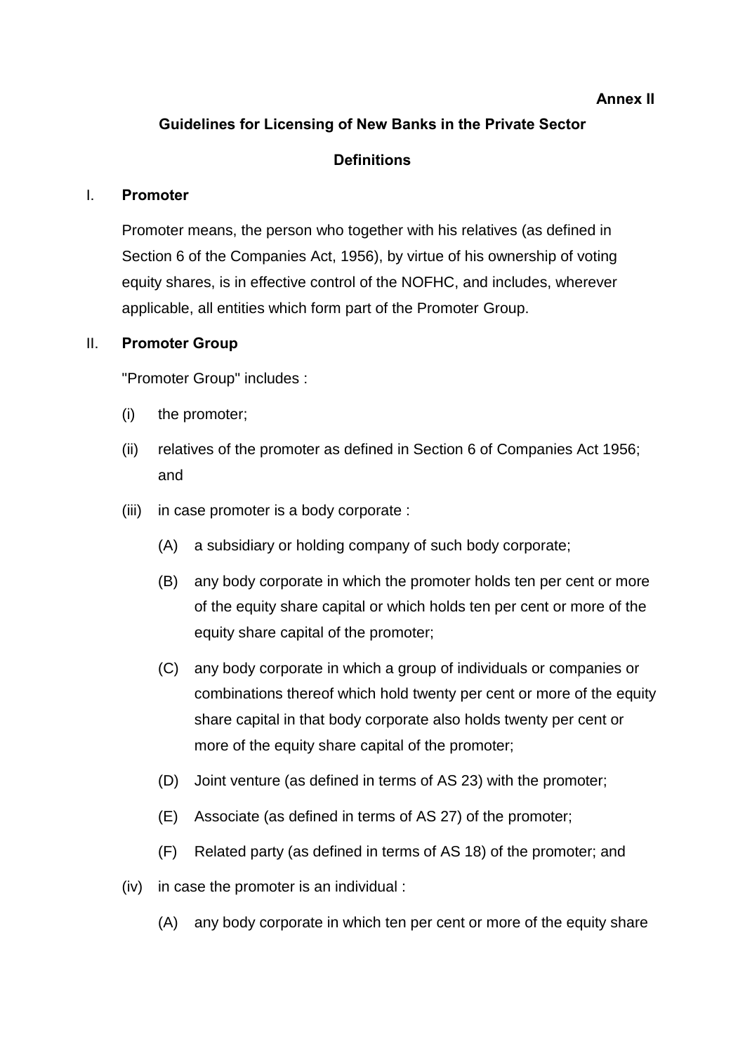**Annex II**

## Guidelines for Licensing of New Banks in the Private Sector

### Definitions

I. **Promoter**

Promoter means, the person who together with his relatives (as defined in Section 6 of the Companies Act, 1956), by virtue of his ownership of voting equity shares, is in effective control of the NOFHC, and includes, wherever applicable, all entities which form part of the Promoter Group.

II. **Promoter Group**

"Promoter Group" includes :

(i) the promoter;

(ii) relatives of the promoter as defined in Section 6 of Companies Act 1956; and

(iii) in case promoter is a body corporate :

(A) a subsidiary or holding company of such body corporate;

(B) any body corporate in which the promoter holds ten per cent or more of the equity share capital or which holds ten per cent or more of the equity share capital of the promoter;

(C) any body corporate in which a group of individuals or companies or combinations thereof which hold twenty per cent or more of the equity share capital in that body corporate also holds twenty per cent or more of the equity share capital of the promoter;

(D) Joint venture (as defined in terms of AS 23) with the promoter;

(E) Associate (as defined in terms of AS 27) of the promoter;

(F) Related party (as defined in terms of AS 18) of the promoter; and

(iv) in case the promoter is an individual :

(A) any body corporate in which ten per cent or more of the equity share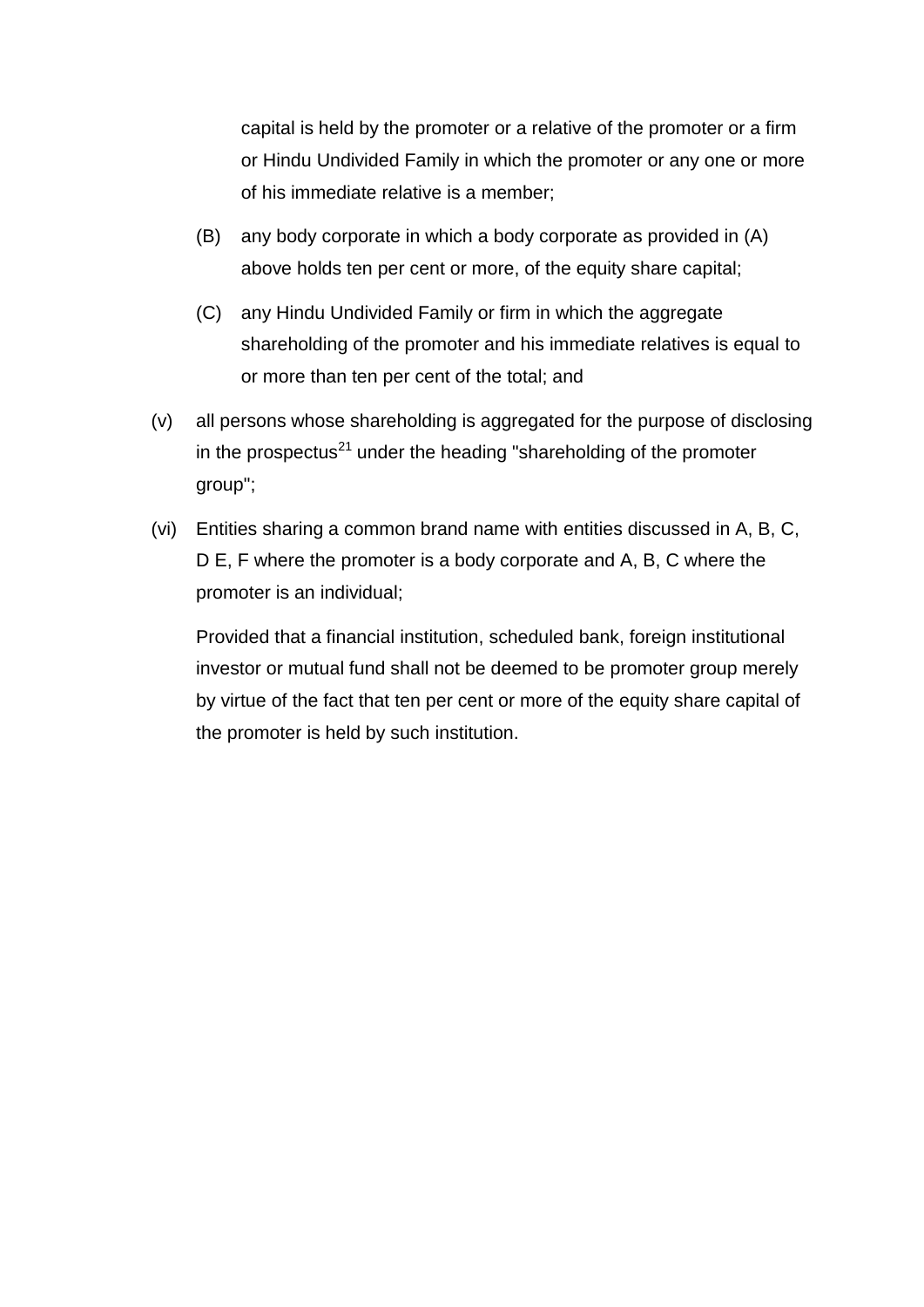capital is held by the promoter or a relative of the promoter or a firm or Hindu Undivided Family in which the promoter or any one or more of his immediate relative is a member;

(B) any body corporate in which a body corporate as provided in (A) above holds ten per cent or more, of the equity share capital;

(C) any Hindu Undivided Family or firm in which the aggregate shareholding of the promoter and his immediate relatives is equal to or more than ten per cent of the total; and

(v) all persons whose shareholding is aggregated for the purpose of disclosing in the prospectus[21] under the heading "shareholding of the promoter group";

(vi) Entities sharing a common brand name with entities discussed in A, B, C, D E, F where the promoter is a body corporate and A, B, C where the promoter is an individual;

Provided that a financial institution, scheduled bank, foreign institutional investor or mutual fund shall not be deemed to be promoter group merely by virtue of the fact that ten per cent or more of the equity share capital of the promoter is held by such institution.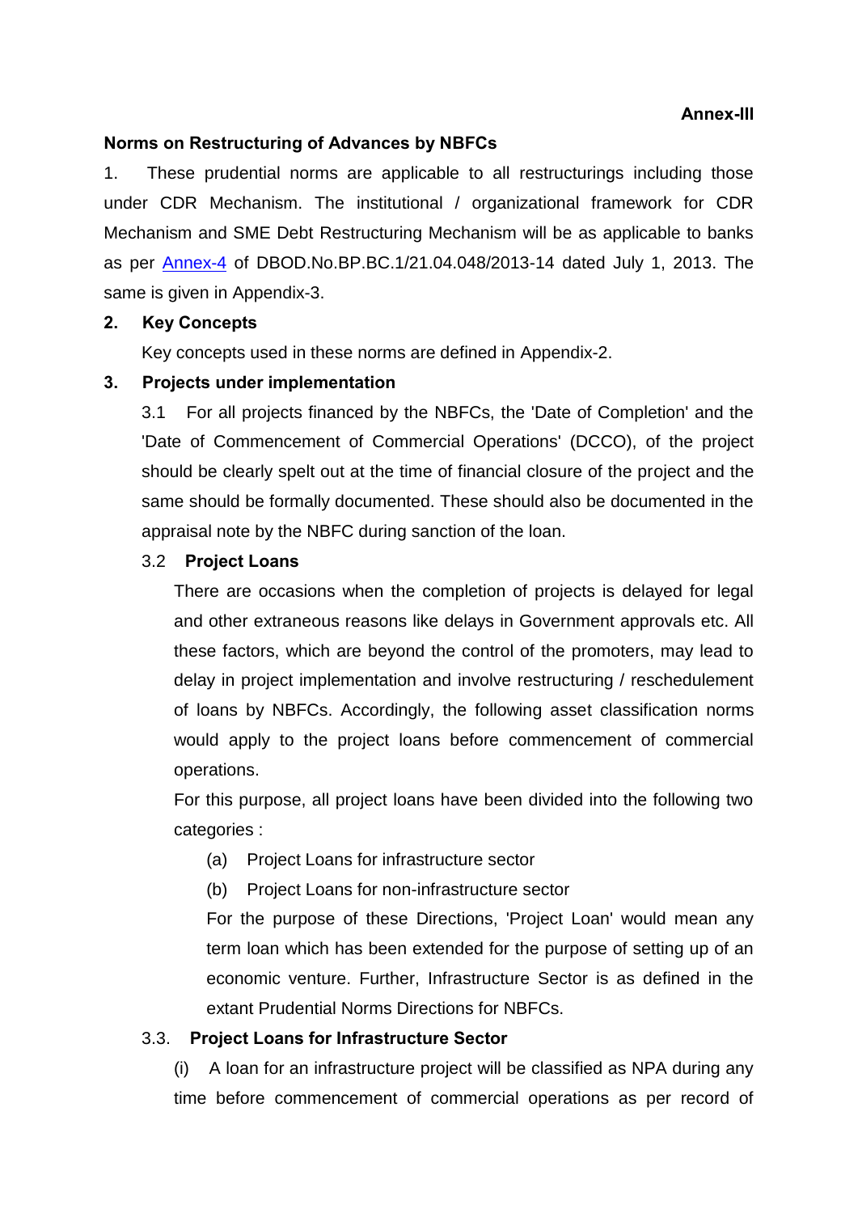**Annex-III**

**Norms on Restructuring of Advances by NBFCs**

1. These prudential norms are applicable to all restructurings including those under CDR Mechanism. The institutional / organizational framework for CDR Mechanism and SME Debt Restructuring Mechanism will be as applicable to banks as per Annex-4 of DBOD.No.BP.BC.1/21.04.048/2013-14 dated July 1, 2013. The same is given in Appendix-3.

**2. Key Concepts**

Key concepts used in these norms are defined in Appendix-2.

**3. Projects under implementation**

3.1 For all projects financed by the NBFCs, the 'Date of Completion' and the 'Date of Commencement of Commercial Operations' (DCCO), of the project should be clearly spelt out at the time of financial closure of the project and the same should be formally documented. These should also be documented in the appraisal note by the NBFC during sanction of the loan.

3.2 **Project Loans**

There are occasions when the completion of projects is delayed for legal and other extraneous reasons like delays in Government approvals etc. All these factors, which are beyond the control of the promoters, may lead to delay in project implementation and involve restructuring / reschedulement of loans by NBFCs. Accordingly, the following asset classification norms would apply to the project loans before commencement of commercial operations.

For this purpose, all project loans have been divided into the following two categories :

(a) Project Loans for infrastructure sector

(b) Project Loans for non-infrastructure sector

For the purpose of these Directions, 'Project Loan' would mean any term loan which has been extended for the purpose of setting up of an economic venture. Further, Infrastructure Sector is as defined in the extant Prudential Norms Directions for NBFCs.

3.3. **Project Loans for Infrastructure Sector**

(i) A loan for an infrastructure project will be classified as NPA during any time before commencement of commercial operations as per record of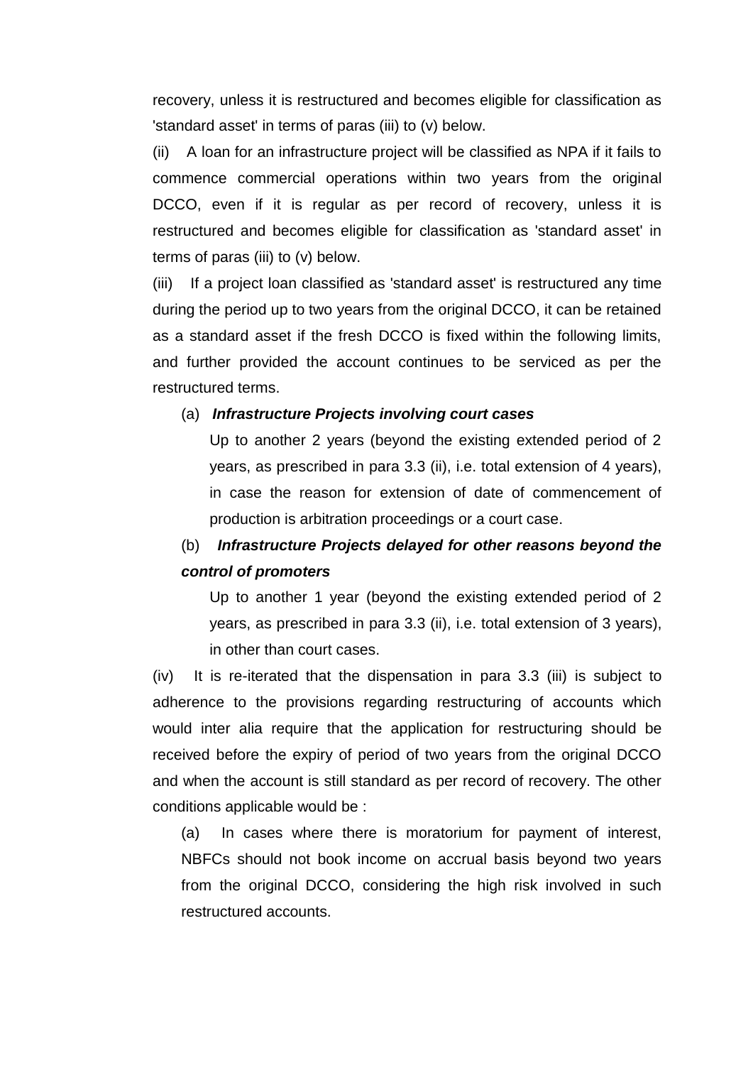recovery, unless it is restructured and becomes eligible for classification as 'standard asset' in terms of paras (iii) to (v) below.

(ii) A loan for an infrastructure project will be classified as NPA if it fails to commence commercial operations within two years from the original DCCO, even if it is regular as per record of recovery, unless it is restructured and becomes eligible for classification as 'standard asset' in terms of paras (iii) to (v) below.

(iii) If a project loan classified as 'standard asset' is restructured any time during the period up to two years from the original DCCO, it can be retained as a standard asset if the fresh DCCO is fixed within the following limits, and further provided the account continues to be serviced as per the restructured terms.

(a) ***Infrastructure Projects involving court cases***

Up to another 2 years (beyond the existing extended period of 2 years, as prescribed in para 3.3 (ii), i.e. total extension of 4 years), in case the reason for extension of date of commencement of production is arbitration proceedings or a court case.

(b) ***Infrastructure Projects delayed for other reasons beyond the control of promoters***

Up to another 1 year (beyond the existing extended period of 2 years, as prescribed in para 3.3 (ii), i.e. total extension of 3 years), in other than court cases.

(iv) It is re-iterated that the dispensation in para 3.3 (iii) is subject to adherence to the provisions regarding restructuring of accounts which would inter alia require that the application for restructuring should be received before the expiry of period of two years from the original DCCO and when the account is still standard as per record of recovery. The other conditions applicable would be :

(a) In cases where there is moratorium for payment of interest, NBFCs should not book income on accrual basis beyond two years from the original DCCO, considering the high risk involved in such restructured accounts.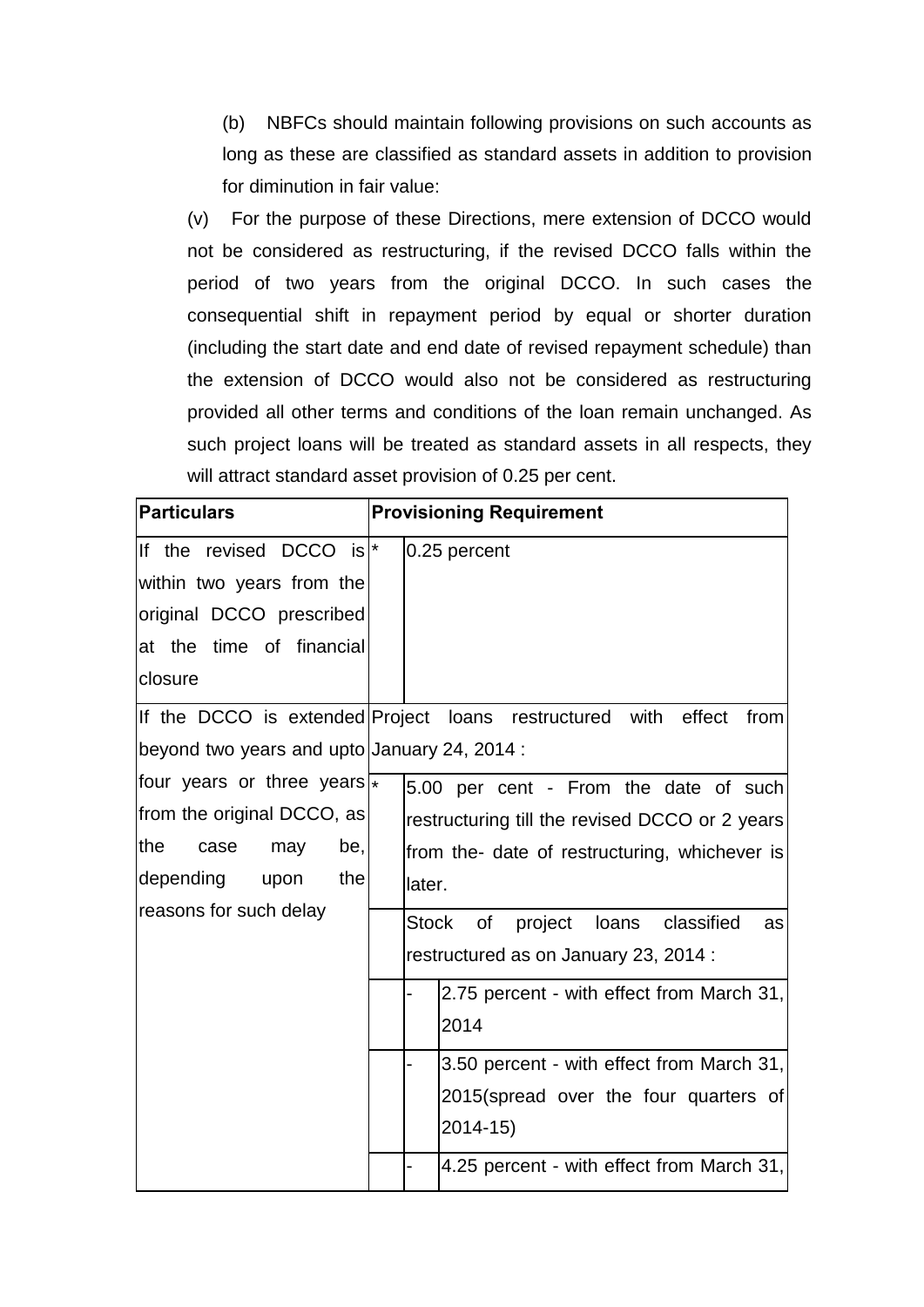(b) NBFCs should maintain following provisions on such accounts as long as these are classified as standard assets in addition to provision for diminution in fair value:

(v) For the purpose of these Directions, mere extension of DCCO would not be considered as restructuring, if the revised DCCO falls within the period of two years from the original DCCO. In such cases the consequential shift in repayment period by equal or shorter duration (including the start date and end date of revised repayment schedule) than the extension of DCCO would also not be considered as restructuring provided all other terms and conditions of the loan remain unchanged. As such project loans will be treated as standard assets in all respects, they will attract standard asset provision of 0.25 per cent.

| Particulars | Provisioning Requirement | | |
|---|---|---|---|
| If the revised DCCO is within two years from the original DCCO prescribed at the time of financial closure | * | 0.25 percent | |
| If the DCCO is extended beyond two years and upto four years or three years from the original DCCO, as the case may be, depending upon the reasons for such delay | Project loans restructured with effect from January 24, 2014 : | | |
| | * | 5.00 per cent - From the date of such restructuring till the revised DCCO or 2 years from the- date of restructuring, whichever is later. | |
| | | Stock of project loans classified as restructured as on January 23, 2014 : | |
| | | - | 2.75 percent - with effect from March 31, 2014 |
| | | - | 3.50 percent - with effect from March 31, 2015(spread over the four quarters of 2014-15) |
| | | - | 4.25 percent - with effect from March 31, |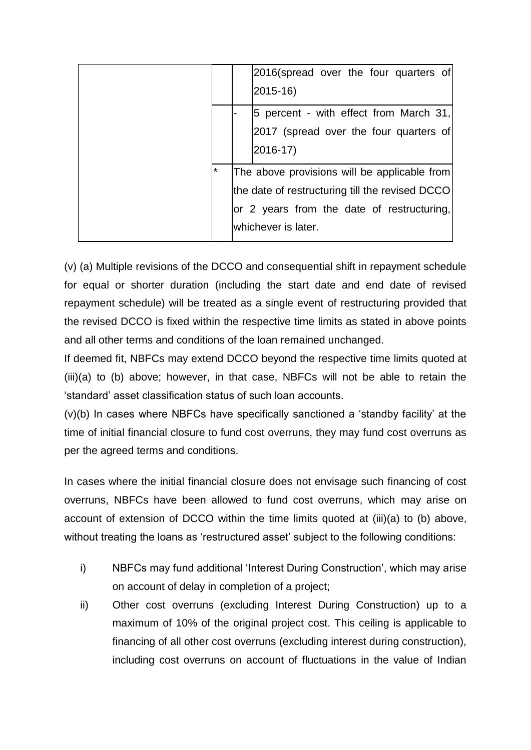| | | | |
|---|---|---|---|
| | | | 2016(spread over the four quarters of 2015-16) |
| | | - | 5 percent - with effect from March 31, 2017 (spread over the four quarters of 2016-17) |
| | * | The above provisions will be applicable from the date of restructuring till the revised DCCO or 2 years from the date of restructuring, whichever is later. | |

(v) (a) Multiple revisions of the DCCO and consequential shift in repayment schedule for equal or shorter duration (including the start date and end date of revised repayment schedule) will be treated as a single event of restructuring provided that the revised DCCO is fixed within the respective time limits as stated in above points and all other terms and conditions of the loan remained unchanged.

If deemed fit, NBFCs may extend DCCO beyond the respective time limits quoted at (iii)(a) to (b) above; however, in that case, NBFCs will not be able to retain the 'standard' asset classification status of such loan accounts.

(v)(b) In cases where NBFCs have specifically sanctioned a 'standby facility' at the time of initial financial closure to fund cost overruns, they may fund cost overruns as per the agreed terms and conditions.

In cases where the initial financial closure does not envisage such financing of cost overruns, NBFCs have been allowed to fund cost overruns, which may arise on account of extension of DCCO within the time limits quoted at (iii)(a) to (b) above, without treating the loans as 'restructured asset' subject to the following conditions:

i) NBFCs may fund additional 'Interest During Construction', which may arise on account of delay in completion of a project;

ii) Other cost overruns (excluding Interest During Construction) up to a maximum of 10% of the original project cost. This ceiling is applicable to financing of all other cost overruns (excluding interest during construction), including cost overruns on account of fluctuations in the value of Indian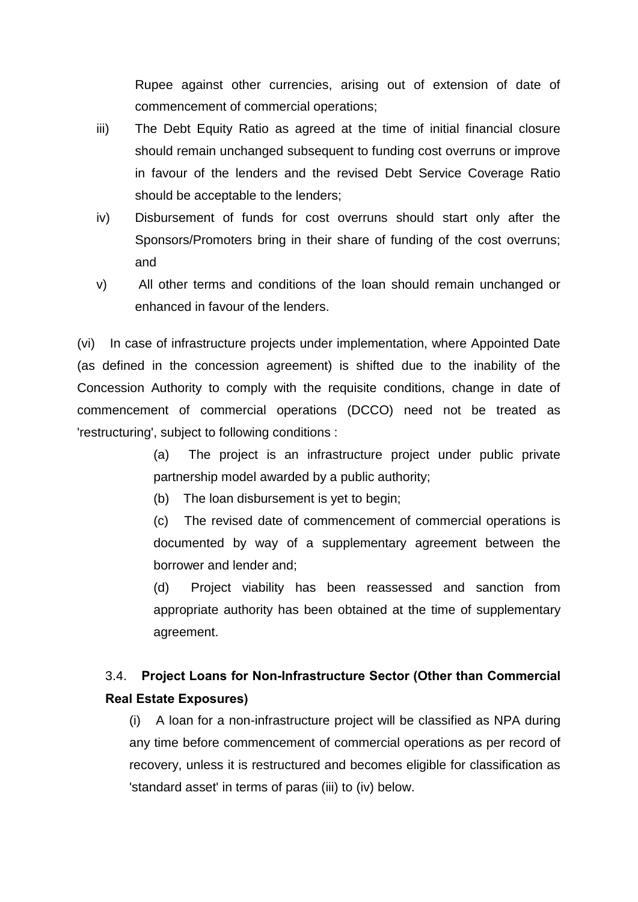Rupee against other currencies, arising out of extension of date of commencement of commercial operations;

iii) The Debt Equity Ratio as agreed at the time of initial financial closure should remain unchanged subsequent to funding cost overruns or improve in favour of the lenders and the revised Debt Service Coverage Ratio should be acceptable to the lenders;

iv) Disbursement of funds for cost overruns should start only after the Sponsors/Promoters bring in their share of funding of the cost overruns; and

v) All other terms and conditions of the loan should remain unchanged or enhanced in favour of the lenders.

(vi) In case of infrastructure projects under implementation, where Appointed Date (as defined in the concession agreement) is shifted due to the inability of the Concession Authority to comply with the requisite conditions, change in date of commencement of commercial operations (DCCO) need not be treated as 'restructuring', subject to following conditions :

(a) The project is an infrastructure project under public private partnership model awarded by a public authority;

(b) The loan disbursement is yet to begin;

(c) The revised date of commencement of commercial operations is documented by way of a supplementary agreement between the borrower and lender and;

(d) Project viability has been reassessed and sanction from appropriate authority has been obtained at the time of supplementary agreement.

### 3.4. Project Loans for Non-Infrastructure Sector (Other than Commercial Real Estate Exposures)

(i) A loan for a non-infrastructure project will be classified as NPA during any time before commencement of commercial operations as per record of recovery, unless it is restructured and becomes eligible for classification as 'standard asset' in terms of paras (iii) to (iv) below.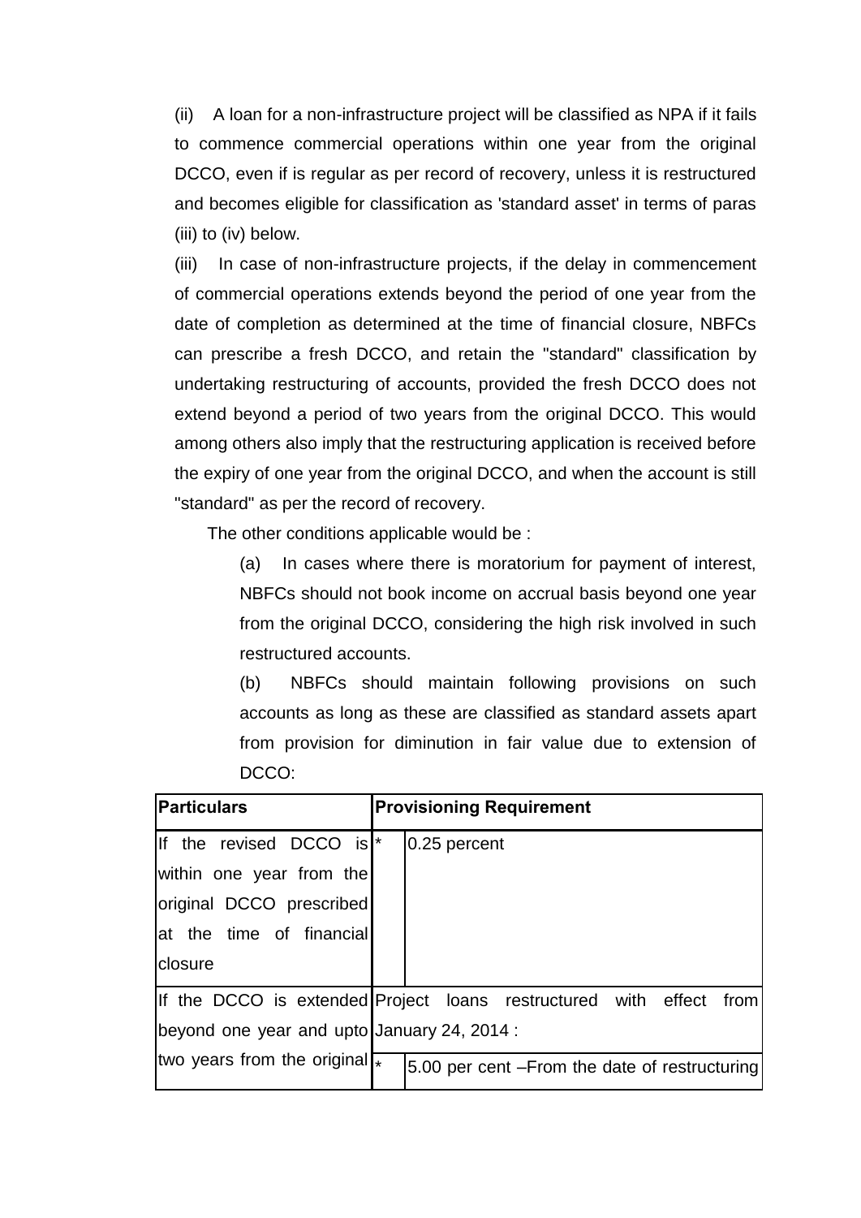(ii) A loan for a non-infrastructure project will be classified as NPA if it fails to commence commercial operations within one year from the original DCCO, even if is regular as per record of recovery, unless it is restructured and becomes eligible for classification as 'standard asset' in terms of paras (iii) to (iv) below.

(iii) In case of non-infrastructure projects, if the delay in commencement of commercial operations extends beyond the period of one year from the date of completion as determined at the time of financial closure, NBFCs can prescribe a fresh DCCO, and retain the "standard" classification by undertaking restructuring of accounts, provided the fresh DCCO does not extend beyond a period of two years from the original DCCO. This would among others also imply that the restructuring application is received before the expiry of one year from the original DCCO, and when the account is still "standard" as per the record of recovery.

The other conditions applicable would be :

(a) In cases where there is moratorium for payment of interest, NBFCs should not book income on accrual basis beyond one year from the original DCCO, considering the high risk involved in such restructured accounts.

(b) NBFCs should maintain following provisions on such accounts as long as these are classified as standard assets apart from provision for diminution in fair value due to extension of DCCO:

| Particulars | Provisioning Requirement | |
|---|---|---|
| If the revised DCCO is within one year from the original DCCO prescribed at the time of financial closure | * | 0.25 percent |
| If the DCCO is extended beyond one year and upto two years from the original | Project loans restructured with effect from January 24, 2014 : | |
| | * | 5.00 per cent –From the date of restructuring |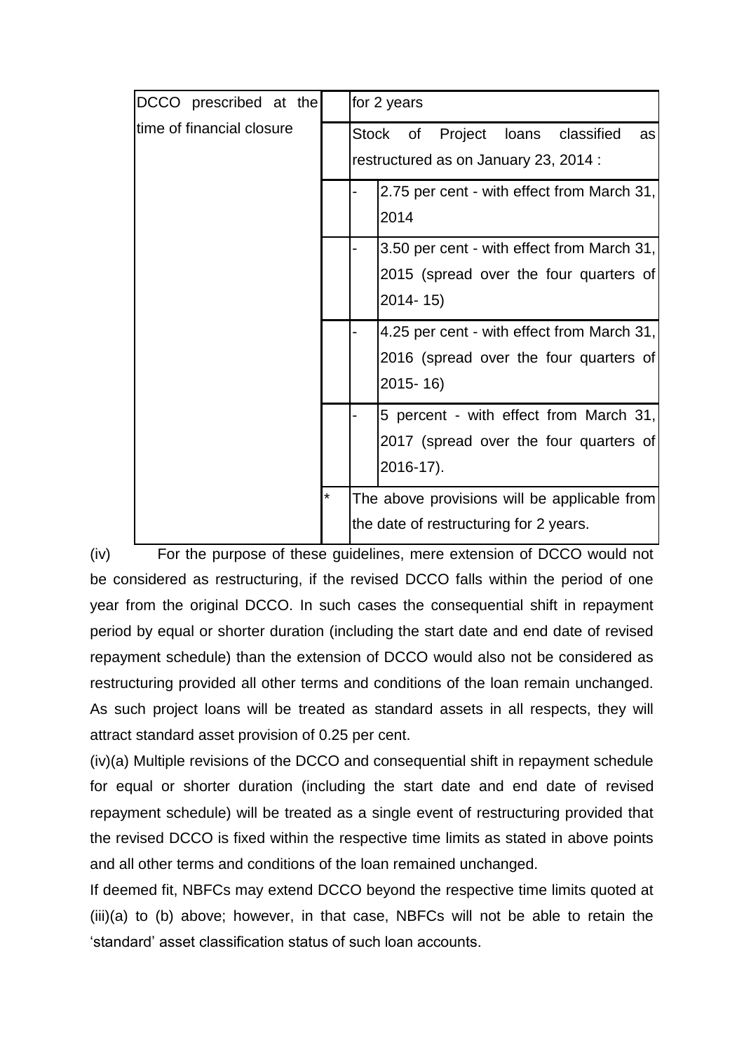| | | | |
|---|---|---|---|
| DCCO prescribed at the time of financial closure | | for 2 years | |
| | | Stock of Project loans classified as restructured as on January 23, 2014 : | |
| | | - | 2.75 per cent - with effect from March 31, 2014 |
| | | - | 3.50 per cent - with effect from March 31, 2015 (spread over the four quarters of 2014- 15) |
| | | - | 4.25 per cent - with effect from March 31, 2016 (spread over the four quarters of 2015- 16) |
| | | - | 5 percent - with effect from March 31, 2017 (spread over the four quarters of 2016-17). |
| | * | The above provisions will be applicable from the date of restructuring for 2 years. | |

(iv) For the purpose of these guidelines, mere extension of DCCO would not be considered as restructuring, if the revised DCCO falls within the period of one year from the original DCCO. In such cases the consequential shift in repayment period by equal or shorter duration (including the start date and end date of revised repayment schedule) than the extension of DCCO would also not be considered as restructuring provided all other terms and conditions of the loan remain unchanged. As such project loans will be treated as standard assets in all respects, they will attract standard asset provision of 0.25 per cent.

(iv)(a) Multiple revisions of the DCCO and consequential shift in repayment schedule for equal or shorter duration (including the start date and end date of revised repayment schedule) will be treated as a single event of restructuring provided that the revised DCCO is fixed within the respective time limits as stated in above points and all other terms and conditions of the loan remained unchanged.

If deemed fit, NBFCs may extend DCCO beyond the respective time limits quoted at (iii)(a) to (b) above; however, in that case, NBFCs will not be able to retain the 'standard' asset classification status of such loan accounts.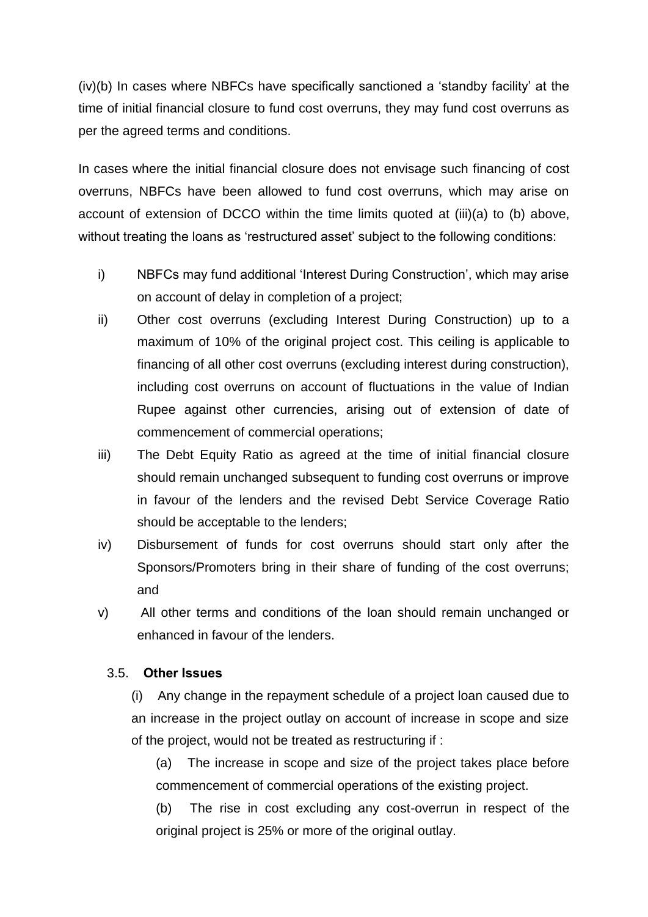(iv)(b) In cases where NBFCs have specifically sanctioned a 'standby facility' at the time of initial financial closure to fund cost overruns, they may fund cost overruns as per the agreed terms and conditions.

In cases where the initial financial closure does not envisage such financing of cost overruns, NBFCs have been allowed to fund cost overruns, which may arise on account of extension of DCCO within the time limits quoted at (iii)(a) to (b) above, without treating the loans as 'restructured asset' subject to the following conditions:

i) NBFCs may fund additional 'Interest During Construction', which may arise on account of delay in completion of a project;

ii) Other cost overruns (excluding Interest During Construction) up to a maximum of 10% of the original project cost. This ceiling is applicable to financing of all other cost overruns (excluding interest during construction), including cost overruns on account of fluctuations in the value of Indian Rupee against other currencies, arising out of extension of date of commencement of commercial operations;

iii) The Debt Equity Ratio as agreed at the time of initial financial closure should remain unchanged subsequent to funding cost overruns or improve in favour of the lenders and the revised Debt Service Coverage Ratio should be acceptable to the lenders;

iv) Disbursement of funds for cost overruns should start only after the Sponsors/Promoters bring in their share of funding of the cost overruns; and

v) All other terms and conditions of the loan should remain unchanged or enhanced in favour of the lenders.

### 3.5. **Other Issues**

(i) Any change in the repayment schedule of a project loan caused due to an increase in the project outlay on account of increase in scope and size of the project, would not be treated as restructuring if :

(a) The increase in scope and size of the project takes place before commencement of commercial operations of the existing project.

(b) The rise in cost excluding any cost-overrun in respect of the original project is 25% or more of the original outlay.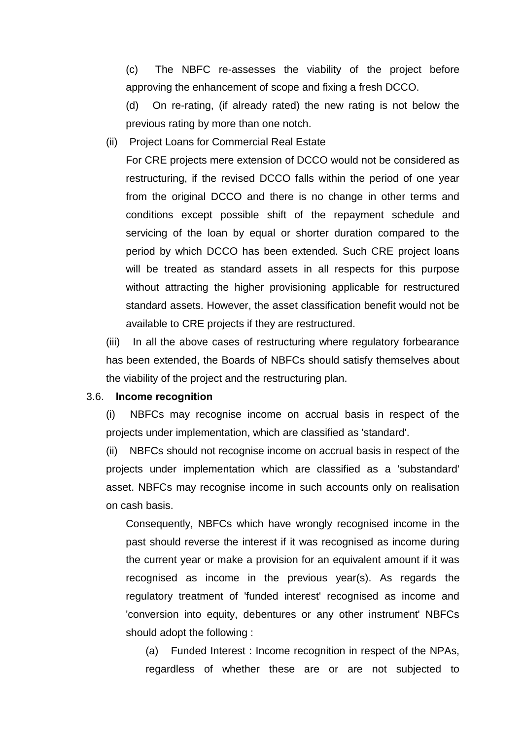(c) The NBFC re-assesses the viability of the project before approving the enhancement of scope and fixing a fresh DCCO.

(d) On re-rating, (if already rated) the new rating is not below the previous rating by more than one notch.

(ii) Project Loans for Commercial Real Estate

For CRE projects mere extension of DCCO would not be considered as restructuring, if the revised DCCO falls within the period of one year from the original DCCO and there is no change in other terms and conditions except possible shift of the repayment schedule and servicing of the loan by equal or shorter duration compared to the period by which DCCO has been extended. Such CRE project loans will be treated as standard assets in all respects for this purpose without attracting the higher provisioning applicable for restructured standard assets. However, the asset classification benefit would not be available to CRE projects if they are restructured.

(iii) In all the above cases of restructuring where regulatory forbearance has been extended, the Boards of NBFCs should satisfy themselves about the viability of the project and the restructuring plan.

3.6. **Income recognition**

(i) NBFCs may recognise income on accrual basis in respect of the projects under implementation, which are classified as 'standard'.

(ii) NBFCs should not recognise income on accrual basis in respect of the projects under implementation which are classified as a 'substandard' asset. NBFCs may recognise income in such accounts only on realisation on cash basis.

Consequently, NBFCs which have wrongly recognised income in the past should reverse the interest if it was recognised as income during the current year or make a provision for an equivalent amount if it was recognised as income in the previous year(s). As regards the regulatory treatment of 'funded interest' recognised as income and 'conversion into equity, debentures or any other instrument' NBFCs should adopt the following :

(a) Funded Interest : Income recognition in respect of the NPAs, regardless of whether these are or are not subjected to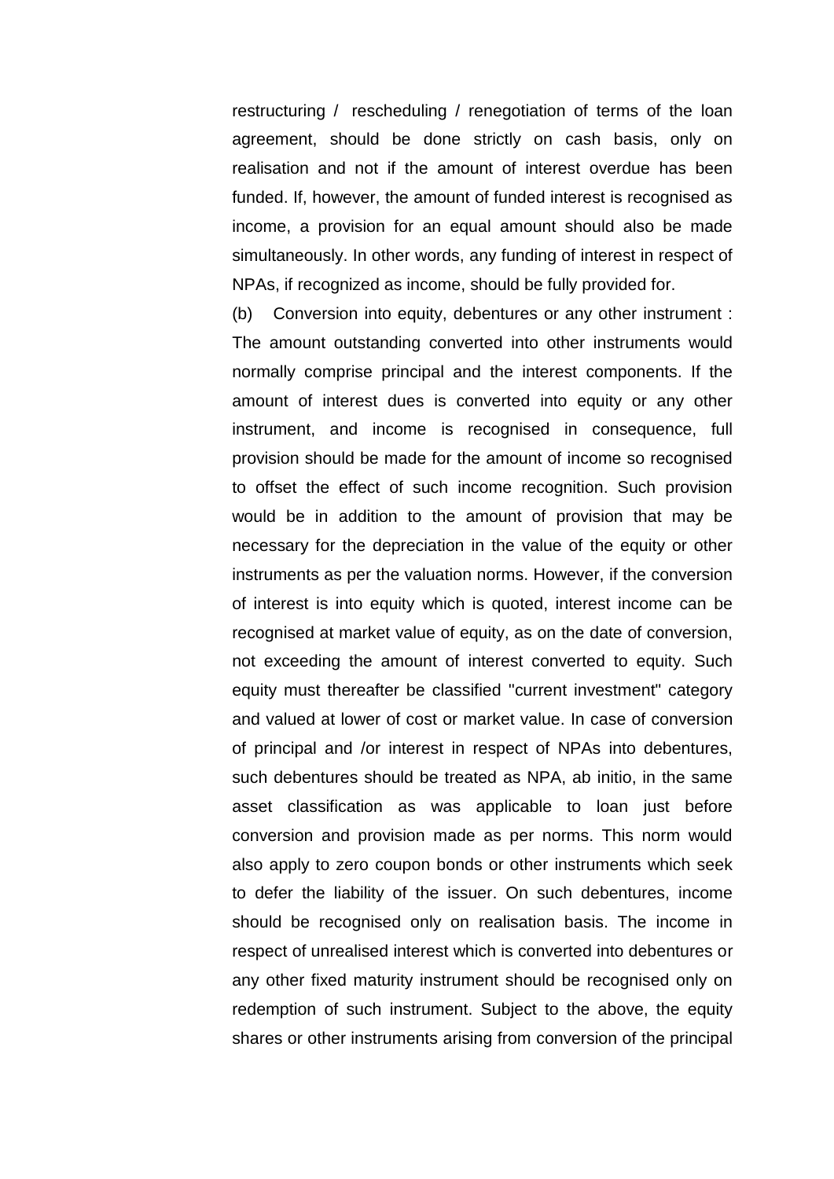restructuring / rescheduling / renegotiation of terms of the loan agreement, should be done strictly on cash basis, only on realisation and not if the amount of interest overdue has been funded. If, however, the amount of funded interest is recognised as income, a provision for an equal amount should also be made simultaneously. In other words, any funding of interest in respect of NPAs, if recognized as income, should be fully provided for.

(b) Conversion into equity, debentures or any other instrument : The amount outstanding converted into other instruments would normally comprise principal and the interest components. If the amount of interest dues is converted into equity or any other instrument, and income is recognised in consequence, full provision should be made for the amount of income so recognised to offset the effect of such income recognition. Such provision would be in addition to the amount of provision that may be necessary for the depreciation in the value of the equity or other instruments as per the valuation norms. However, if the conversion of interest is into equity which is quoted, interest income can be recognised at market value of equity, as on the date of conversion, not exceeding the amount of interest converted to equity. Such equity must thereafter be classified "current investment" category and valued at lower of cost or market value. In case of conversion of principal and /or interest in respect of NPAs into debentures, such debentures should be treated as NPA, ab initio, in the same asset classification as was applicable to loan just before conversion and provision made as per norms. This norm would also apply to zero coupon bonds or other instruments which seek to defer the liability of the issuer. On such debentures, income should be recognised only on realisation basis. The income in respect of unrealised interest which is converted into debentures or any other fixed maturity instrument should be recognised only on redemption of such instrument. Subject to the above, the equity shares or other instruments arising from conversion of the principal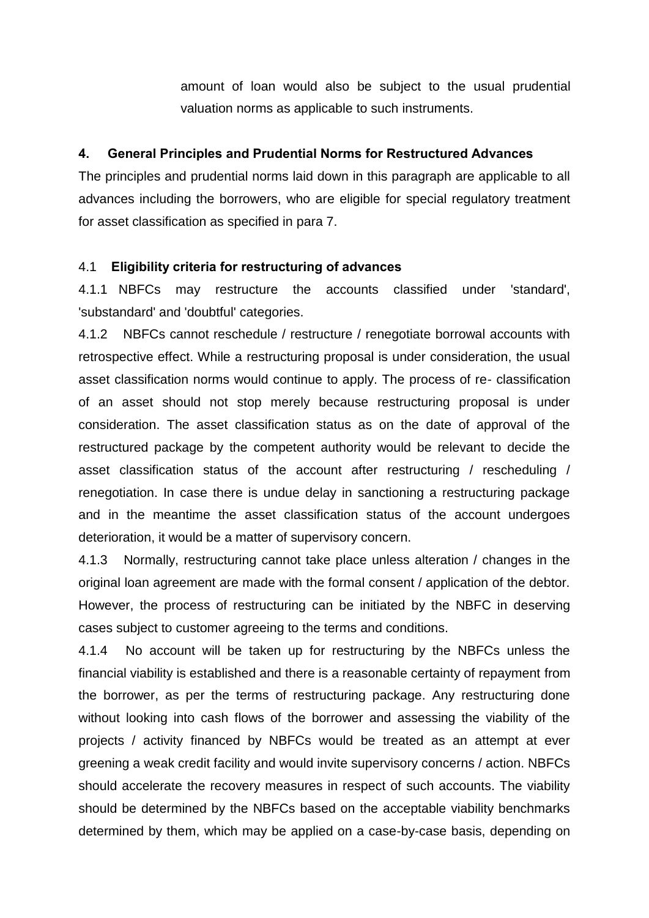amount of loan would also be subject to the usual prudential valuation norms as applicable to such instruments.

## 4. General Principles and Prudential Norms for Restructured Advances

The principles and prudential norms laid down in this paragraph are applicable to all advances including the borrowers, who are eligible for special regulatory treatment for asset classification as specified in para 7.

### 4.1 Eligibility criteria for restructuring of advances

4.1.1 NBFCs may restructure the accounts classified under 'standard', 'substandard' and 'doubtful' categories.

4.1.2 NBFCs cannot reschedule / restructure / renegotiate borrowal accounts with retrospective effect. While a restructuring proposal is under consideration, the usual asset classification norms would continue to apply. The process of re- classification of an asset should not stop merely because restructuring proposal is under consideration. The asset classification status as on the date of approval of the restructured package by the competent authority would be relevant to decide the asset classification status of the account after restructuring / rescheduling / renegotiation. In case there is undue delay in sanctioning a restructuring package and in the meantime the asset classification status of the account undergoes deterioration, it would be a matter of supervisory concern.

4.1.3 Normally, restructuring cannot take place unless alteration / changes in the original loan agreement are made with the formal consent / application of the debtor. However, the process of restructuring can be initiated by the NBFC in deserving cases subject to customer agreeing to the terms and conditions.

4.1.4 No account will be taken up for restructuring by the NBFCs unless the financial viability is established and there is a reasonable certainty of repayment from the borrower, as per the terms of restructuring package. Any restructuring done without looking into cash flows of the borrower and assessing the viability of the projects / activity financed by NBFCs would be treated as an attempt at ever greening a weak credit facility and would invite supervisory concerns / action. NBFCs should accelerate the recovery measures in respect of such accounts. The viability should be determined by the NBFCs based on the acceptable viability benchmarks determined by them, which may be applied on a case-by-case basis, depending on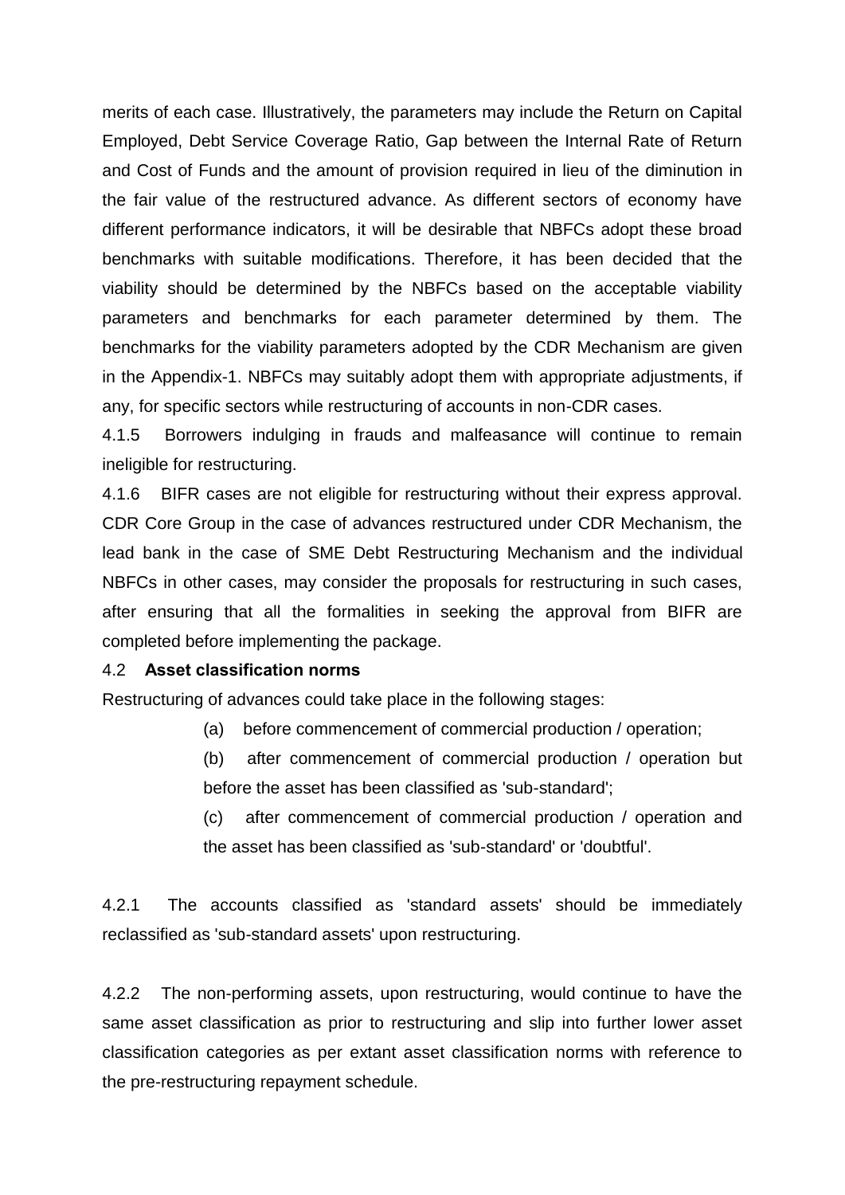merits of each case. Illustratively, the parameters may include the Return on Capital Employed, Debt Service Coverage Ratio, Gap between the Internal Rate of Return and Cost of Funds and the amount of provision required in lieu of the diminution in the fair value of the restructured advance. As different sectors of economy have different performance indicators, it will be desirable that NBFCs adopt these broad benchmarks with suitable modifications. Therefore, it has been decided that the viability should be determined by the NBFCs based on the acceptable viability parameters and benchmarks for each parameter determined by them. The benchmarks for the viability parameters adopted by the CDR Mechanism are given in the Appendix-1. NBFCs may suitably adopt them with appropriate adjustments, if any, for specific sectors while restructuring of accounts in non-CDR cases.

4.1.5 Borrowers indulging in frauds and malfeasance will continue to remain ineligible for restructuring.

4.1.6 BIFR cases are not eligible for restructuring without their express approval. CDR Core Group in the case of advances restructured under CDR Mechanism, the lead bank in the case of SME Debt Restructuring Mechanism and the individual NBFCs in other cases, may consider the proposals for restructuring in such cases, after ensuring that all the formalities in seeking the approval from BIFR are completed before implementing the package.

4.2 **Asset classification norms**

Restructuring of advances could take place in the following stages:

(a) before commencement of commercial production / operation;

(b) after commencement of commercial production / operation but before the asset has been classified as 'sub-standard';

(c) after commencement of commercial production / operation and the asset has been classified as 'sub-standard' or 'doubtful'.

4.2.1 The accounts classified as 'standard assets' should be immediately reclassified as 'sub-standard assets' upon restructuring.

4.2.2 The non-performing assets, upon restructuring, would continue to have the same asset classification as prior to restructuring and slip into further lower asset classification categories as per extant asset classification norms with reference to the pre-restructuring repayment schedule.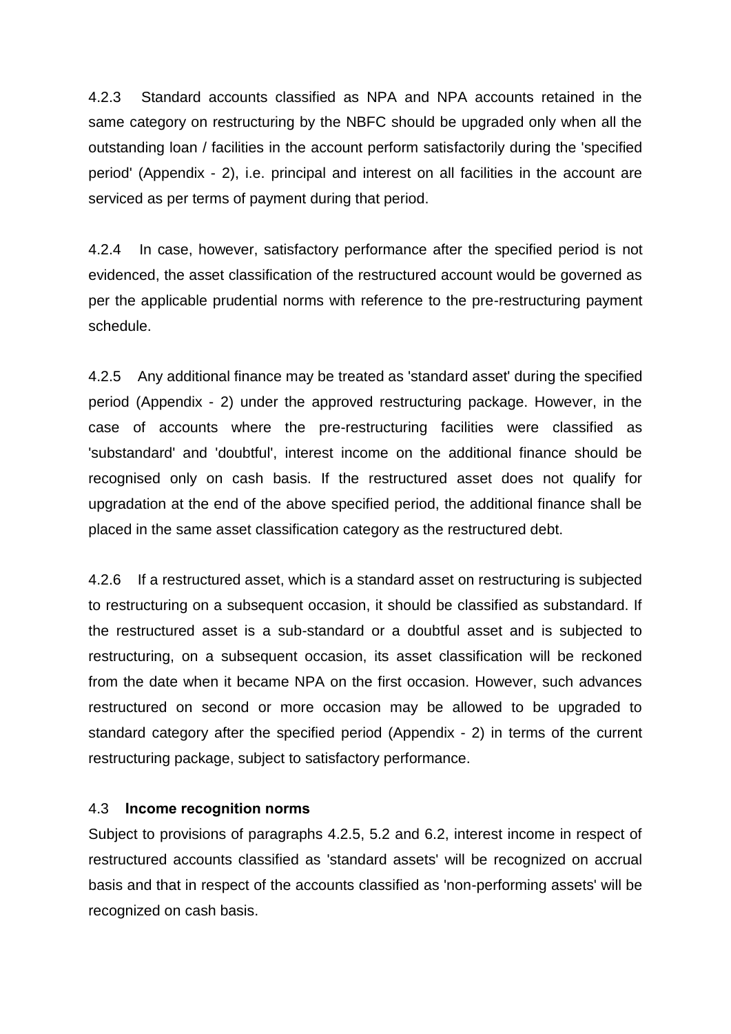4.2.3 Standard accounts classified as NPA and NPA accounts retained in the same category on restructuring by the NBFC should be upgraded only when all the outstanding loan / facilities in the account perform satisfactorily during the 'specified period' (Appendix - 2), i.e. principal and interest on all facilities in the account are serviced as per terms of payment during that period.

4.2.4 In case, however, satisfactory performance after the specified period is not evidenced, the asset classification of the restructured account would be governed as per the applicable prudential norms with reference to the pre-restructuring payment schedule.

4.2.5 Any additional finance may be treated as 'standard asset' during the specified period (Appendix - 2) under the approved restructuring package. However, in the case of accounts where the pre-restructuring facilities were classified as 'substandard' and 'doubtful', interest income on the additional finance should be recognised only on cash basis. If the restructured asset does not qualify for upgradation at the end of the above specified period, the additional finance shall be placed in the same asset classification category as the restructured debt.

4.2.6 If a restructured asset, which is a standard asset on restructuring is subjected to restructuring on a subsequent occasion, it should be classified as substandard. If the restructured asset is a sub-standard or a doubtful asset and is subjected to restructuring, on a subsequent occasion, its asset classification will be reckoned from the date when it became NPA on the first occasion. However, such advances restructured on second or more occasion may be allowed to be upgraded to standard category after the specified period (Appendix - 2) in terms of the current restructuring package, subject to satisfactory performance.

### 4.3 **Income recognition norms**

Subject to provisions of paragraphs 4.2.5, 5.2 and 6.2, interest income in respect of restructured accounts classified as 'standard assets' will be recognized on accrual basis and that in respect of the accounts classified as 'non-performing assets' will be recognized on cash basis.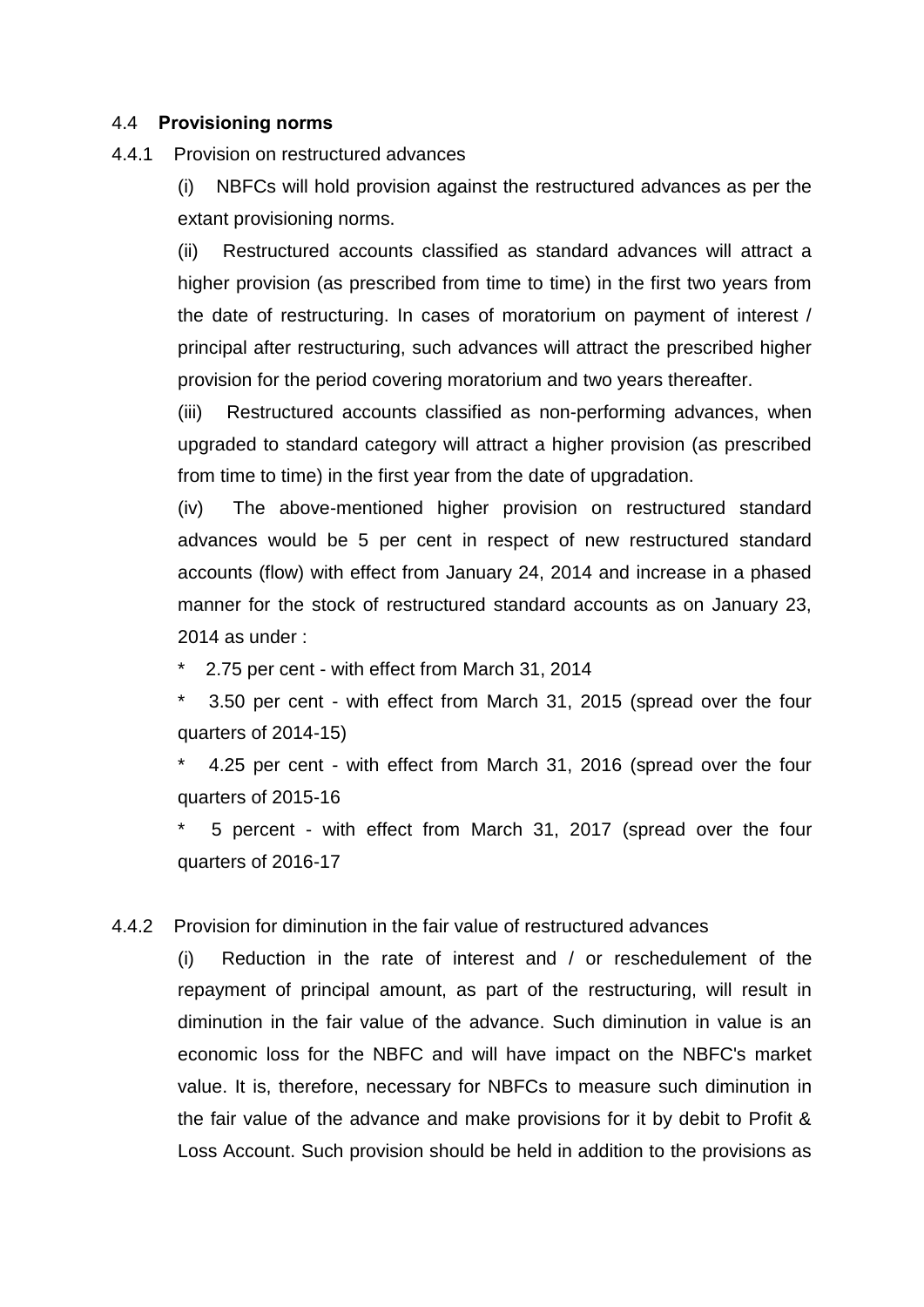## 4.4 **Provisioning norms**

### 4.4.1 Provision on restructured advances

(i) NBFCs will hold provision against the restructured advances as per the extant provisioning norms.

(ii) Restructured accounts classified as standard advances will attract a higher provision (as prescribed from time to time) in the first two years from the date of restructuring. In cases of moratorium on payment of interest / principal after restructuring, such advances will attract the prescribed higher provision for the period covering moratorium and two years thereafter.

(iii) Restructured accounts classified as non-performing advances, when upgraded to standard category will attract a higher provision (as prescribed from time to time) in the first year from the date of upgradation.

(iv) The above-mentioned higher provision on restructured standard advances would be 5 per cent in respect of new restructured standard accounts (flow) with effect from January 24, 2014 and increase in a phased manner for the stock of restructured standard accounts as on January 23, 2014 as under :

* 2.75 per cent - with effect from March 31, 2014
* 3.50 per cent - with effect from March 31, 2015 (spread over the four quarters of 2014-15)
* 4.25 per cent - with effect from March 31, 2016 (spread over the four quarters of 2015-16
* 5 percent - with effect from March 31, 2017 (spread over the four quarters of 2016-17

### 4.4.2 Provision for diminution in the fair value of restructured advances

(i) Reduction in the rate of interest and / or reschedulement of the repayment of principal amount, as part of the restructuring, will result in diminution in the fair value of the advance. Such diminution in value is an economic loss for the NBFC and will have impact on the NBFC's market value. It is, therefore, necessary for NBFCs to measure such diminution in the fair value of the advance and make provisions for it by debit to Profit & Loss Account. Such provision should be held in addition to the provisions as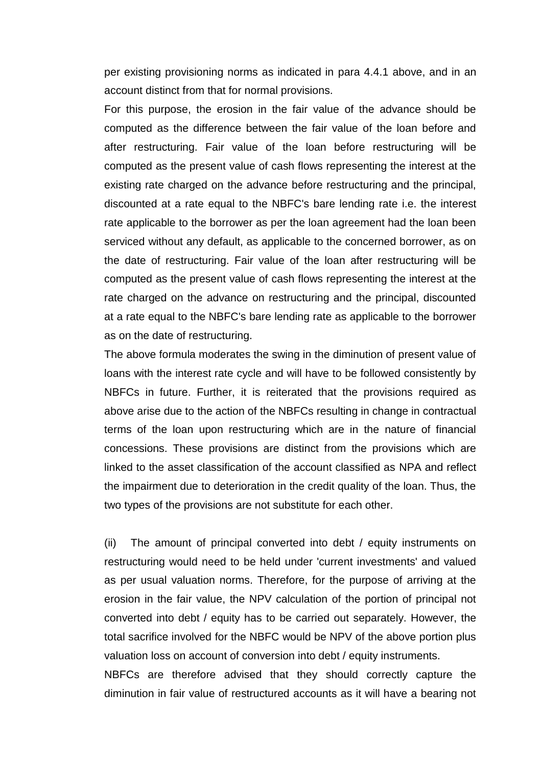per existing provisioning norms as indicated in para 4.4.1 above, and in an account distinct from that for normal provisions.

For this purpose, the erosion in the fair value of the advance should be computed as the difference between the fair value of the loan before and after restructuring. Fair value of the loan before restructuring will be computed as the present value of cash flows representing the interest at the existing rate charged on the advance before restructuring and the principal, discounted at a rate equal to the NBFC's bare lending rate i.e. the interest rate applicable to the borrower as per the loan agreement had the loan been serviced without any default, as applicable to the concerned borrower, as on the date of restructuring. Fair value of the loan after restructuring will be computed as the present value of cash flows representing the interest at the rate charged on the advance on restructuring and the principal, discounted at a rate equal to the NBFC's bare lending rate as applicable to the borrower as on the date of restructuring.

The above formula moderates the swing in the diminution of present value of loans with the interest rate cycle and will have to be followed consistently by NBFCs in future. Further, it is reiterated that the provisions required as above arise due to the action of the NBFCs resulting in change in contractual terms of the loan upon restructuring which are in the nature of financial concessions. These provisions are distinct from the provisions which are linked to the asset classification of the account classified as NPA and reflect the impairment due to deterioration in the credit quality of the loan. Thus, the two types of the provisions are not substitute for each other.

(ii) The amount of principal converted into debt / equity instruments on restructuring would need to be held under 'current investments' and valued as per usual valuation norms. Therefore, for the purpose of arriving at the erosion in the fair value, the NPV calculation of the portion of principal not converted into debt / equity has to be carried out separately. However, the total sacrifice involved for the NBFC would be NPV of the above portion plus valuation loss on account of conversion into debt / equity instruments.

NBFCs are therefore advised that they should correctly capture the diminution in fair value of restructured accounts as it will have a bearing not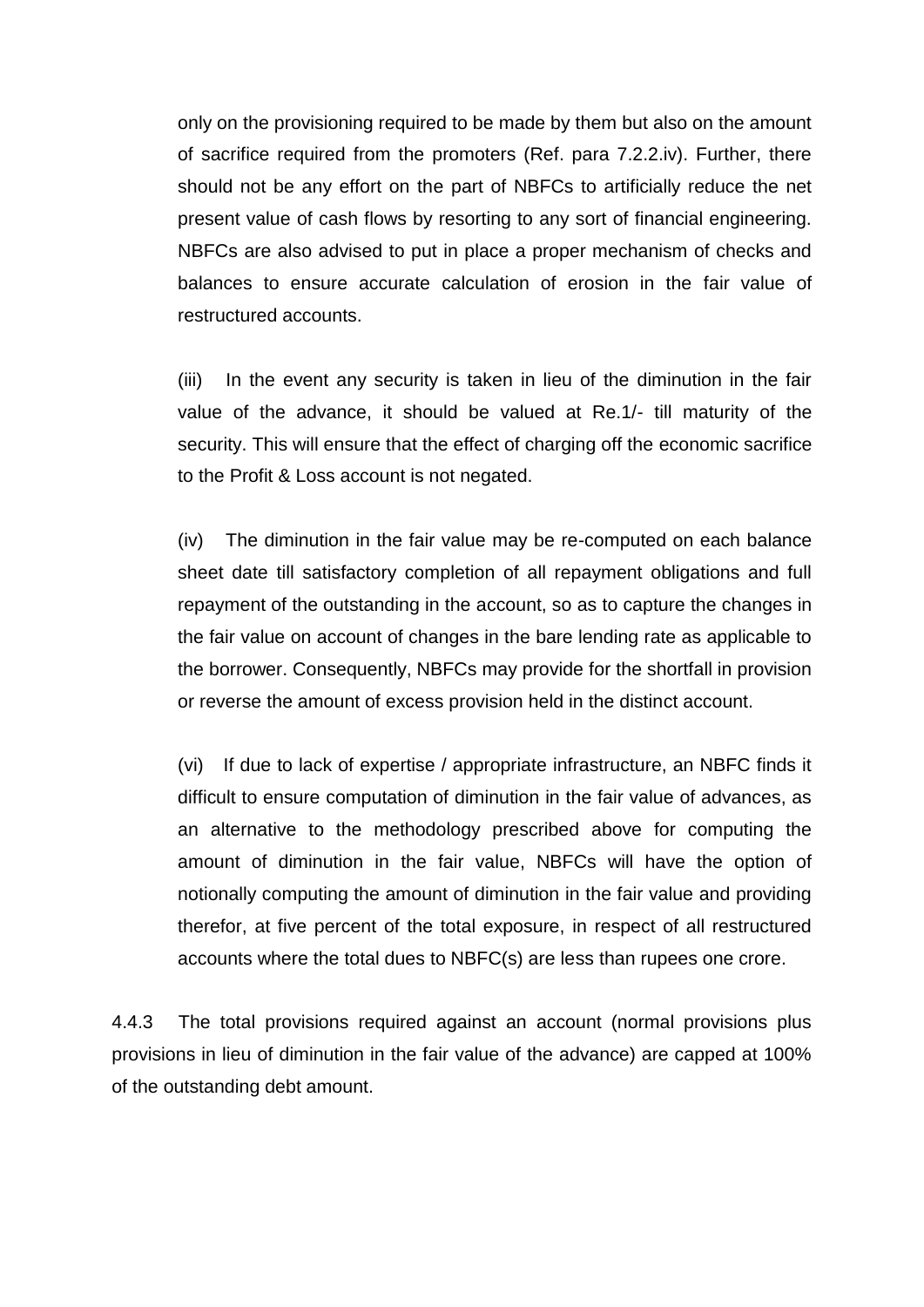only on the provisioning required to be made by them but also on the amount of sacrifice required from the promoters (Ref. para 7.2.2.iv). Further, there should not be any effort on the part of NBFCs to artificially reduce the net present value of cash flows by resorting to any sort of financial engineering. NBFCs are also advised to put in place a proper mechanism of checks and balances to ensure accurate calculation of erosion in the fair value of restructured accounts.

(iii) In the event any security is taken in lieu of the diminution in the fair value of the advance, it should be valued at Re.1/- till maturity of the security. This will ensure that the effect of charging off the economic sacrifice to the Profit & Loss account is not negated.

(iv) The diminution in the fair value may be re-computed on each balance sheet date till satisfactory completion of all repayment obligations and full repayment of the outstanding in the account, so as to capture the changes in the fair value on account of changes in the bare lending rate as applicable to the borrower. Consequently, NBFCs may provide for the shortfall in provision or reverse the amount of excess provision held in the distinct account.

(vi) If due to lack of expertise / appropriate infrastructure, an NBFC finds it difficult to ensure computation of diminution in the fair value of advances, as an alternative to the methodology prescribed above for computing the amount of diminution in the fair value, NBFCs will have the option of notionally computing the amount of diminution in the fair value and providing therefor, at five percent of the total exposure, in respect of all restructured accounts where the total dues to NBFC(s) are less than rupees one crore.

4.4.3 The total provisions required against an account (normal provisions plus provisions in lieu of diminution in the fair value of the advance) are capped at 100% of the outstanding debt amount.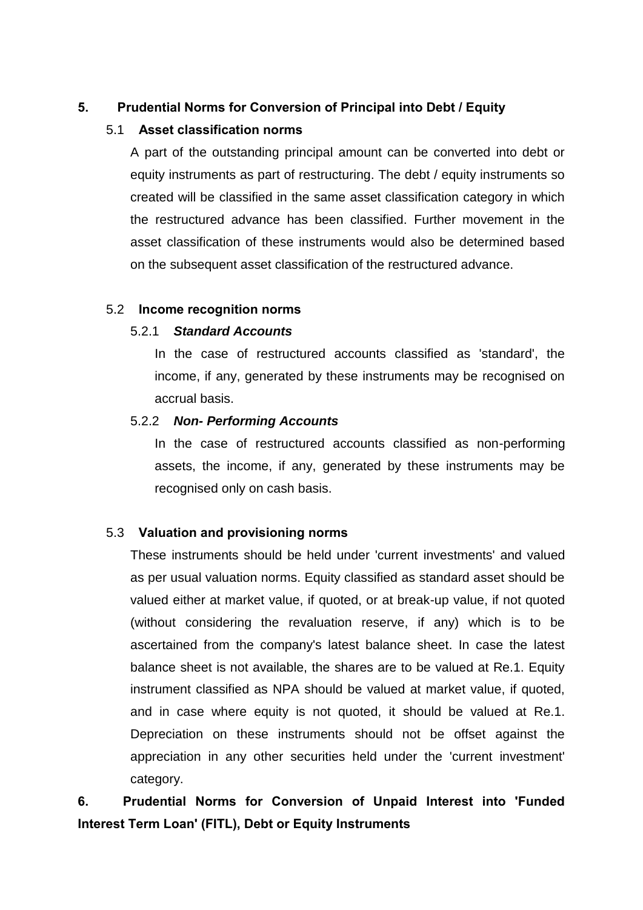## 5. Prudential Norms for Conversion of Principal into Debt / Equity

### 5.1 Asset classification norms

A part of the outstanding principal amount can be converted into debt or equity instruments as part of restructuring. The debt / equity instruments so created will be classified in the same asset classification category in which the restructured advance has been classified. Further movement in the asset classification of these instruments would also be determined based on the subsequent asset classification of the restructured advance.

### 5.2 Income recognition norms

#### 5.2.1 *Standard Accounts*

In the case of restructured accounts classified as 'standard', the income, if any, generated by these instruments may be recognised on accrual basis.

#### 5.2.2 *Non- Performing Accounts*

In the case of restructured accounts classified as non-performing assets, the income, if any, generated by these instruments may be recognised only on cash basis.

### 5.3 Valuation and provisioning norms

These instruments should be held under 'current investments' and valued as per usual valuation norms. Equity classified as standard asset should be valued either at market value, if quoted, or at break-up value, if not quoted (without considering the revaluation reserve, if any) which is to be ascertained from the company's latest balance sheet. In case the latest balance sheet is not available, the shares are to be valued at Re.1. Equity instrument classified as NPA should be valued at market value, if quoted, and in case where equity is not quoted, it should be valued at Re.1. Depreciation on these instruments should not be offset against the appreciation in any other securities held under the 'current investment' category.

## 6. Prudential Norms for Conversion of Unpaid Interest into 'Funded Interest Term Loan' (FITL), Debt or Equity Instruments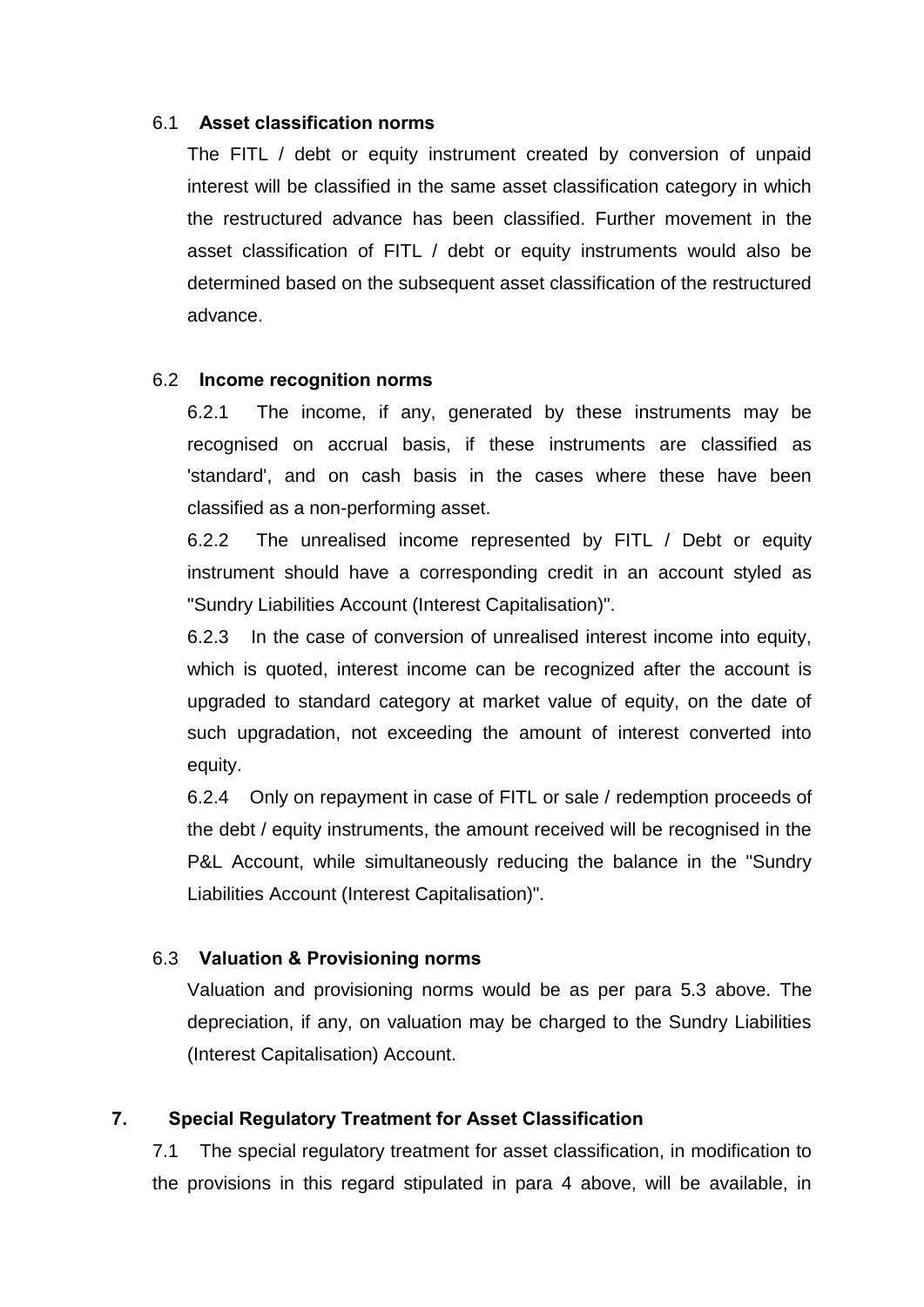### 6.1 Asset classification norms

The FITL / debt or equity instrument created by conversion of unpaid interest will be classified in the same asset classification category in which the restructured advance has been classified. Further movement in the asset classification of FITL / debt or equity instruments would also be determined based on the subsequent asset classification of the restructured advance.

### 6.2 Income recognition norms

6.2.1 The income, if any, generated by these instruments may be recognised on accrual basis, if these instruments are classified as 'standard', and on cash basis in the cases where these have been classified as a non-performing asset.

6.2.2 The unrealised income represented by FITL / Debt or equity instrument should have a corresponding credit in an account styled as "Sundry Liabilities Account (Interest Capitalisation)".

6.2.3 In the case of conversion of unrealised interest income into equity, which is quoted, interest income can be recognized after the account is upgraded to standard category at market value of equity, on the date of such upgradation, not exceeding the amount of interest converted into equity.

6.2.4 Only on repayment in case of FITL or sale / redemption proceeds of the debt / equity instruments, the amount received will be recognised in the P&L Account, while simultaneously reducing the balance in the "Sundry Liabilities Account (Interest Capitalisation)".

### 6.3 Valuation & Provisioning norms

Valuation and provisioning norms would be as per para 5.3 above. The depreciation, if any, on valuation may be charged to the Sundry Liabilities (Interest Capitalisation) Account.

## 7. Special Regulatory Treatment for Asset Classification

7.1 The special regulatory treatment for asset classification, in modification to the provisions in this regard stipulated in para 4 above, will be available, in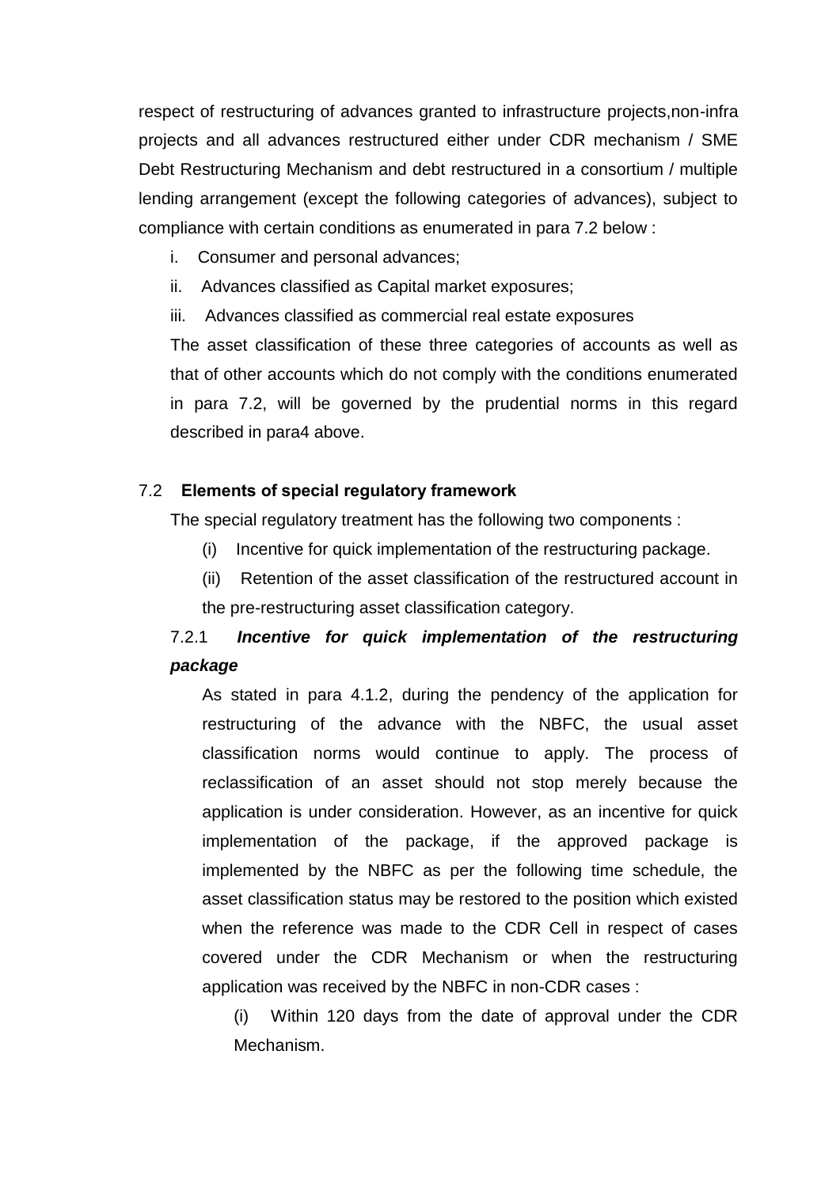respect of restructuring of advances granted to infrastructure projects,non-infra projects and all advances restructured either under CDR mechanism / SME Debt Restructuring Mechanism and debt restructured in a consortium / multiple lending arrangement (except the following categories of advances), subject to compliance with certain conditions as enumerated in para 7.2 below :

i. Consumer and personal advances;

ii. Advances classified as Capital market exposures;

iii. Advances classified as commercial real estate exposures

The asset classification of these three categories of accounts as well as that of other accounts which do not comply with the conditions enumerated in para 7.2, will be governed by the prudential norms in this regard described in para4 above.

7.2 **Elements of special regulatory framework**

The special regulatory treatment has the following two components :

(i) Incentive for quick implementation of the restructuring package.

(ii) Retention of the asset classification of the restructured account in the pre-restructuring asset classification category.

7.2.1 ***Incentive for quick implementation of the restructuring package***

As stated in para 4.1.2, during the pendency of the application for restructuring of the advance with the NBFC, the usual asset classification norms would continue to apply. The process of reclassification of an asset should not stop merely because the application is under consideration. However, as an incentive for quick implementation of the package, if the approved package is implemented by the NBFC as per the following time schedule, the asset classification status may be restored to the position which existed when the reference was made to the CDR Cell in respect of cases covered under the CDR Mechanism or when the restructuring application was received by the NBFC in non-CDR cases :

(i) Within 120 days from the date of approval under the CDR Mechanism.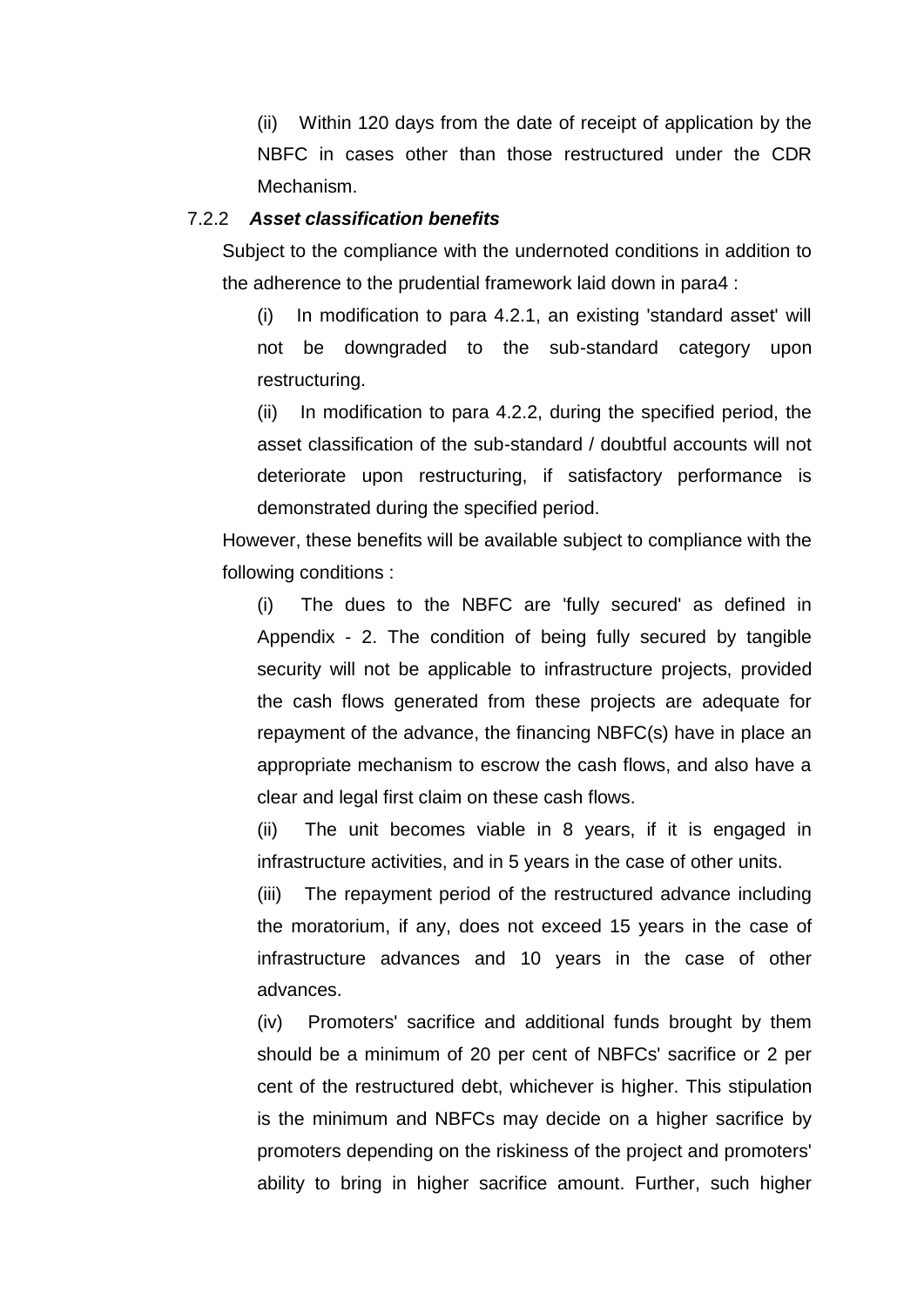(ii) Within 120 days from the date of receipt of application by the NBFC in cases other than those restructured under the CDR Mechanism.

#### 7.2.2 ***Asset classification benefits***

Subject to the compliance with the undernoted conditions in addition to the adherence to the prudential framework laid down in para4 :

(i) In modification to para 4.2.1, an existing 'standard asset' will not be downgraded to the sub-standard category upon restructuring.

(ii) In modification to para 4.2.2, during the specified period, the asset classification of the sub-standard / doubtful accounts will not deteriorate upon restructuring, if satisfactory performance is demonstrated during the specified period.

However, these benefits will be available subject to compliance with the following conditions :

(i) The dues to the NBFC are 'fully secured' as defined in Appendix - 2. The condition of being fully secured by tangible security will not be applicable to infrastructure projects, provided the cash flows generated from these projects are adequate for repayment of the advance, the financing NBFC(s) have in place an appropriate mechanism to escrow the cash flows, and also have a clear and legal first claim on these cash flows.

(ii) The unit becomes viable in 8 years, if it is engaged in infrastructure activities, and in 5 years in the case of other units.

(iii) The repayment period of the restructured advance including the moratorium, if any, does not exceed 15 years in the case of infrastructure advances and 10 years in the case of other advances.

(iv) Promoters' sacrifice and additional funds brought by them should be a minimum of 20 per cent of NBFCs' sacrifice or 2 per cent of the restructured debt, whichever is higher. This stipulation is the minimum and NBFCs may decide on a higher sacrifice by promoters depending on the riskiness of the project and promoters' ability to bring in higher sacrifice amount. Further, such higher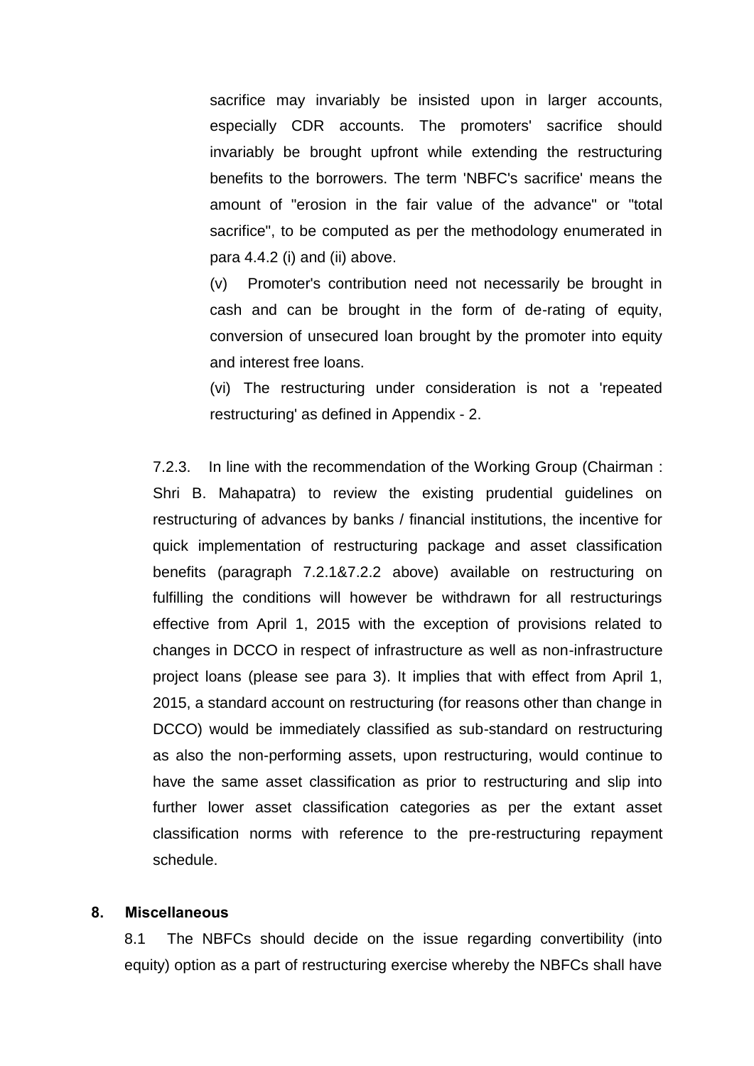sacrifice may invariably be insisted upon in larger accounts, especially CDR accounts. The promoters' sacrifice should invariably be brought upfront while extending the restructuring benefits to the borrowers. The term 'NBFC's sacrifice' means the amount of "erosion in the fair value of the advance" or "total sacrifice", to be computed as per the methodology enumerated in para 4.4.2 (i) and (ii) above.

(v) Promoter's contribution need not necessarily be brought in cash and can be brought in the form of de-rating of equity, conversion of unsecured loan brought by the promoter into equity and interest free loans.

(vi) The restructuring under consideration is not a 'repeated restructuring' as defined in Appendix - 2.

7.2.3. In line with the recommendation of the Working Group (Chairman : Shri B. Mahapatra) to review the existing prudential guidelines on restructuring of advances by banks / financial institutions, the incentive for quick implementation of restructuring package and asset classification benefits (paragraph 7.2.1&7.2.2 above) available on restructuring on fulfilling the conditions will however be withdrawn for all restructurings effective from April 1, 2015 with the exception of provisions related to changes in DCCO in respect of infrastructure as well as non-infrastructure project loans (please see para 3). It implies that with effect from April 1, 2015, a standard account on restructuring (for reasons other than change in DCCO) would be immediately classified as sub-standard on restructuring as also the non-performing assets, upon restructuring, would continue to have the same asset classification as prior to restructuring and slip into further lower asset classification categories as per the extant asset classification norms with reference to the pre-restructuring repayment schedule.

## 8. Miscellaneous

8.1 The NBFCs should decide on the issue regarding convertibility (into equity) option as a part of restructuring exercise whereby the NBFCs shall have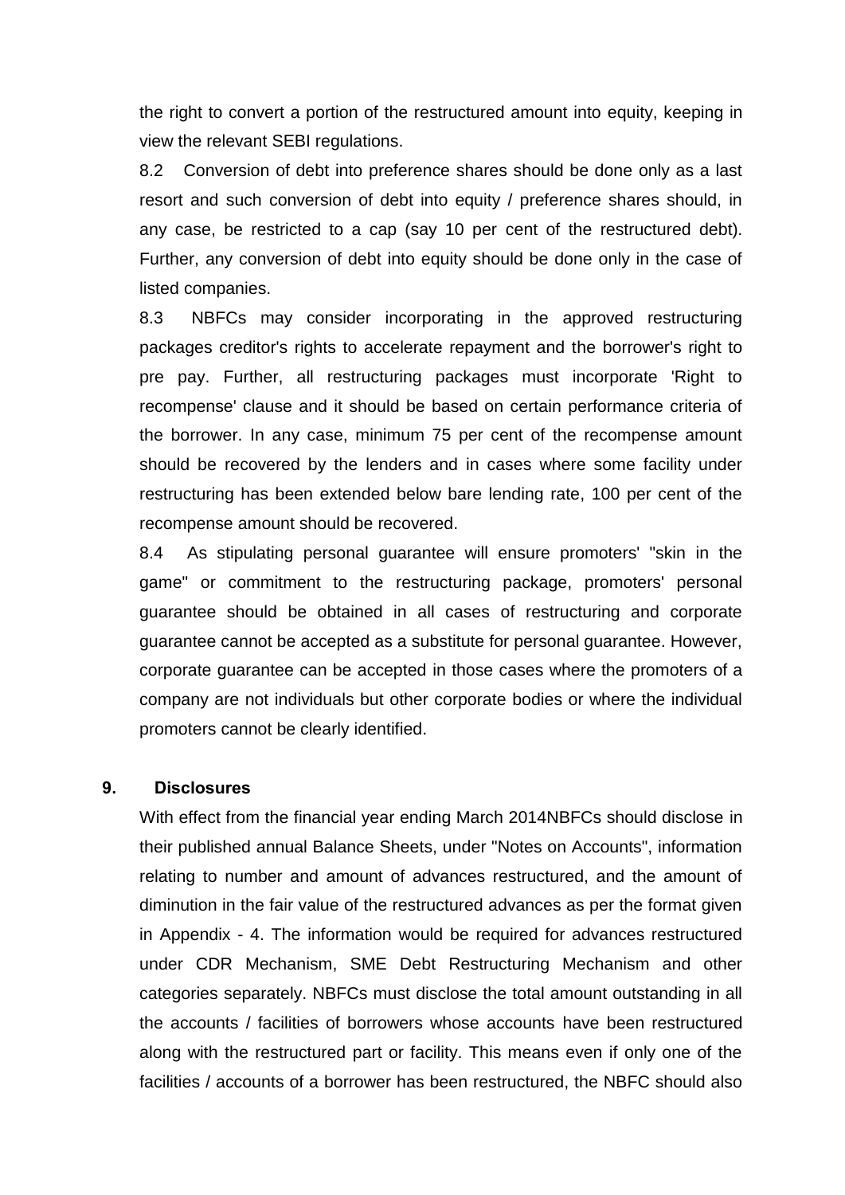the right to convert a portion of the restructured amount into equity, keeping in view the relevant SEBI regulations.

8.2 Conversion of debt into preference shares should be done only as a last resort and such conversion of debt into equity / preference shares should, in any case, be restricted to a cap (say 10 per cent of the restructured debt). Further, any conversion of debt into equity should be done only in the case of listed companies.

8.3 NBFCs may consider incorporating in the approved restructuring packages creditor's rights to accelerate repayment and the borrower's right to pre pay. Further, all restructuring packages must incorporate 'Right to recompense' clause and it should be based on certain performance criteria of the borrower. In any case, minimum 75 per cent of the recompense amount should be recovered by the lenders and in cases where some facility under restructuring has been extended below bare lending rate, 100 per cent of the recompense amount should be recovered.

8.4 As stipulating personal guarantee will ensure promoters' "skin in the game" or commitment to the restructuring package, promoters' personal guarantee should be obtained in all cases of restructuring and corporate guarantee cannot be accepted as a substitute for personal guarantee. However, corporate guarantee can be accepted in those cases where the promoters of a company are not individuals but other corporate bodies or where the individual promoters cannot be clearly identified.

## 9. Disclosures

With effect from the financial year ending March 2014NBFCs should disclose in their published annual Balance Sheets, under "Notes on Accounts", information relating to number and amount of advances restructured, and the amount of diminution in the fair value of the restructured advances as per the format given in Appendix - 4. The information would be required for advances restructured under CDR Mechanism, SME Debt Restructuring Mechanism and other categories separately. NBFCs must disclose the total amount outstanding in all the accounts / facilities of borrowers whose accounts have been restructured along with the restructured part or facility. This means even if only one of the facilities / accounts of a borrower has been restructured, the NBFC should also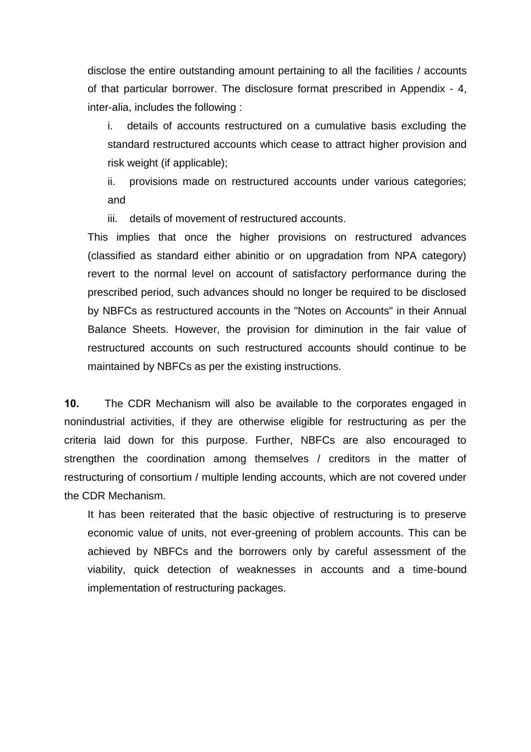disclose the entire outstanding amount pertaining to all the facilities / accounts of that particular borrower. The disclosure format prescribed in Appendix - 4, inter-alia, includes the following :

i. details of accounts restructured on a cumulative basis excluding the standard restructured accounts which cease to attract higher provision and risk weight (if applicable);

ii. provisions made on restructured accounts under various categories; and

iii. details of movement of restructured accounts.

This implies that once the higher provisions on restructured advances (classified as standard either abinitio or on upgradation from NPA category) revert to the normal level on account of satisfactory performance during the prescribed period, such advances should no longer be required to be disclosed by NBFCs as restructured accounts in the "Notes on Accounts" in their Annual Balance Sheets. However, the provision for diminution in the fair value of restructured accounts on such restructured accounts should continue to be maintained by NBFCs as per the existing instructions.

**10.** The CDR Mechanism will also be available to the corporates engaged in nonindustrial activities, if they are otherwise eligible for restructuring as per the criteria laid down for this purpose. Further, NBFCs are also encouraged to strengthen the coordination among themselves / creditors in the matter of restructuring of consortium / multiple lending accounts, which are not covered under the CDR Mechanism.

It has been reiterated that the basic objective of restructuring is to preserve economic value of units, not ever-greening of problem accounts. This can be achieved by NBFCs and the borrowers only by careful assessment of the viability, quick detection of weaknesses in accounts and a time-bound implementation of restructuring packages.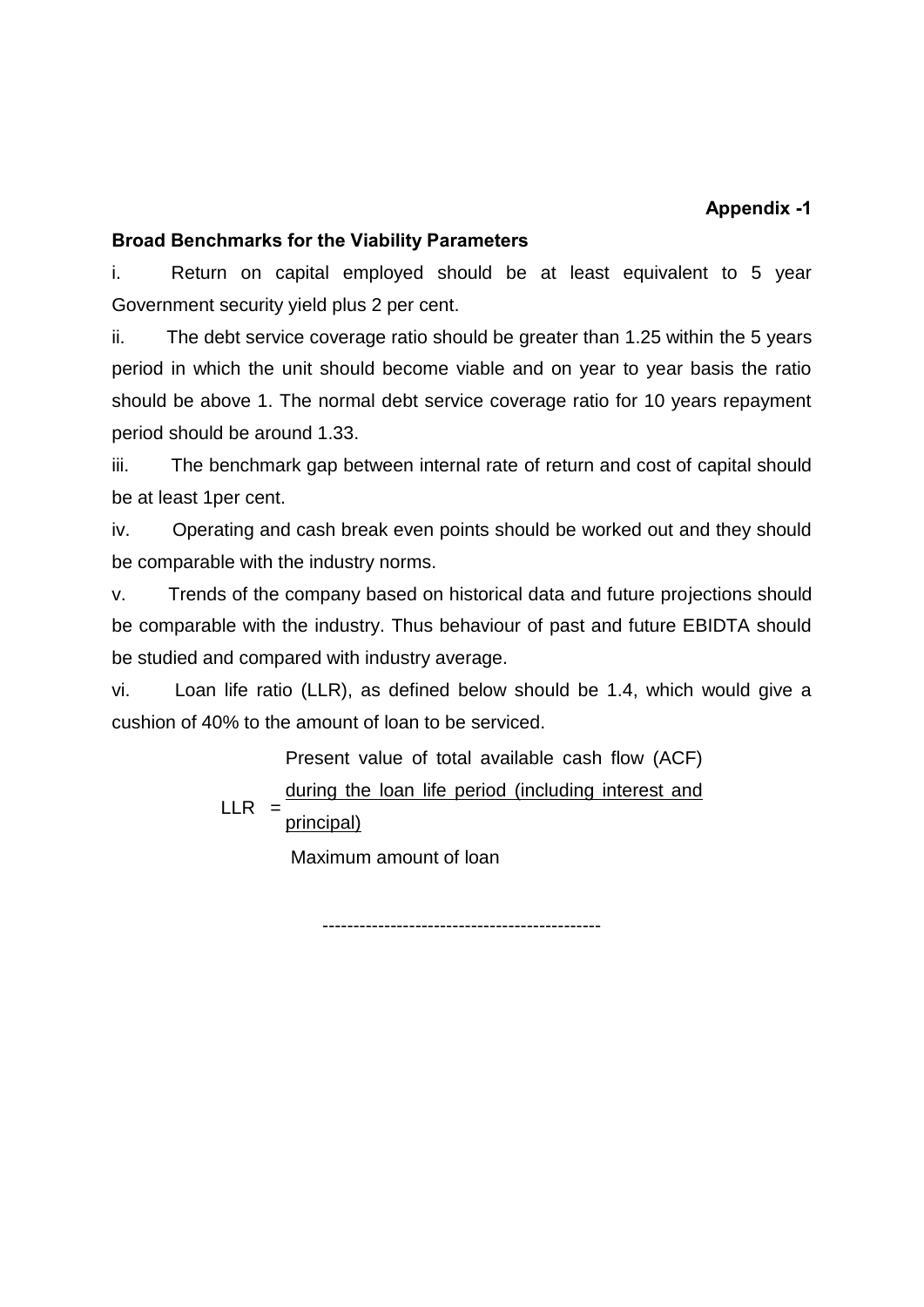**Appendix -1**

**Broad Benchmarks for the Viability Parameters**

i. Return on capital employed should be at least equivalent to 5 year Government security yield plus 2 per cent.

ii. The debt service coverage ratio should be greater than 1.25 within the 5 years period in which the unit should become viable and on year to year basis the ratio should be above 1. The normal debt service coverage ratio for 10 years repayment period should be around 1.33.

iii. The benchmark gap between internal rate of return and cost of capital should be at least 1per cent.

iv. Operating and cash break even points should be worked out and they should be comparable with the industry norms.

v. Trends of the company based on historical data and future projections should be comparable with the industry. Thus behaviour of past and future EBIDTA should be studied and compared with industry average.

vi. Loan life ratio (LLR), as defined below should be 1.4, which would give a cushion of 40% to the amount of loan to be serviced.

$$\text{LLR} = \frac{\text{Present value of total available cash flow (ACF) during the loan life period (including interest and principal)}}{\text{Maximum amount of loan}}$$

---------------------------------------------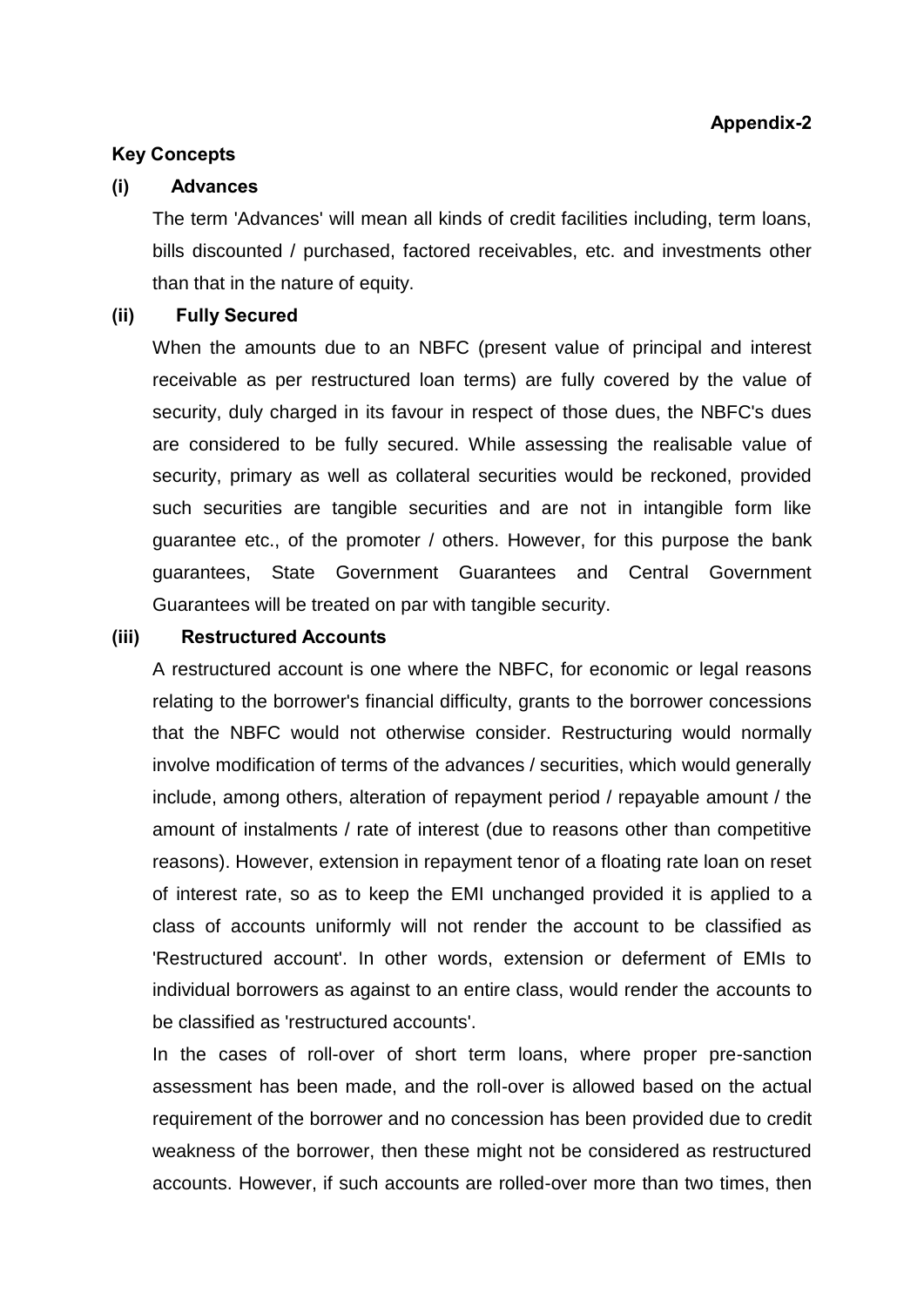**Appendix-2**

**Key Concepts**

**(i) Advances**

The term 'Advances' will mean all kinds of credit facilities including, term loans, bills discounted / purchased, factored receivables, etc. and investments other than that in the nature of equity.

**(ii) Fully Secured**

When the amounts due to an NBFC (present value of principal and interest receivable as per restructured loan terms) are fully covered by the value of security, duly charged in its favour in respect of those dues, the NBFC's dues are considered to be fully secured. While assessing the realisable value of security, primary as well as collateral securities would be reckoned, provided such securities are tangible securities and are not in intangible form like guarantee etc., of the promoter / others. However, for this purpose the bank guarantees, State Government Guarantees and Central Government Guarantees will be treated on par with tangible security.

**(iii) Restructured Accounts**

A restructured account is one where the NBFC, for economic or legal reasons relating to the borrower's financial difficulty, grants to the borrower concessions that the NBFC would not otherwise consider. Restructuring would normally involve modification of terms of the advances / securities, which would generally include, among others, alteration of repayment period / repayable amount / the amount of instalments / rate of interest (due to reasons other than competitive reasons). However, extension in repayment tenor of a floating rate loan on reset of interest rate, so as to keep the EMI unchanged provided it is applied to a class of accounts uniformly will not render the account to be classified as 'Restructured account'. In other words, extension or deferment of EMIs to individual borrowers as against to an entire class, would render the accounts to be classified as 'restructured accounts'.

In the cases of roll-over of short term loans, where proper pre-sanction assessment has been made, and the roll-over is allowed based on the actual requirement of the borrower and no concession has been provided due to credit weakness of the borrower, then these might not be considered as restructured accounts. However, if such accounts are rolled-over more than two times, then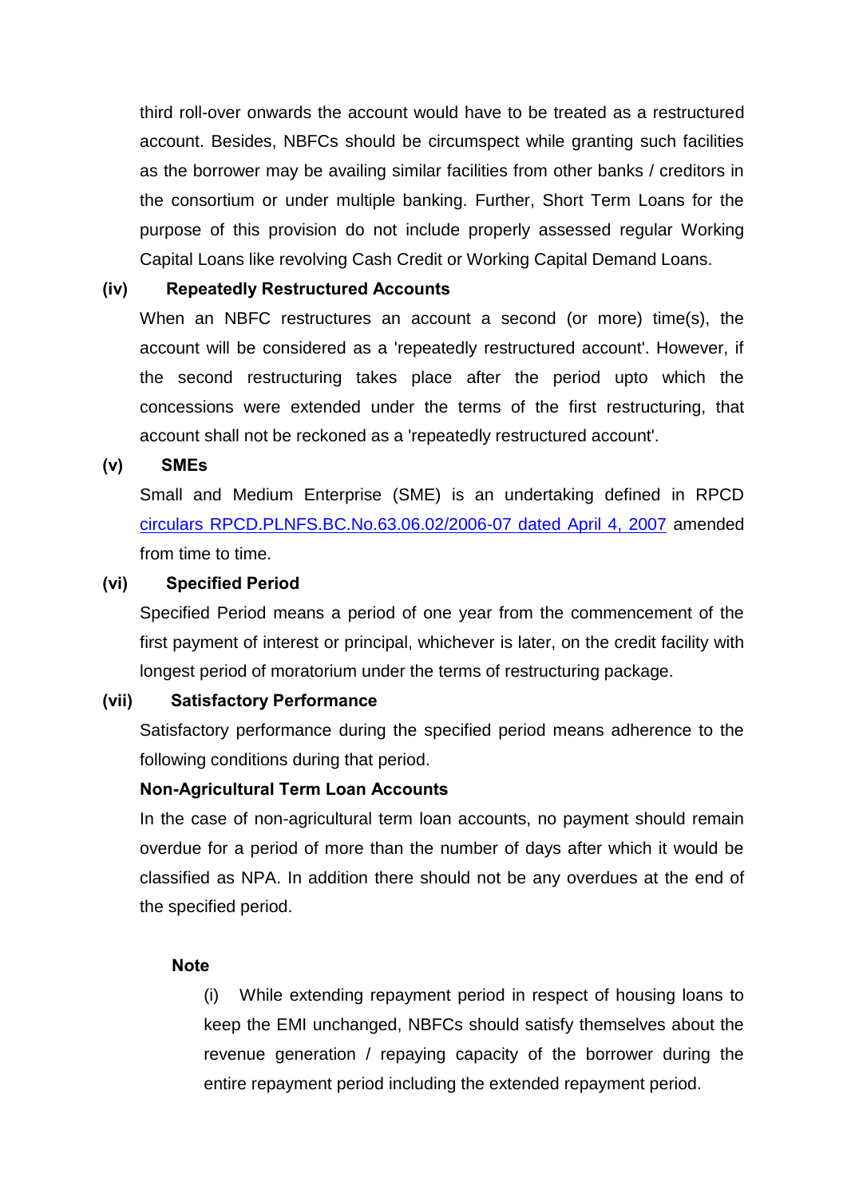third roll-over onwards the account would have to be treated as a restructured account. Besides, NBFCs should be circumspect while granting such facilities as the borrower may be availing similar facilities from other banks / creditors in the consortium or under multiple banking. Further, Short Term Loans for the purpose of this provision do not include properly assessed regular Working Capital Loans like revolving Cash Credit or Working Capital Demand Loans.

**(iv) Repeatedly Restructured Accounts**

When an NBFC restructures an account a second (or more) time(s), the account will be considered as a 'repeatedly restructured account'. However, if the second restructuring takes place after the period upto which the concessions were extended under the terms of the first restructuring, that account shall not be reckoned as a 'repeatedly restructured account'.

**(v) SMEs**

Small and Medium Enterprise (SME) is an undertaking defined in RPCD [circulars RPCD.PLNFS.BC.No.63.06.02/2006-07 dated April 4, 2007] amended from time to time.

**(vi) Specified Period**

Specified Period means a period of one year from the commencement of the first payment of interest or principal, whichever is later, on the credit facility with longest period of moratorium under the terms of restructuring package.

**(vii) Satisfactory Performance**

Satisfactory performance during the specified period means adherence to the following conditions during that period.

**Non-Agricultural Term Loan Accounts**

In the case of non-agricultural term loan accounts, no payment should remain overdue for a period of more than the number of days after which it would be classified as NPA. In addition there should not be any overdues at the end of the specified period.

**Note**

(i) While extending repayment period in respect of housing loans to keep the EMI unchanged, NBFCs should satisfy themselves about the revenue generation / repaying capacity of the borrower during the entire repayment period including the extended repayment period.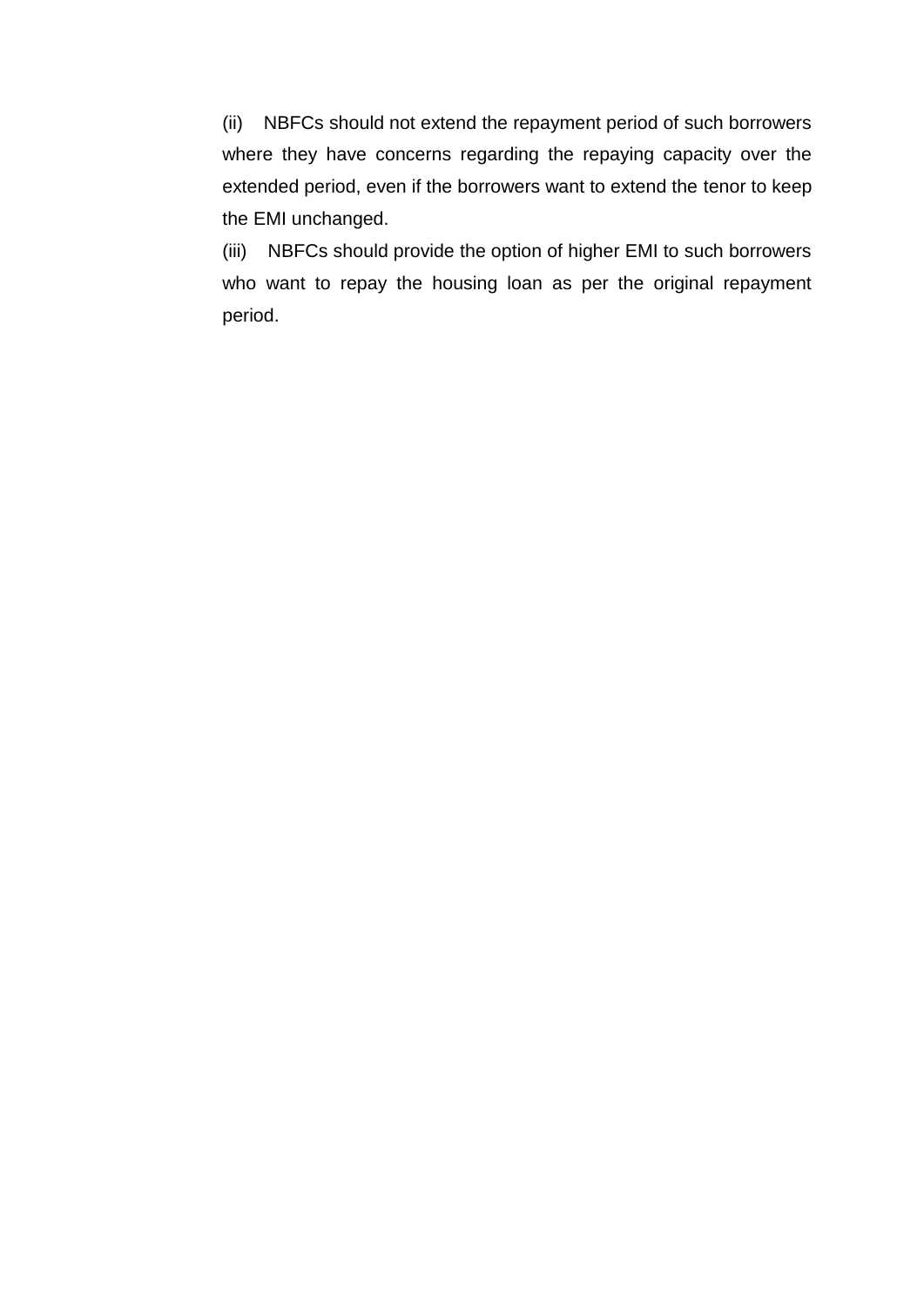(ii) NBFCs should not extend the repayment period of such borrowers where they have concerns regarding the repaying capacity over the extended period, even if the borrowers want to extend the tenor to keep the EMI unchanged.

(iii) NBFCs should provide the option of higher EMI to such borrowers who want to repay the housing loan as per the original repayment period.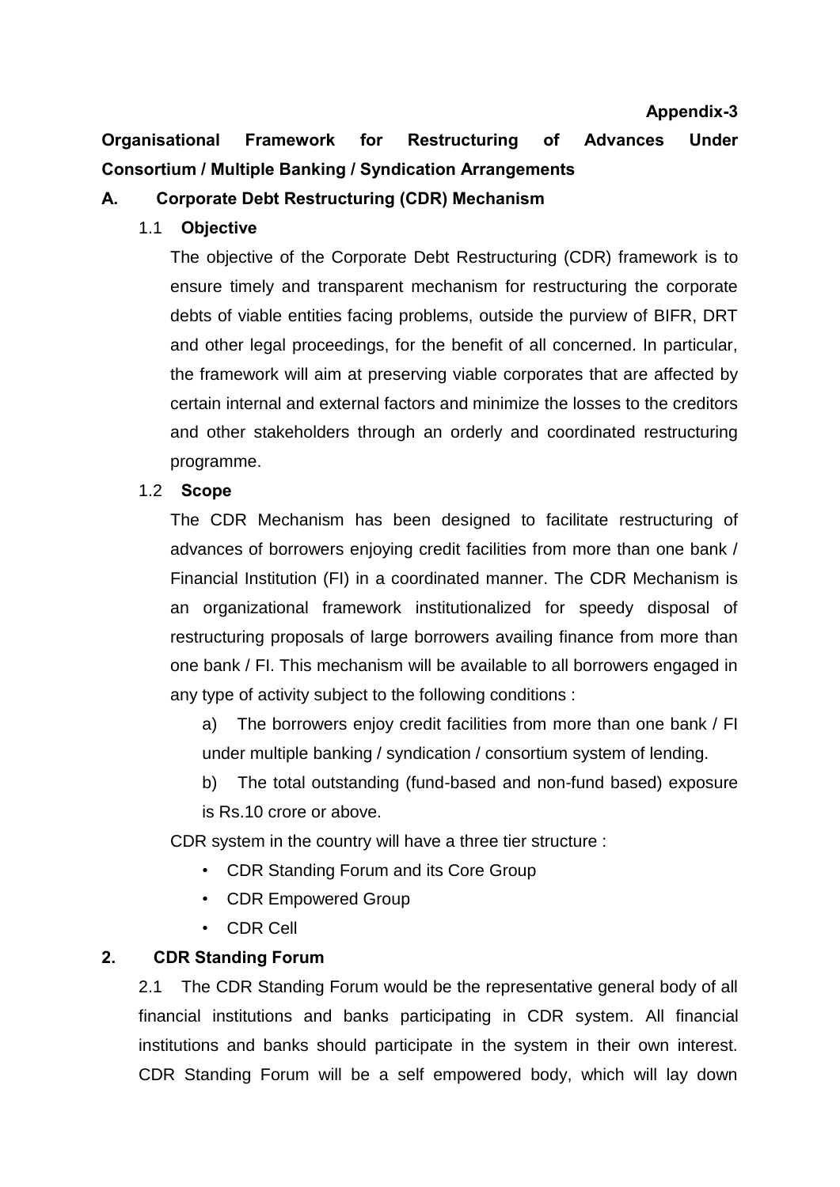**Appendix-3**

## Organisational Framework for Restructuring of Advances Under Consortium / Multiple Banking / Syndication Arrangements

### A. Corporate Debt Restructuring (CDR) Mechanism

#### 1.1 Objective

The objective of the Corporate Debt Restructuring (CDR) framework is to ensure timely and transparent mechanism for restructuring the corporate debts of viable entities facing problems, outside the purview of BIFR, DRT and other legal proceedings, for the benefit of all concerned. In particular, the framework will aim at preserving viable corporates that are affected by certain internal and external factors and minimize the losses to the creditors and other stakeholders through an orderly and coordinated restructuring programme.

#### 1.2 Scope

The CDR Mechanism has been designed to facilitate restructuring of advances of borrowers enjoying credit facilities from more than one bank / Financial Institution (FI) in a coordinated manner. The CDR Mechanism is an organizational framework institutionalized for speedy disposal of restructuring proposals of large borrowers availing finance from more than one bank / FI. This mechanism will be available to all borrowers engaged in any type of activity subject to the following conditions :

a) The borrowers enjoy credit facilities from more than one bank / FI under multiple banking / syndication / consortium system of lending.

b) The total outstanding (fund-based and non-fund based) exposure is Rs.10 crore or above.

CDR system in the country will have a three tier structure :

- CDR Standing Forum and its Core Group
- CDR Empowered Group
- CDR Cell

### 2. CDR Standing Forum

2.1 The CDR Standing Forum would be the representative general body of all financial institutions and banks participating in CDR system. All financial institutions and banks should participate in the system in their own interest. CDR Standing Forum will be a self empowered body, which will lay down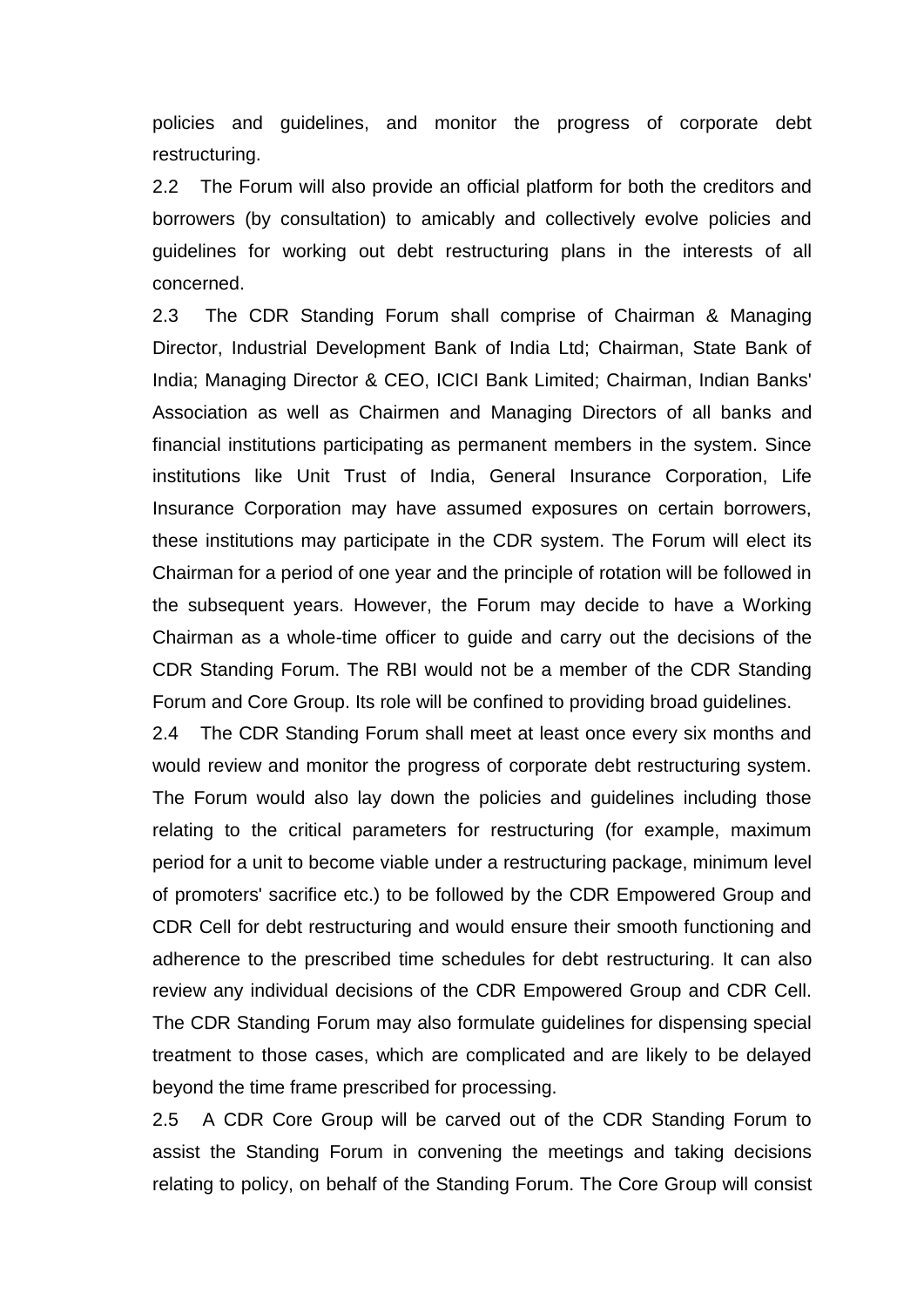policies and guidelines, and monitor the progress of corporate debt restructuring.

2.2 The Forum will also provide an official platform for both the creditors and borrowers (by consultation) to amicably and collectively evolve policies and guidelines for working out debt restructuring plans in the interests of all concerned.

2.3 The CDR Standing Forum shall comprise of Chairman & Managing Director, Industrial Development Bank of India Ltd; Chairman, State Bank of India; Managing Director & CEO, ICICI Bank Limited; Chairman, Indian Banks' Association as well as Chairmen and Managing Directors of all banks and financial institutions participating as permanent members in the system. Since institutions like Unit Trust of India, General Insurance Corporation, Life Insurance Corporation may have assumed exposures on certain borrowers, these institutions may participate in the CDR system. The Forum will elect its Chairman for a period of one year and the principle of rotation will be followed in the subsequent years. However, the Forum may decide to have a Working Chairman as a whole-time officer to guide and carry out the decisions of the CDR Standing Forum. The RBI would not be a member of the CDR Standing Forum and Core Group. Its role will be confined to providing broad guidelines.

2.4 The CDR Standing Forum shall meet at least once every six months and would review and monitor the progress of corporate debt restructuring system. The Forum would also lay down the policies and guidelines including those relating to the critical parameters for restructuring (for example, maximum period for a unit to become viable under a restructuring package, minimum level of promoters' sacrifice etc.) to be followed by the CDR Empowered Group and CDR Cell for debt restructuring and would ensure their smooth functioning and adherence to the prescribed time schedules for debt restructuring. It can also review any individual decisions of the CDR Empowered Group and CDR Cell. The CDR Standing Forum may also formulate guidelines for dispensing special treatment to those cases, which are complicated and are likely to be delayed beyond the time frame prescribed for processing.

2.5 A CDR Core Group will be carved out of the CDR Standing Forum to assist the Standing Forum in convening the meetings and taking decisions relating to policy, on behalf of the Standing Forum. The Core Group will consist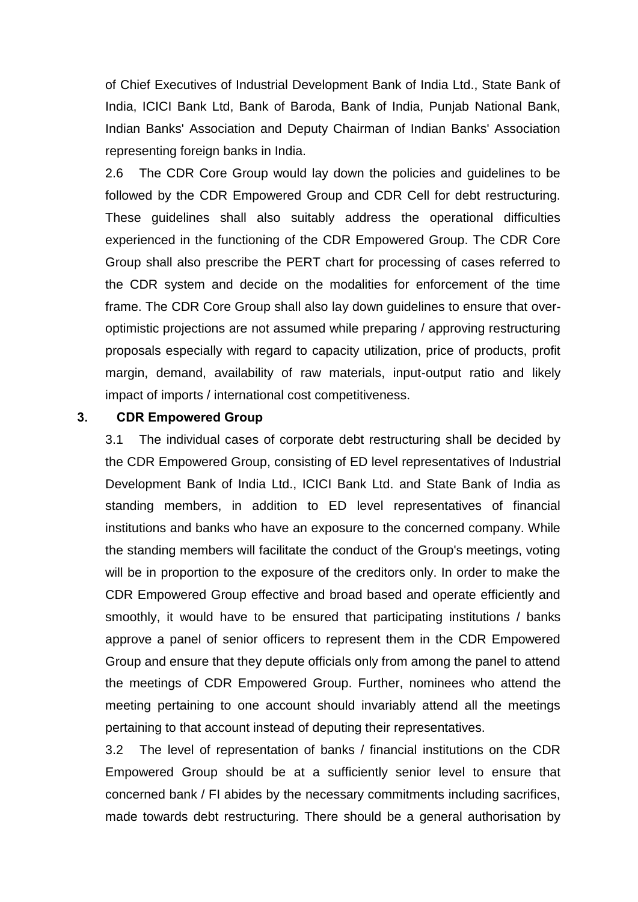of Chief Executives of Industrial Development Bank of India Ltd., State Bank of India, ICICI Bank Ltd, Bank of Baroda, Bank of India, Punjab National Bank, Indian Banks' Association and Deputy Chairman of Indian Banks' Association representing foreign banks in India.

2.6 The CDR Core Group would lay down the policies and guidelines to be followed by the CDR Empowered Group and CDR Cell for debt restructuring. These guidelines shall also suitably address the operational difficulties experienced in the functioning of the CDR Empowered Group. The CDR Core Group shall also prescribe the PERT chart for processing of cases referred to the CDR system and decide on the modalities for enforcement of the time frame. The CDR Core Group shall also lay down guidelines to ensure that over-optimistic projections are not assumed while preparing / approving restructuring proposals especially with regard to capacity utilization, price of products, profit margin, demand, availability of raw materials, input-output ratio and likely impact of imports / international cost competitiveness.

### 3. CDR Empowered Group

3.1 The individual cases of corporate debt restructuring shall be decided by the CDR Empowered Group, consisting of ED level representatives of Industrial Development Bank of India Ltd., ICICI Bank Ltd. and State Bank of India as standing members, in addition to ED level representatives of financial institutions and banks who have an exposure to the concerned company. While the standing members will facilitate the conduct of the Group's meetings, voting will be in proportion to the exposure of the creditors only. In order to make the CDR Empowered Group effective and broad based and operate efficiently and smoothly, it would have to be ensured that participating institutions / banks approve a panel of senior officers to represent them in the CDR Empowered Group and ensure that they depute officials only from among the panel to attend the meetings of CDR Empowered Group. Further, nominees who attend the meeting pertaining to one account should invariably attend all the meetings pertaining to that account instead of deputing their representatives.

3.2 The level of representation of banks / financial institutions on the CDR Empowered Group should be at a sufficiently senior level to ensure that concerned bank / FI abides by the necessary commitments including sacrifices, made towards debt restructuring. There should be a general authorisation by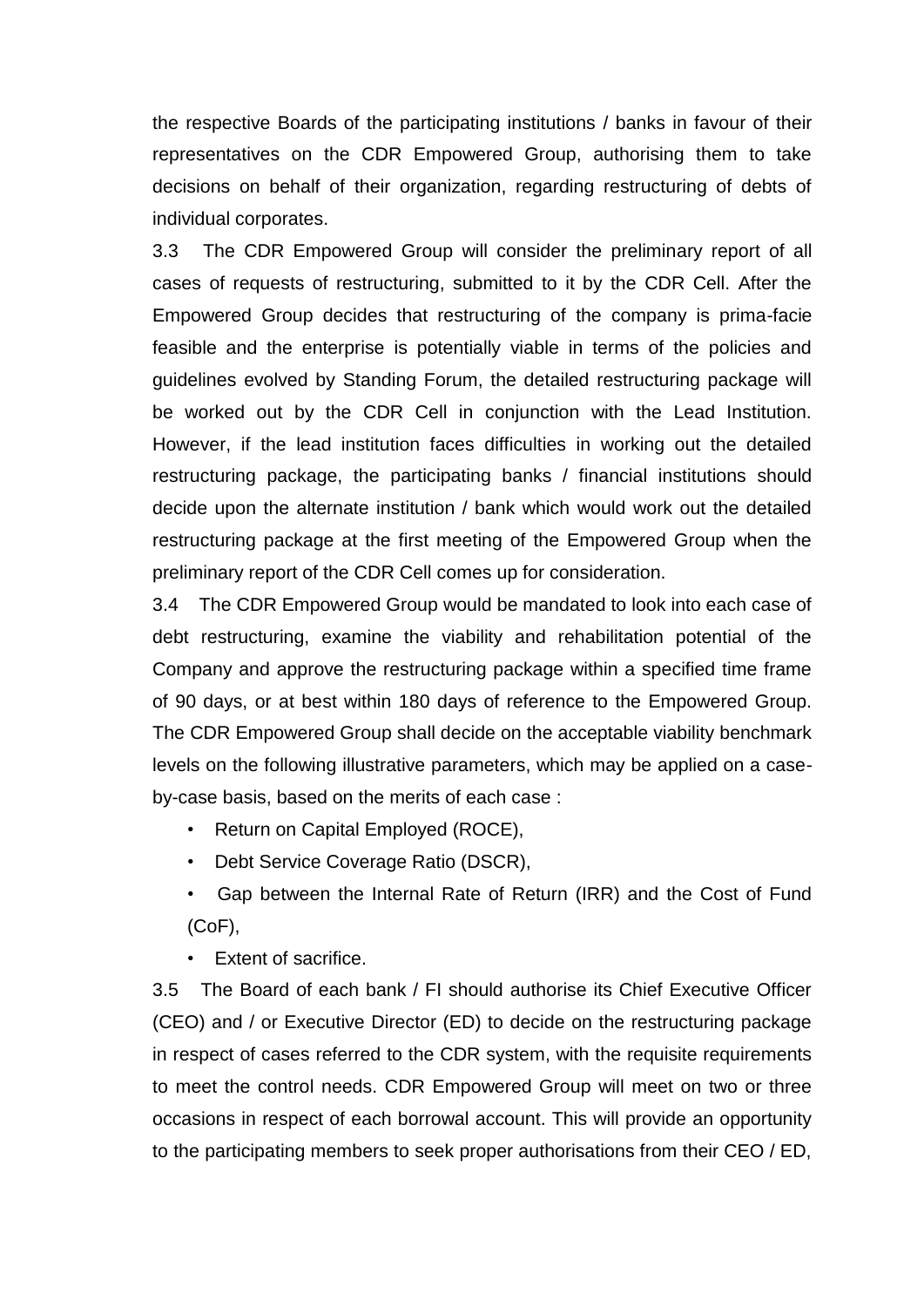the respective Boards of the participating institutions / banks in favour of their representatives on the CDR Empowered Group, authorising them to take decisions on behalf of their organization, regarding restructuring of debts of individual corporates.

3.3 The CDR Empowered Group will consider the preliminary report of all cases of requests of restructuring, submitted to it by the CDR Cell. After the Empowered Group decides that restructuring of the company is prima-facie feasible and the enterprise is potentially viable in terms of the policies and guidelines evolved by Standing Forum, the detailed restructuring package will be worked out by the CDR Cell in conjunction with the Lead Institution. However, if the lead institution faces difficulties in working out the detailed restructuring package, the participating banks / financial institutions should decide upon the alternate institution / bank which would work out the detailed restructuring package at the first meeting of the Empowered Group when the preliminary report of the CDR Cell comes up for consideration.

3.4 The CDR Empowered Group would be mandated to look into each case of debt restructuring, examine the viability and rehabilitation potential of the Company and approve the restructuring package within a specified time frame of 90 days, or at best within 180 days of reference to the Empowered Group. The CDR Empowered Group shall decide on the acceptable viability benchmark levels on the following illustrative parameters, which may be applied on a case-by-case basis, based on the merits of each case :

- Return on Capital Employed (ROCE),
- Debt Service Coverage Ratio (DSCR),
- Gap between the Internal Rate of Return (IRR) and the Cost of Fund (CoF),
- Extent of sacrifice.

3.5 The Board of each bank / FI should authorise its Chief Executive Officer (CEO) and / or Executive Director (ED) to decide on the restructuring package in respect of cases referred to the CDR system, with the requisite requirements to meet the control needs. CDR Empowered Group will meet on two or three occasions in respect of each borrowal account. This will provide an opportunity to the participating members to seek proper authorisations from their CEO / ED,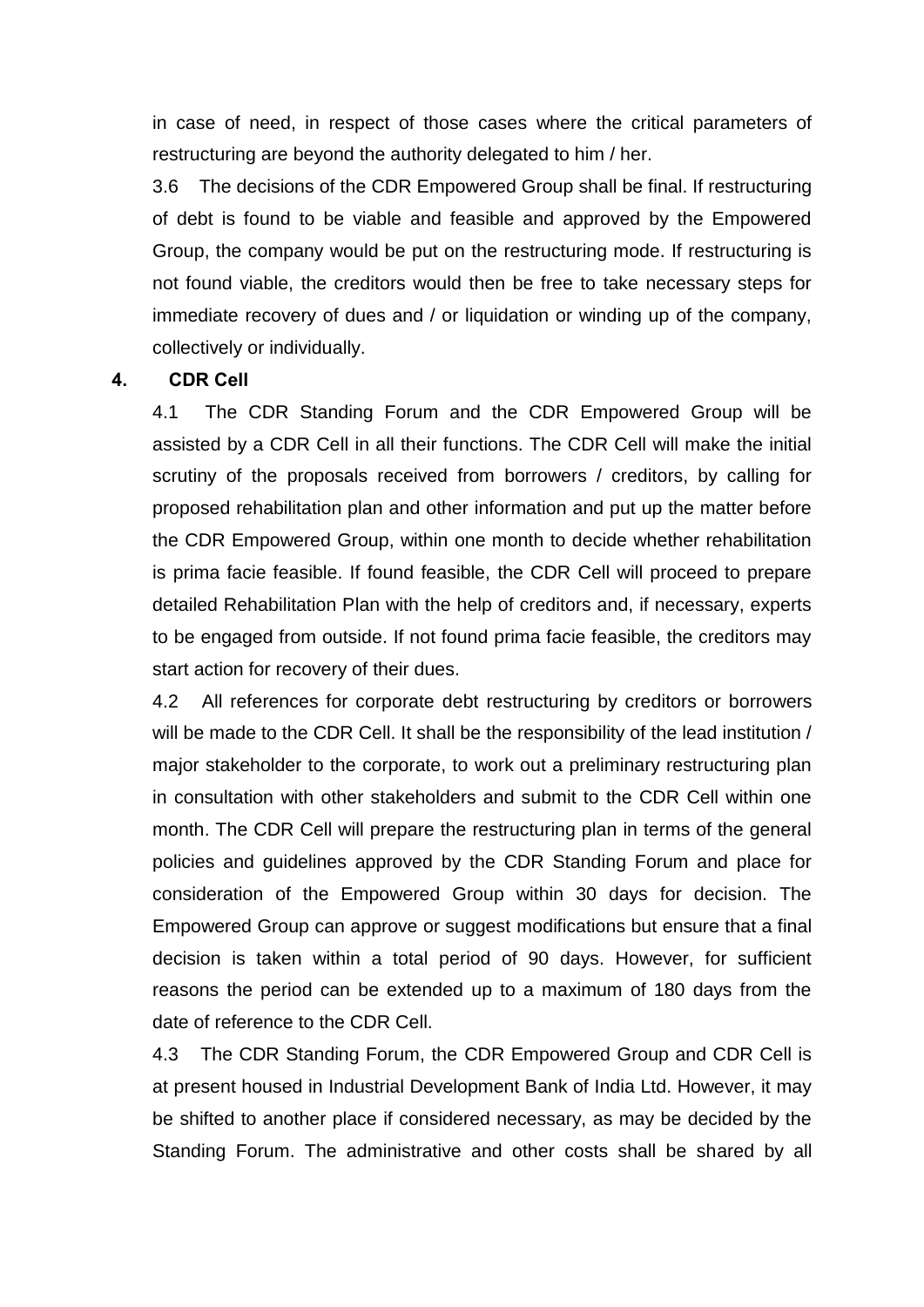in case of need, in respect of those cases where the critical parameters of restructuring are beyond the authority delegated to him / her.

3.6 The decisions of the CDR Empowered Group shall be final. If restructuring of debt is found to be viable and feasible and approved by the Empowered Group, the company would be put on the restructuring mode. If restructuring is not found viable, the creditors would then be free to take necessary steps for immediate recovery of dues and / or liquidation or winding up of the company, collectively or individually.

## 4. CDR Cell

4.1 The CDR Standing Forum and the CDR Empowered Group will be assisted by a CDR Cell in all their functions. The CDR Cell will make the initial scrutiny of the proposals received from borrowers / creditors, by calling for proposed rehabilitation plan and other information and put up the matter before the CDR Empowered Group, within one month to decide whether rehabilitation is prima facie feasible. If found feasible, the CDR Cell will proceed to prepare detailed Rehabilitation Plan with the help of creditors and, if necessary, experts to be engaged from outside. If not found prima facie feasible, the creditors may start action for recovery of their dues.

4.2 All references for corporate debt restructuring by creditors or borrowers will be made to the CDR Cell. It shall be the responsibility of the lead institution / major stakeholder to the corporate, to work out a preliminary restructuring plan in consultation with other stakeholders and submit to the CDR Cell within one month. The CDR Cell will prepare the restructuring plan in terms of the general policies and guidelines approved by the CDR Standing Forum and place for consideration of the Empowered Group within 30 days for decision. The Empowered Group can approve or suggest modifications but ensure that a final decision is taken within a total period of 90 days. However, for sufficient reasons the period can be extended up to a maximum of 180 days from the date of reference to the CDR Cell.

4.3 The CDR Standing Forum, the CDR Empowered Group and CDR Cell is at present housed in Industrial Development Bank of India Ltd. However, it may be shifted to another place if considered necessary, as may be decided by the Standing Forum. The administrative and other costs shall be shared by all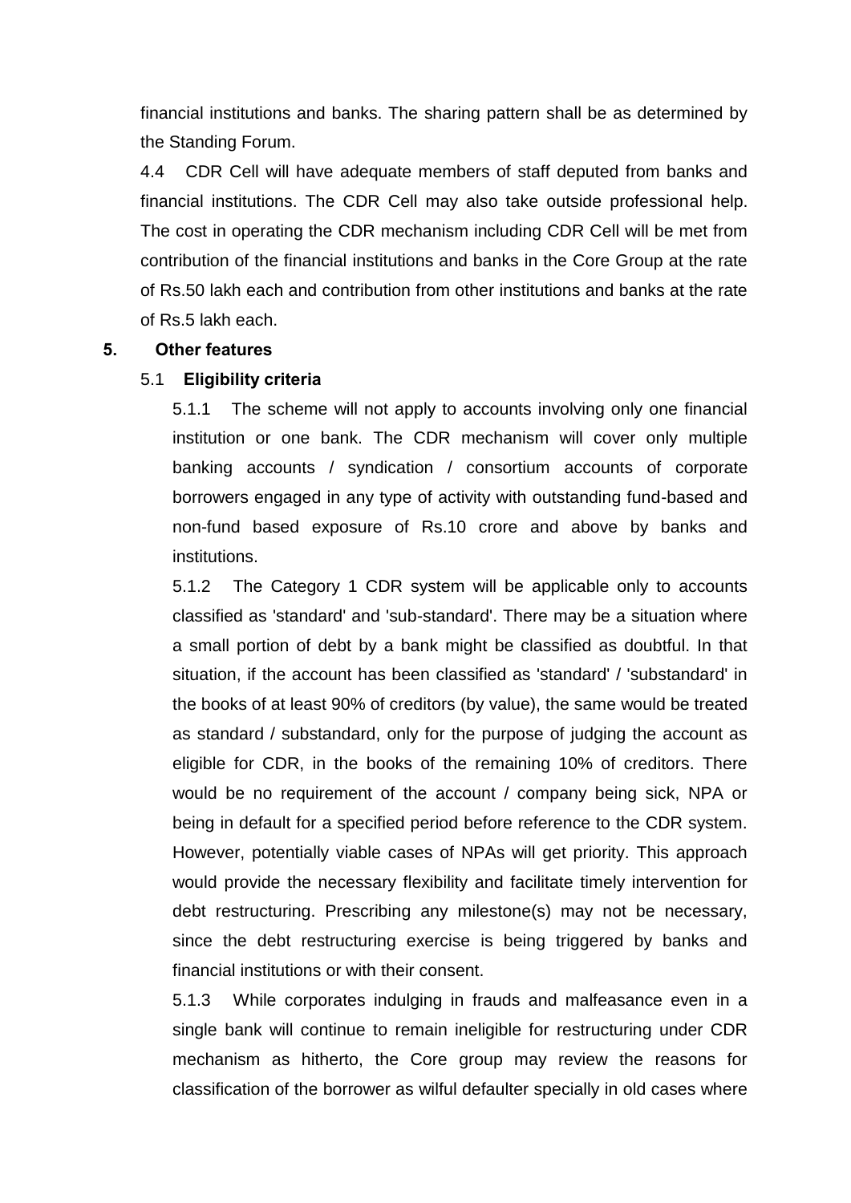financial institutions and banks. The sharing pattern shall be as determined by the Standing Forum.

4.4 CDR Cell will have adequate members of staff deputed from banks and financial institutions. The CDR Cell may also take outside professional help. The cost in operating the CDR mechanism including CDR Cell will be met from contribution of the financial institutions and banks in the Core Group at the rate of Rs.50 lakh each and contribution from other institutions and banks at the rate of Rs.5 lakh each.

## 5. Other features

### 5.1 Eligibility criteria

5.1.1 The scheme will not apply to accounts involving only one financial institution or one bank. The CDR mechanism will cover only multiple banking accounts / syndication / consortium accounts of corporate borrowers engaged in any type of activity with outstanding fund-based and non-fund based exposure of Rs.10 crore and above by banks and institutions.

5.1.2 The Category 1 CDR system will be applicable only to accounts classified as 'standard' and 'sub-standard'. There may be a situation where a small portion of debt by a bank might be classified as doubtful. In that situation, if the account has been classified as 'standard' / 'substandard' in the books of at least 90% of creditors (by value), the same would be treated as standard / substandard, only for the purpose of judging the account as eligible for CDR, in the books of the remaining 10% of creditors. There would be no requirement of the account / company being sick, NPA or being in default for a specified period before reference to the CDR system. However, potentially viable cases of NPAs will get priority. This approach would provide the necessary flexibility and facilitate timely intervention for debt restructuring. Prescribing any milestone(s) may not be necessary, since the debt restructuring exercise is being triggered by banks and financial institutions or with their consent.

5.1.3 While corporates indulging in frauds and malfeasance even in a single bank will continue to remain ineligible for restructuring under CDR mechanism as hitherto, the Core group may review the reasons for classification of the borrower as wilful defaulter specially in old cases where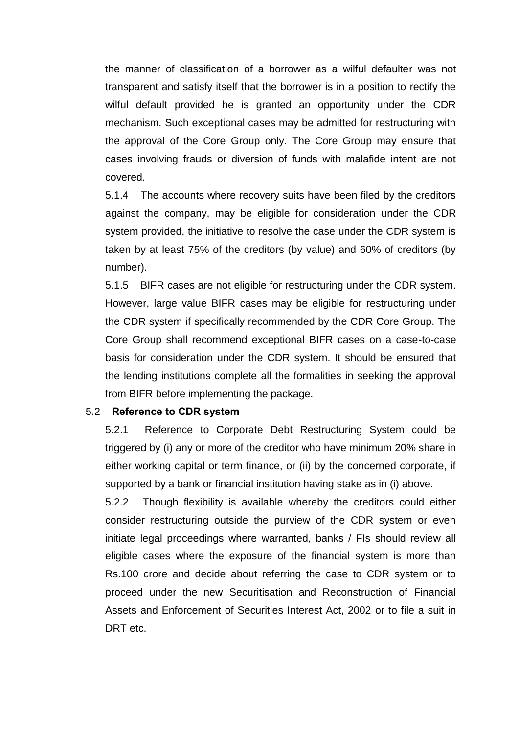the manner of classification of a borrower as a wilful defaulter was not transparent and satisfy itself that the borrower is in a position to rectify the wilful default provided he is granted an opportunity under the CDR mechanism. Such exceptional cases may be admitted for restructuring with the approval of the Core Group only. The Core Group may ensure that cases involving frauds or diversion of funds with malafide intent are not covered.

5.1.4 The accounts where recovery suits have been filed by the creditors against the company, may be eligible for consideration under the CDR system provided, the initiative to resolve the case under the CDR system is taken by at least 75% of the creditors (by value) and 60% of creditors (by number).

5.1.5 BIFR cases are not eligible for restructuring under the CDR system. However, large value BIFR cases may be eligible for restructuring under the CDR system if specifically recommended by the CDR Core Group. The Core Group shall recommend exceptional BIFR cases on a case-to-case basis for consideration under the CDR system. It should be ensured that the lending institutions complete all the formalities in seeking the approval from BIFR before implementing the package.

5.2 **Reference to CDR system**

5.2.1 Reference to Corporate Debt Restructuring System could be triggered by (i) any or more of the creditor who have minimum 20% share in either working capital or term finance, or (ii) by the concerned corporate, if supported by a bank or financial institution having stake as in (i) above.

5.2.2 Though flexibility is available whereby the creditors could either consider restructuring outside the purview of the CDR system or even initiate legal proceedings where warranted, banks / FIs should review all eligible cases where the exposure of the financial system is more than Rs.100 crore and decide about referring the case to CDR system or to proceed under the new Securitisation and Reconstruction of Financial Assets and Enforcement of Securities Interest Act, 2002 or to file a suit in DRT etc.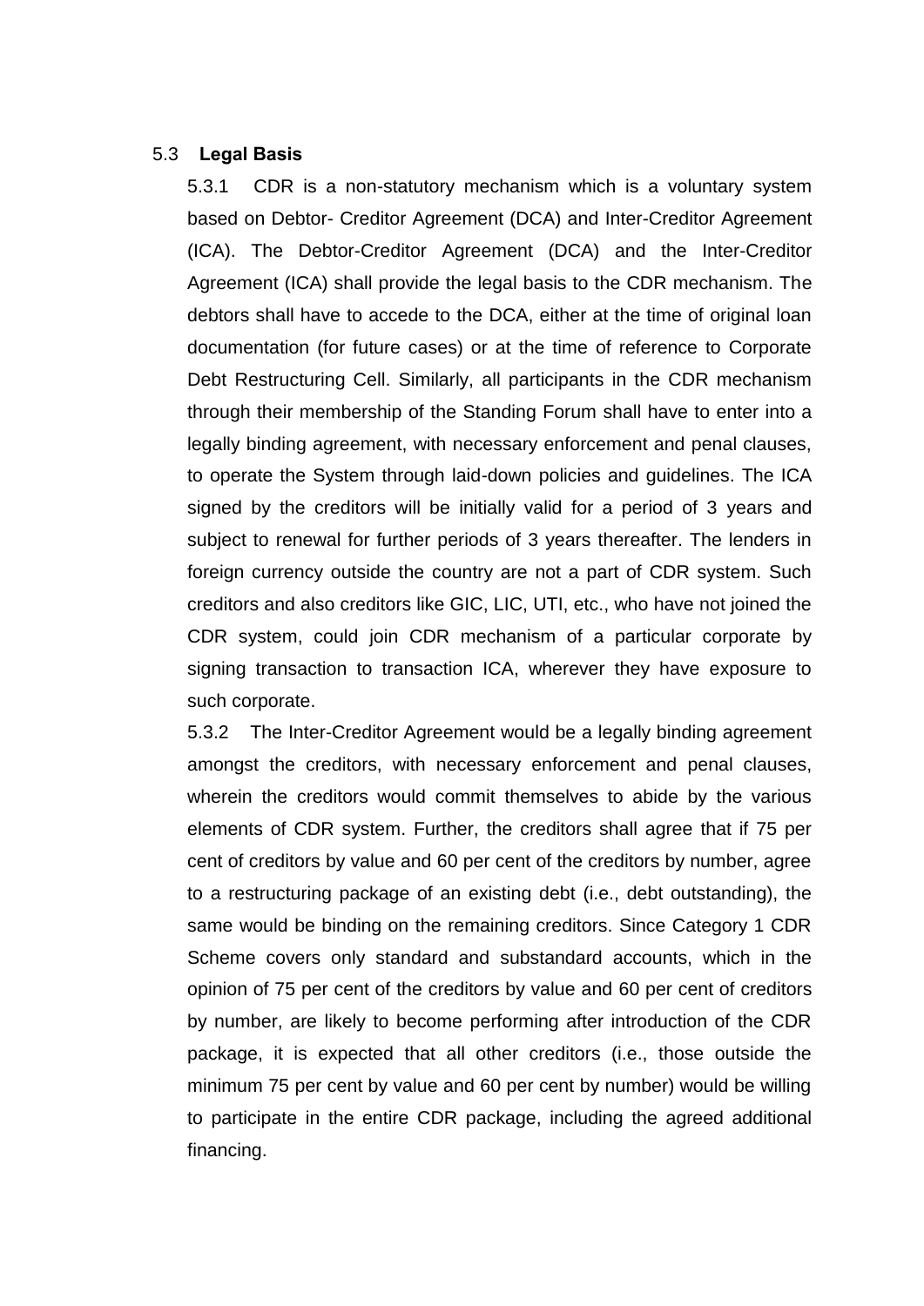### 5.3 **Legal Basis**

5.3.1 CDR is a non-statutory mechanism which is a voluntary system based on Debtor- Creditor Agreement (DCA) and Inter-Creditor Agreement (ICA). The Debtor-Creditor Agreement (DCA) and the Inter-Creditor Agreement (ICA) shall provide the legal basis to the CDR mechanism. The debtors shall have to accede to the DCA, either at the time of original loan documentation (for future cases) or at the time of reference to Corporate Debt Restructuring Cell. Similarly, all participants in the CDR mechanism through their membership of the Standing Forum shall have to enter into a legally binding agreement, with necessary enforcement and penal clauses, to operate the System through laid-down policies and guidelines. The ICA signed by the creditors will be initially valid for a period of 3 years and subject to renewal for further periods of 3 years thereafter. The lenders in foreign currency outside the country are not a part of CDR system. Such creditors and also creditors like GIC, LIC, UTI, etc., who have not joined the CDR system, could join CDR mechanism of a particular corporate by signing transaction to transaction ICA, wherever they have exposure to such corporate.

5.3.2 The Inter-Creditor Agreement would be a legally binding agreement amongst the creditors, with necessary enforcement and penal clauses, wherein the creditors would commit themselves to abide by the various elements of CDR system. Further, the creditors shall agree that if 75 per cent of creditors by value and 60 per cent of the creditors by number, agree to a restructuring package of an existing debt (i.e., debt outstanding), the same would be binding on the remaining creditors. Since Category 1 CDR Scheme covers only standard and substandard accounts, which in the opinion of 75 per cent of the creditors by value and 60 per cent of creditors by number, are likely to become performing after introduction of the CDR package, it is expected that all other creditors (i.e., those outside the minimum 75 per cent by value and 60 per cent by number) would be willing to participate in the entire CDR package, including the agreed additional financing.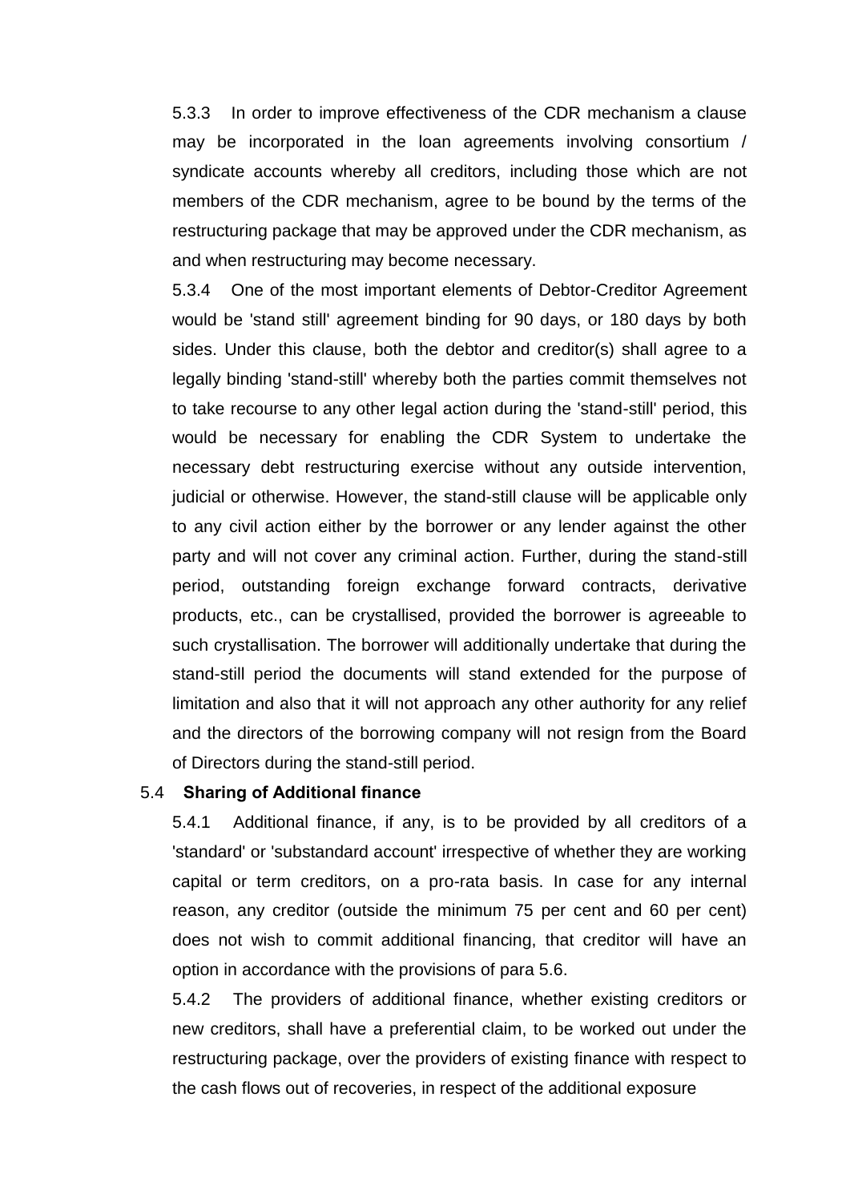5.3.3 In order to improve effectiveness of the CDR mechanism a clause may be incorporated in the loan agreements involving consortium / syndicate accounts whereby all creditors, including those which are not members of the CDR mechanism, agree to be bound by the terms of the restructuring package that may be approved under the CDR mechanism, as and when restructuring may become necessary.

5.3.4 One of the most important elements of Debtor-Creditor Agreement would be 'stand still' agreement binding for 90 days, or 180 days by both sides. Under this clause, both the debtor and creditor(s) shall agree to a legally binding 'stand-still' whereby both the parties commit themselves not to take recourse to any other legal action during the 'stand-still' period, this would be necessary for enabling the CDR System to undertake the necessary debt restructuring exercise without any outside intervention, judicial or otherwise. However, the stand-still clause will be applicable only to any civil action either by the borrower or any lender against the other party and will not cover any criminal action. Further, during the stand-still period, outstanding foreign exchange forward contracts, derivative products, etc., can be crystallised, provided the borrower is agreeable to such crystallisation. The borrower will additionally undertake that during the stand-still period the documents will stand extended for the purpose of limitation and also that it will not approach any other authority for any relief and the directors of the borrowing company will not resign from the Board of Directors during the stand-still period.

### 5.4 Sharing of Additional finance

5.4.1 Additional finance, if any, is to be provided by all creditors of a 'standard' or 'substandard account' irrespective of whether they are working capital or term creditors, on a pro-rata basis. In case for any internal reason, any creditor (outside the minimum 75 per cent and 60 per cent) does not wish to commit additional financing, that creditor will have an option in accordance with the provisions of para 5.6.

5.4.2 The providers of additional finance, whether existing creditors or new creditors, shall have a preferential claim, to be worked out under the restructuring package, over the providers of existing finance with respect to the cash flows out of recoveries, in respect of the additional exposure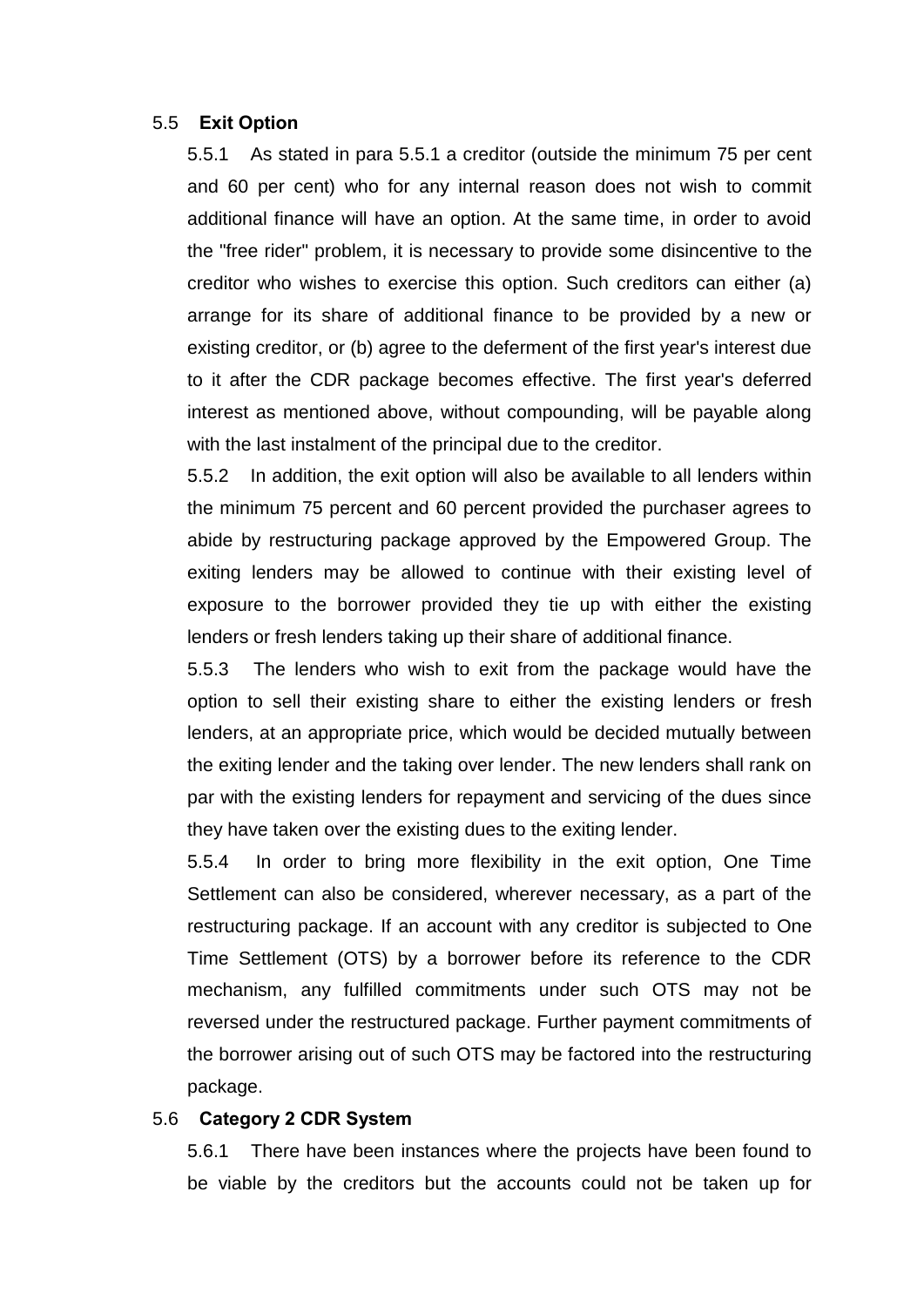## 5.5 **Exit Option**

5.5.1 As stated in para 5.5.1 a creditor (outside the minimum 75 per cent and 60 per cent) who for any internal reason does not wish to commit additional finance will have an option. At the same time, in order to avoid the "free rider" problem, it is necessary to provide some disincentive to the creditor who wishes to exercise this option. Such creditors can either (a) arrange for its share of additional finance to be provided by a new or existing creditor, or (b) agree to the deferment of the first year's interest due to it after the CDR package becomes effective. The first year's deferred interest as mentioned above, without compounding, will be payable along with the last instalment of the principal due to the creditor.

5.5.2 In addition, the exit option will also be available to all lenders within the minimum 75 percent and 60 percent provided the purchaser agrees to abide by restructuring package approved by the Empowered Group. The exiting lenders may be allowed to continue with their existing level of exposure to the borrower provided they tie up with either the existing lenders or fresh lenders taking up their share of additional finance.

5.5.3 The lenders who wish to exit from the package would have the option to sell their existing share to either the existing lenders or fresh lenders, at an appropriate price, which would be decided mutually between the exiting lender and the taking over lender. The new lenders shall rank on par with the existing lenders for repayment and servicing of the dues since they have taken over the existing dues to the exiting lender.

5.5.4 In order to bring more flexibility in the exit option, One Time Settlement can also be considered, wherever necessary, as a part of the restructuring package. If an account with any creditor is subjected to One Time Settlement (OTS) by a borrower before its reference to the CDR mechanism, any fulfilled commitments under such OTS may not be reversed under the restructured package. Further payment commitments of the borrower arising out of such OTS may be factored into the restructuring package.

## 5.6 **Category 2 CDR System**

5.6.1 There have been instances where the projects have been found to be viable by the creditors but the accounts could not be taken up for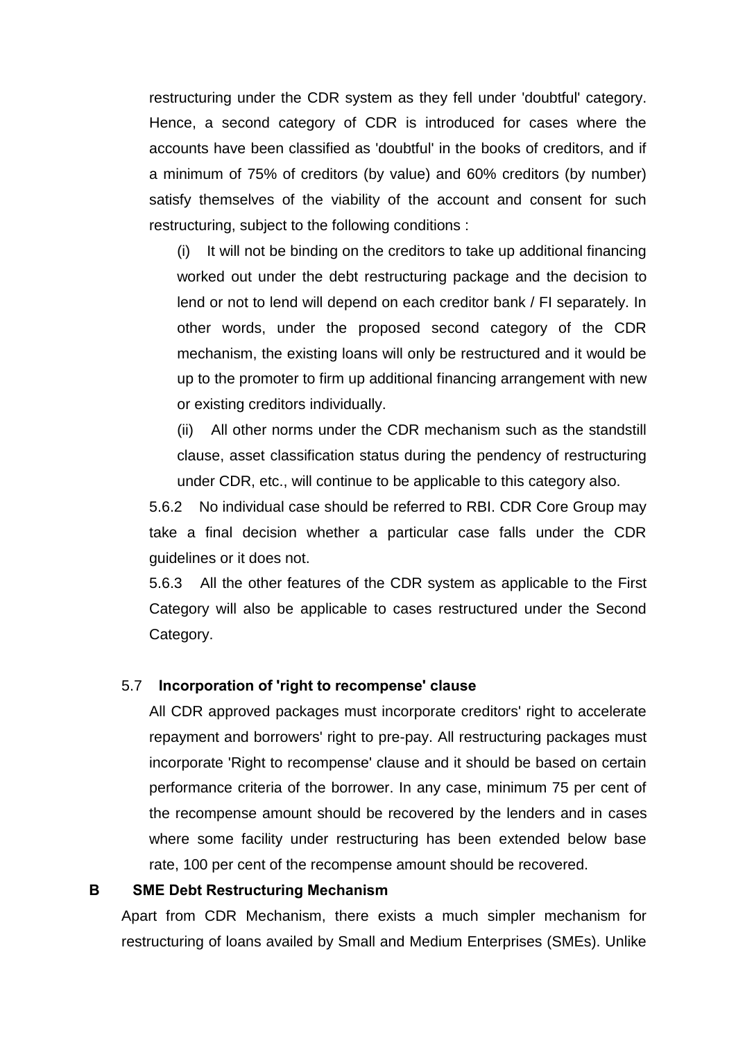restructuring under the CDR system as they fell under 'doubtful' category. Hence, a second category of CDR is introduced for cases where the accounts have been classified as 'doubtful' in the books of creditors, and if a minimum of 75% of creditors (by value) and 60% creditors (by number) satisfy themselves of the viability of the account and consent for such restructuring, subject to the following conditions :

(i) It will not be binding on the creditors to take up additional financing worked out under the debt restructuring package and the decision to lend or not to lend will depend on each creditor bank / FI separately. In other words, under the proposed second category of the CDR mechanism, the existing loans will only be restructured and it would be up to the promoter to firm up additional financing arrangement with new or existing creditors individually.

(ii) All other norms under the CDR mechanism such as the standstill clause, asset classification status during the pendency of restructuring under CDR, etc., will continue to be applicable to this category also.

5.6.2 No individual case should be referred to RBI. CDR Core Group may take a final decision whether a particular case falls under the CDR guidelines or it does not.

5.6.3 All the other features of the CDR system as applicable to the First Category will also be applicable to cases restructured under the Second Category.

### 5.7 Incorporation of 'right to recompense' clause

All CDR approved packages must incorporate creditors' right to accelerate repayment and borrowers' right to pre-pay. All restructuring packages must incorporate 'Right to recompense' clause and it should be based on certain performance criteria of the borrower. In any case, minimum 75 per cent of the recompense amount should be recovered by the lenders and in cases where some facility under restructuring has been extended below base rate, 100 per cent of the recompense amount should be recovered.

## B SME Debt Restructuring Mechanism

Apart from CDR Mechanism, there exists a much simpler mechanism for restructuring of loans availed by Small and Medium Enterprises (SMEs). Unlike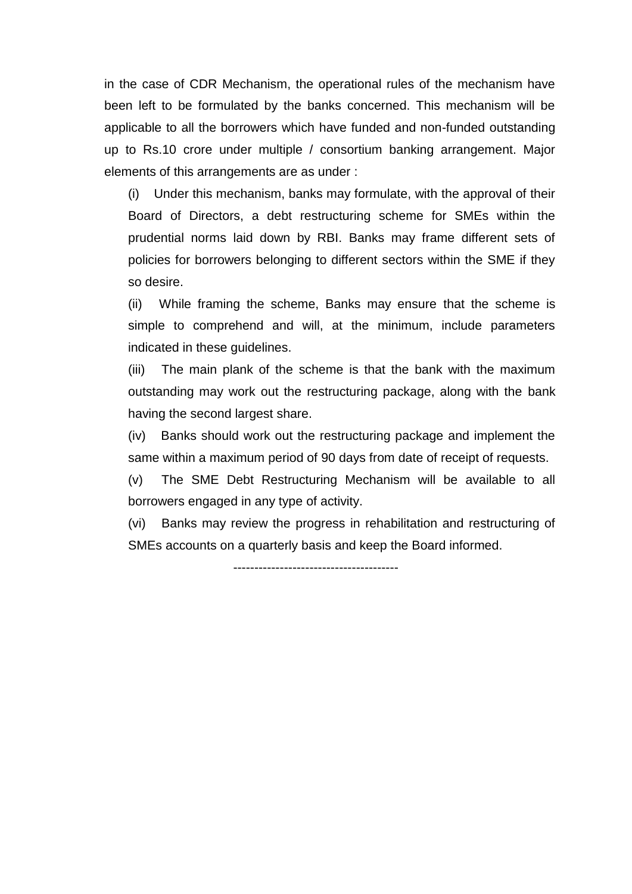in the case of CDR Mechanism, the operational rules of the mechanism have been left to be formulated by the banks concerned. This mechanism will be applicable to all the borrowers which have funded and non-funded outstanding up to Rs.10 crore under multiple / consortium banking arrangement. Major elements of this arrangements are as under :

(i) Under this mechanism, banks may formulate, with the approval of their Board of Directors, a debt restructuring scheme for SMEs within the prudential norms laid down by RBI. Banks may frame different sets of policies for borrowers belonging to different sectors within the SME if they so desire.

(ii) While framing the scheme, Banks may ensure that the scheme is simple to comprehend and will, at the minimum, include parameters indicated in these guidelines.

(iii) The main plank of the scheme is that the bank with the maximum outstanding may work out the restructuring package, along with the bank having the second largest share.

(iv) Banks should work out the restructuring package and implement the same within a maximum period of 90 days from date of receipt of requests.

(v) The SME Debt Restructuring Mechanism will be available to all borrowers engaged in any type of activity.

(vi) Banks may review the progress in rehabilitation and restructuring of SMEs accounts on a quarterly basis and keep the Board informed.

---------------------------------------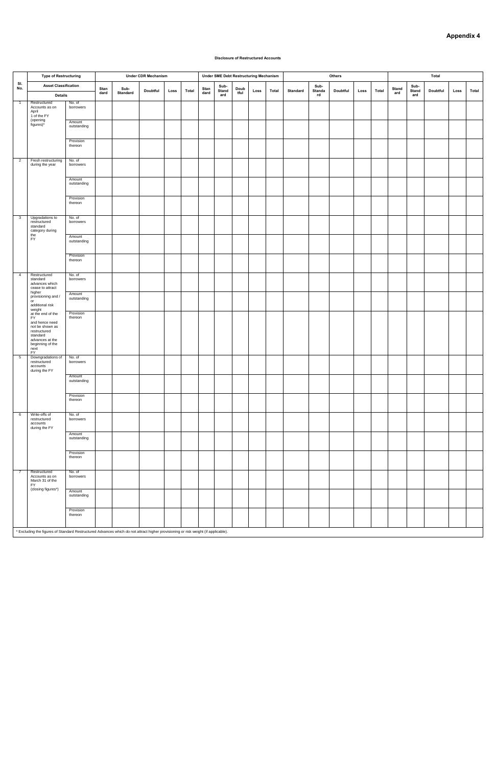# Appendix 4

**Disclosure of Restructured Accounts**

| Sl. No. | Type of Restructuring | | Under CDR Mechanism | | | | | Under SME Debt Restructuring Mechanism | | | | | Others | | | | | Total | | | | |
|---|---|---|---|---|---|---|---|---|---|---|---|---|---|---|---|---|---|---|---|---|---|---|
| | Asset Classification | | Standard | Sub-Standard | Doubtful | Loss | Total | Standard | Sub-Standard | Doubtful | Loss | Total | Standard | Sub-Standard | Doubtful | Loss | Total | Standard | Sub-Standard | Doubtful | Loss | Total |
| | Details | | | | | | | | | | | | | | | | | | | | | |
| 1 | Restructured Accounts as on April 1 of the FY (opening figures)* | No. of borrowers | | | | | | | | | | | | | | | | | | | | |
| | | Amount outstanding | | | | | | | | | | | | | | | | | | | | |
| | | Provision thereon | | | | | | | | | | | | | | | | | | | | |
| 2 | Fresh restructuring during the year | No. of borrowers | | | | | | | | | | | | | | | | | | | | |
| | | Amount outstanding | | | | | | | | | | | | | | | | | | | | |
| | | Provision thereon | | | | | | | | | | | | | | | | | | | | |
| 3 | Upgradations to restructured standard category during the FY | No. of borrowers | | | | | | | | | | | | | | | | | | | | |
| | | Amount outstanding | | | | | | | | | | | | | | | | | | | | |
| | | Provision thereon | | | | | | | | | | | | | | | | | | | | |
| 4 | Restructured standard advances which cease to attract higher provisioning and / or additional risk weight at the end of the FY and hence need not be shown as restructured standard advances at the beginning of the next FY | No. of borrowers | | | | | | | | | | | | | | | | | | | | |
| | | Amount outstanding | | | | | | | | | | | | | | | | | | | | |
| | | Provision thereon | | | | | | | | | | | | | | | | | | | | |
| 5 | Downgradations of restructured accounts during the FY | No. of borrowers | | | | | | | | | | | | | | | | | | | | |
| | | Amount outstanding | | | | | | | | | | | | | | | | | | | | |
| | | Provision thereon | | | | | | | | | | | | | | | | | | | | |
| 6 | Write-offs of restructured accounts during the FY | No. of borrowers | | | | | | | | | | | | | | | | | | | | |
| | | Amount outstanding | | | | | | | | | | | | | | | | | | | | |
| | | Provision thereon | | | | | | | | | | | | | | | | | | | | |
| 7 | Restructured Accounts as on March 31 of the FY (closing figures*) | No. of borrowers | | | | | | | | | | | | | | | | | | | | |
| | | Amount outstanding | | | | | | | | | | | | | | | | | | | | |
| | | Provision thereon | | | | | | | | | | | | | | | | | | | | |

\* Excluding the figures of Standard Restructured Advances which do not attract higher provisioning or risk weight (if applicable).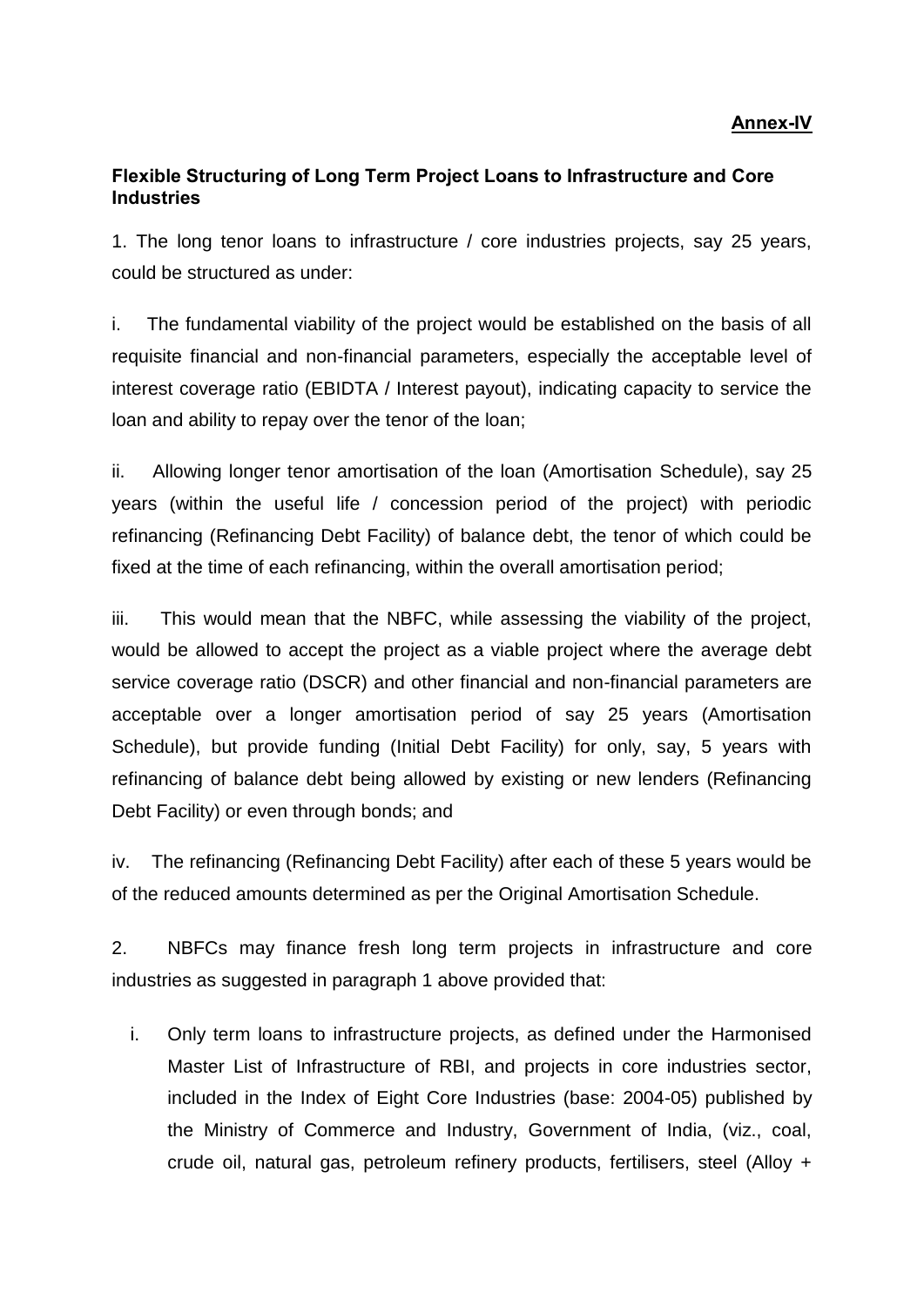**Annex-IV**

**Flexible Structuring of Long Term Project Loans to Infrastructure and Core Industries**

1. The long tenor loans to infrastructure / core industries projects, say 25 years, could be structured as under:

i. The fundamental viability of the project would be established on the basis of all requisite financial and non-financial parameters, especially the acceptable level of interest coverage ratio (EBIDTA / Interest payout), indicating capacity to service the loan and ability to repay over the tenor of the loan;

ii. Allowing longer tenor amortisation of the loan (Amortisation Schedule), say 25 years (within the useful life / concession period of the project) with periodic refinancing (Refinancing Debt Facility) of balance debt, the tenor of which could be fixed at the time of each refinancing, within the overall amortisation period;

iii. This would mean that the NBFC, while assessing the viability of the project, would be allowed to accept the project as a viable project where the average debt service coverage ratio (DSCR) and other financial and non-financial parameters are acceptable over a longer amortisation period of say 25 years (Amortisation Schedule), but provide funding (Initial Debt Facility) for only, say, 5 years with refinancing of balance debt being allowed by existing or new lenders (Refinancing Debt Facility) or even through bonds; and

iv. The refinancing (Refinancing Debt Facility) after each of these 5 years would be of the reduced amounts determined as per the Original Amortisation Schedule.

2. NBFCs may finance fresh long term projects in infrastructure and core industries as suggested in paragraph 1 above provided that:

i. Only term loans to infrastructure projects, as defined under the Harmonised Master List of Infrastructure of RBI, and projects in core industries sector, included in the Index of Eight Core Industries (base: 2004-05) published by the Ministry of Commerce and Industry, Government of India, (viz., coal, crude oil, natural gas, petroleum refinery products, fertilisers, steel (Alloy +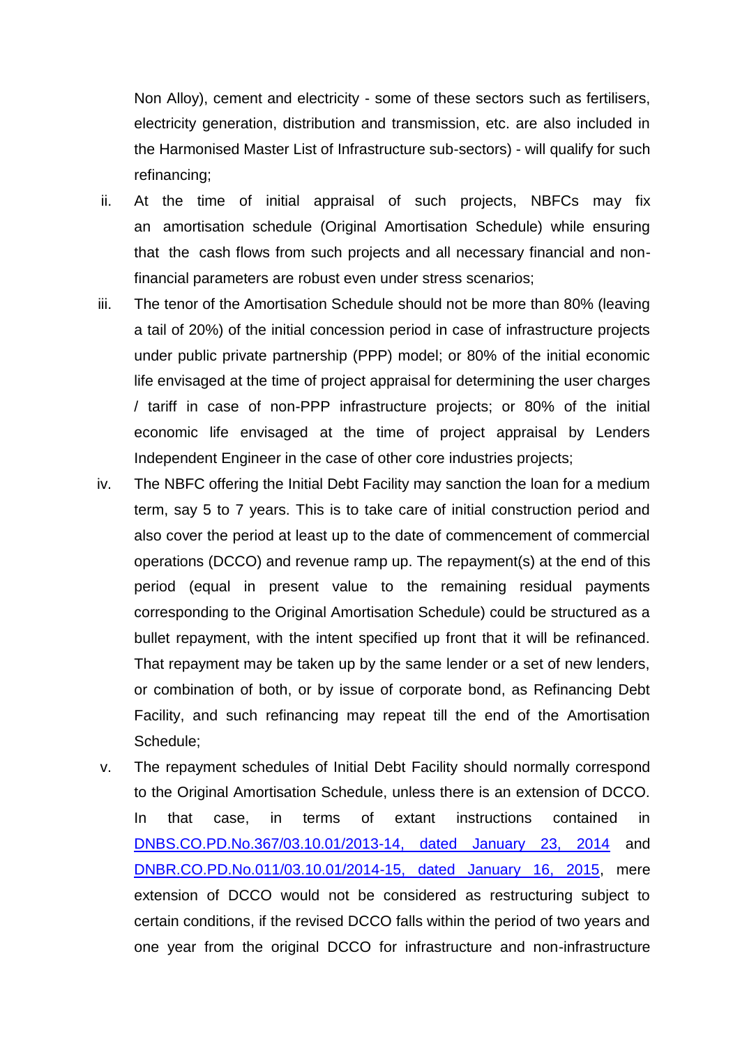Non Alloy), cement and electricity - some of these sectors such as fertilisers, electricity generation, distribution and transmission, etc. are also included in the Harmonised Master List of Infrastructure sub-sectors) - will qualify for such refinancing;

ii. At the time of initial appraisal of such projects, NBFCs may fix an amortisation schedule (Original Amortisation Schedule) while ensuring that the cash flows from such projects and all necessary financial and non-financial parameters are robust even under stress scenarios;

iii. The tenor of the Amortisation Schedule should not be more than 80% (leaving a tail of 20%) of the initial concession period in case of infrastructure projects under public private partnership (PPP) model; or 80% of the initial economic life envisaged at the time of project appraisal for determining the user charges / tariff in case of non-PPP infrastructure projects; or 80% of the initial economic life envisaged at the time of project appraisal by Lenders Independent Engineer in the case of other core industries projects;

iv. The NBFC offering the Initial Debt Facility may sanction the loan for a medium term, say 5 to 7 years. This is to take care of initial construction period and also cover the period at least up to the date of commencement of commercial operations (DCCO) and revenue ramp up. The repayment(s) at the end of this period (equal in present value to the remaining residual payments corresponding to the Original Amortisation Schedule) could be structured as a bullet repayment, with the intent specified up front that it will be refinanced. That repayment may be taken up by the same lender or a set of new lenders, or combination of both, or by issue of corporate bond, as Refinancing Debt Facility, and such refinancing may repeat till the end of the Amortisation Schedule;

v. The repayment schedules of Initial Debt Facility should normally correspond to the Original Amortisation Schedule, unless there is an extension of DCCO. In that case, in terms of extant instructions contained in DNBS.CO.PD.No.367/03.10.01/2013-14, dated January 23, 2014 and DNBR.CO.PD.No.011/03.10.01/2014-15, dated January 16, 2015, mere extension of DCCO would not be considered as restructuring subject to certain conditions, if the revised DCCO falls within the period of two years and one year from the original DCCO for infrastructure and non-infrastructure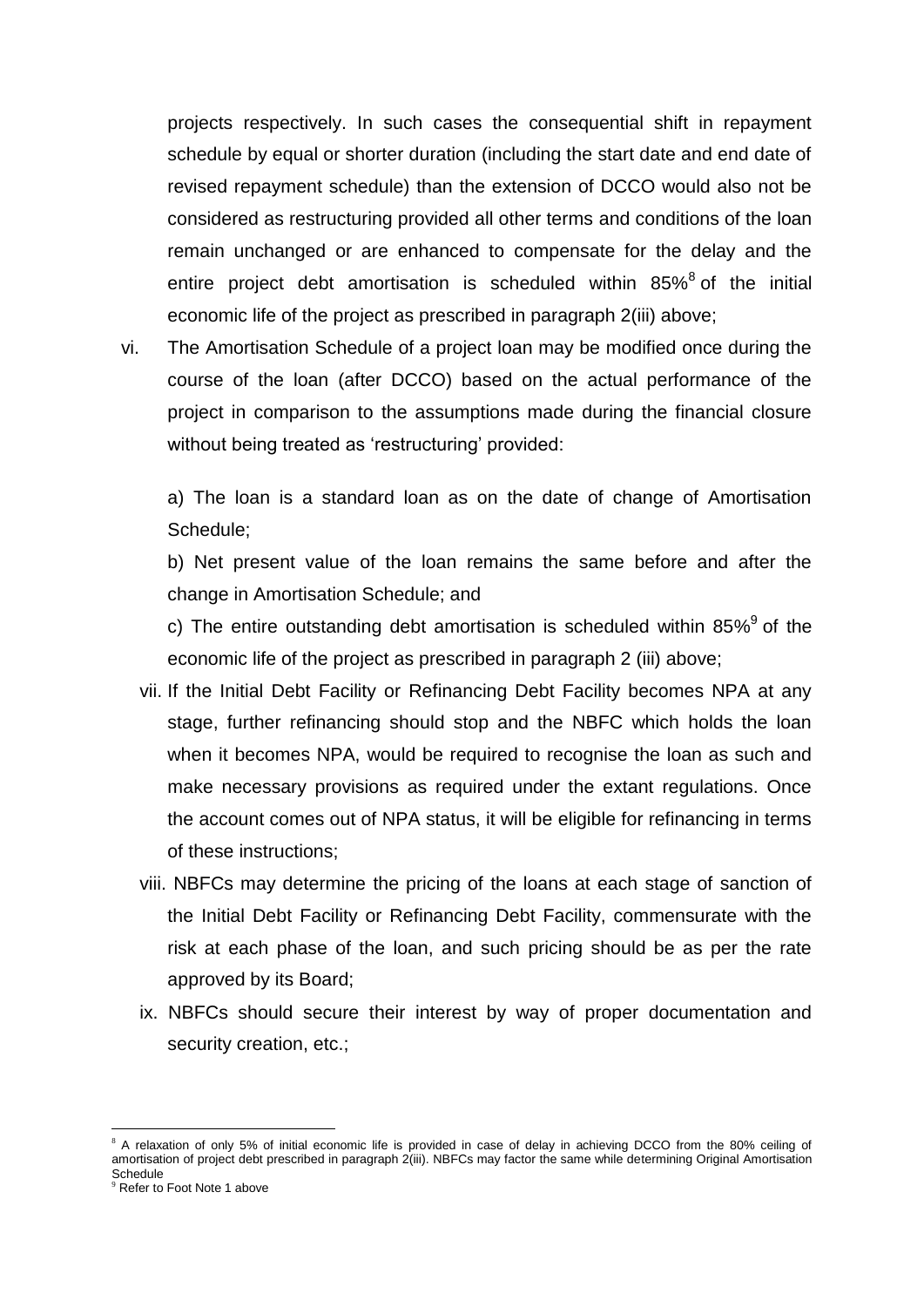projects respectively. In such cases the consequential shift in repayment schedule by equal or shorter duration (including the start date and end date of revised repayment schedule) than the extension of DCCO would also not be considered as restructuring provided all other terms and conditions of the loan remain unchanged or are enhanced to compensate for the delay and the entire project debt amortisation is scheduled within 85%[8] of the initial economic life of the project as prescribed in paragraph 2(iii) above;

vi. The Amortisation Schedule of a project loan may be modified once during the course of the loan (after DCCO) based on the actual performance of the project in comparison to the assumptions made during the financial closure without being treated as 'restructuring' provided:

   a) The loan is a standard loan as on the date of change of Amortisation Schedule;

   b) Net present value of the loan remains the same before and after the change in Amortisation Schedule; and

   c) The entire outstanding debt amortisation is scheduled within 85%[9] of the economic life of the project as prescribed in paragraph 2 (iii) above;

vii. If the Initial Debt Facility or Refinancing Debt Facility becomes NPA at any stage, further refinancing should stop and the NBFC which holds the loan when it becomes NPA, would be required to recognise the loan as such and make necessary provisions as required under the extant regulations. Once the account comes out of NPA status, it will be eligible for refinancing in terms of these instructions;

viii. NBFCs may determine the pricing of the loans at each stage of sanction of the Initial Debt Facility or Refinancing Debt Facility, commensurate with the risk at each phase of the loan, and such pricing should be as per the rate approved by its Board;

ix. NBFCs should secure their interest by way of proper documentation and security creation, etc.;

---

[8] A relaxation of only 5% of initial economic life is provided in case of delay in achieving DCCO from the 80% ceiling of amortisation of project debt prescribed in paragraph 2(iii). NBFCs may factor the same while determining Original Amortisation Schedule

[9] Refer to Foot Note 1 above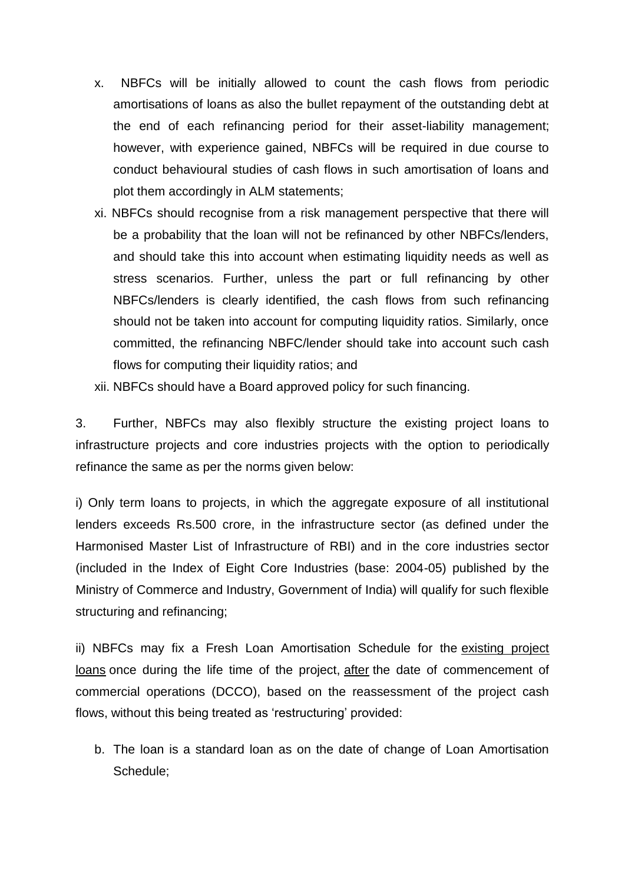x. NBFCs will be initially allowed to count the cash flows from periodic amortisations of loans as also the bullet repayment of the outstanding debt at the end of each refinancing period for their asset-liability management; however, with experience gained, NBFCs will be required in due course to conduct behavioural studies of cash flows in such amortisation of loans and plot them accordingly in ALM statements;

xi. NBFCs should recognise from a risk management perspective that there will be a probability that the loan will not be refinanced by other NBFCs/lenders, and should take this into account when estimating liquidity needs as well as stress scenarios. Further, unless the part or full refinancing by other NBFCs/lenders is clearly identified, the cash flows from such refinancing should not be taken into account for computing liquidity ratios. Similarly, once committed, the refinancing NBFC/lender should take into account such cash flows for computing their liquidity ratios; and

xii. NBFCs should have a Board approved policy for such financing.

3. Further, NBFCs may also flexibly structure the existing project loans to infrastructure projects and core industries projects with the option to periodically refinance the same as per the norms given below:

i) Only term loans to projects, in which the aggregate exposure of all institutional lenders exceeds Rs.500 crore, in the infrastructure sector (as defined under the Harmonised Master List of Infrastructure of RBI) and in the core industries sector (included in the Index of Eight Core Industries (base: 2004-05) published by the Ministry of Commerce and Industry, Government of India) will qualify for such flexible structuring and refinancing;

ii) NBFCs may fix a Fresh Loan Amortisation Schedule for the <u>existing project loans</u> once during the life time of the project, <u>after</u> the date of commencement of commercial operations (DCCO), based on the reassessment of the project cash flows, without this being treated as 'restructuring' provided:

b. The loan is a standard loan as on the date of change of Loan Amortisation Schedule;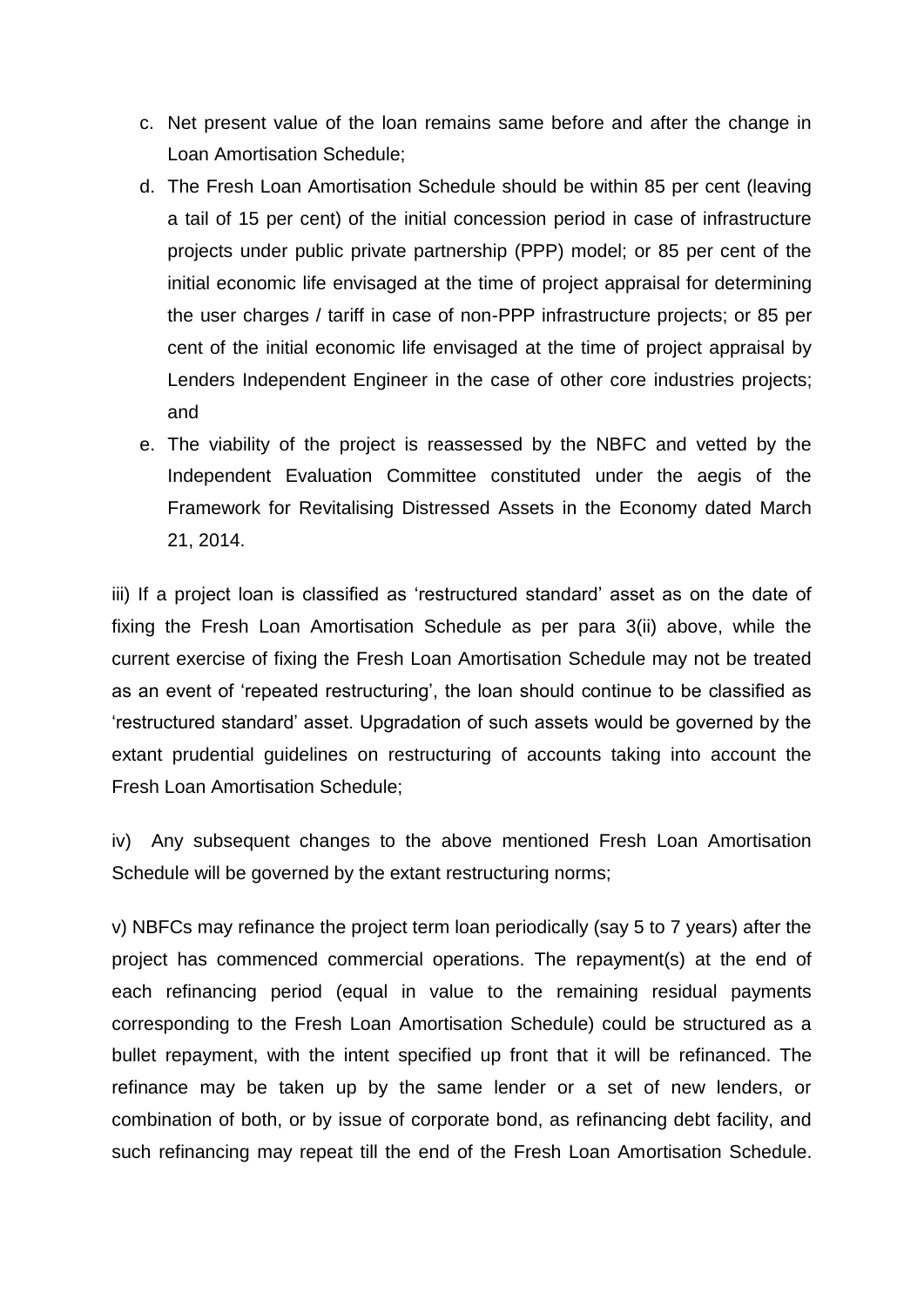c. Net present value of the loan remains same before and after the change in Loan Amortisation Schedule;

d. The Fresh Loan Amortisation Schedule should be within 85 per cent (leaving a tail of 15 per cent) of the initial concession period in case of infrastructure projects under public private partnership (PPP) model; or 85 per cent of the initial economic life envisaged at the time of project appraisal for determining the user charges / tariff in case of non-PPP infrastructure projects; or 85 per cent of the initial economic life envisaged at the time of project appraisal by Lenders Independent Engineer in the case of other core industries projects; and

e. The viability of the project is reassessed by the NBFC and vetted by the Independent Evaluation Committee constituted under the aegis of the Framework for Revitalising Distressed Assets in the Economy dated March 21, 2014.

iii) If a project loan is classified as 'restructured standard' asset as on the date of fixing the Fresh Loan Amortisation Schedule as per para 3(ii) above, while the current exercise of fixing the Fresh Loan Amortisation Schedule may not be treated as an event of 'repeated restructuring', the loan should continue to be classified as 'restructured standard' asset. Upgradation of such assets would be governed by the extant prudential guidelines on restructuring of accounts taking into account the Fresh Loan Amortisation Schedule;

iv) Any subsequent changes to the above mentioned Fresh Loan Amortisation Schedule will be governed by the extant restructuring norms;

v) NBFCs may refinance the project term loan periodically (say 5 to 7 years) after the project has commenced commercial operations. The repayment(s) at the end of each refinancing period (equal in value to the remaining residual payments corresponding to the Fresh Loan Amortisation Schedule) could be structured as a bullet repayment, with the intent specified up front that it will be refinanced. The refinance may be taken up by the same lender or a set of new lenders, or combination of both, or by issue of corporate bond, as refinancing debt facility, and such refinancing may repeat till the end of the Fresh Loan Amortisation Schedule.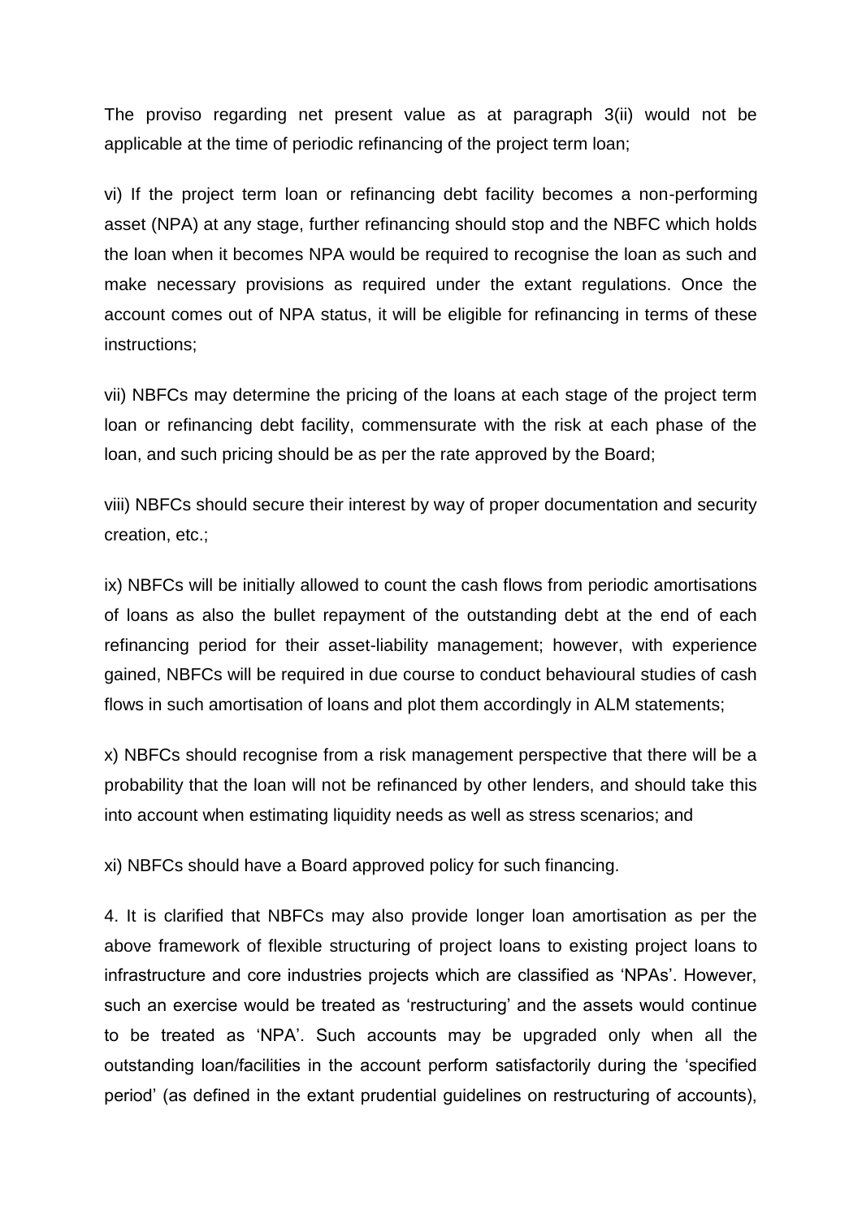The proviso regarding net present value as at paragraph 3(ii) would not be applicable at the time of periodic refinancing of the project term loan;

vi) If the project term loan or refinancing debt facility becomes a non-performing asset (NPA) at any stage, further refinancing should stop and the NBFC which holds the loan when it becomes NPA would be required to recognise the loan as such and make necessary provisions as required under the extant regulations. Once the account comes out of NPA status, it will be eligible for refinancing in terms of these instructions;

vii) NBFCs may determine the pricing of the loans at each stage of the project term loan or refinancing debt facility, commensurate with the risk at each phase of the loan, and such pricing should be as per the rate approved by the Board;

viii) NBFCs should secure their interest by way of proper documentation and security creation, etc.;

ix) NBFCs will be initially allowed to count the cash flows from periodic amortisations of loans as also the bullet repayment of the outstanding debt at the end of each refinancing period for their asset-liability management; however, with experience gained, NBFCs will be required in due course to conduct behavioural studies of cash flows in such amortisation of loans and plot them accordingly in ALM statements;

x) NBFCs should recognise from a risk management perspective that there will be a probability that the loan will not be refinanced by other lenders, and should take this into account when estimating liquidity needs as well as stress scenarios; and

xi) NBFCs should have a Board approved policy for such financing.

4. It is clarified that NBFCs may also provide longer loan amortisation as per the above framework of flexible structuring of project loans to existing project loans to infrastructure and core industries projects which are classified as 'NPAs'. However, such an exercise would be treated as 'restructuring' and the assets would continue to be treated as 'NPA'. Such accounts may be upgraded only when all the outstanding loan/facilities in the account perform satisfactorily during the 'specified period' (as defined in the extant prudential guidelines on restructuring of accounts),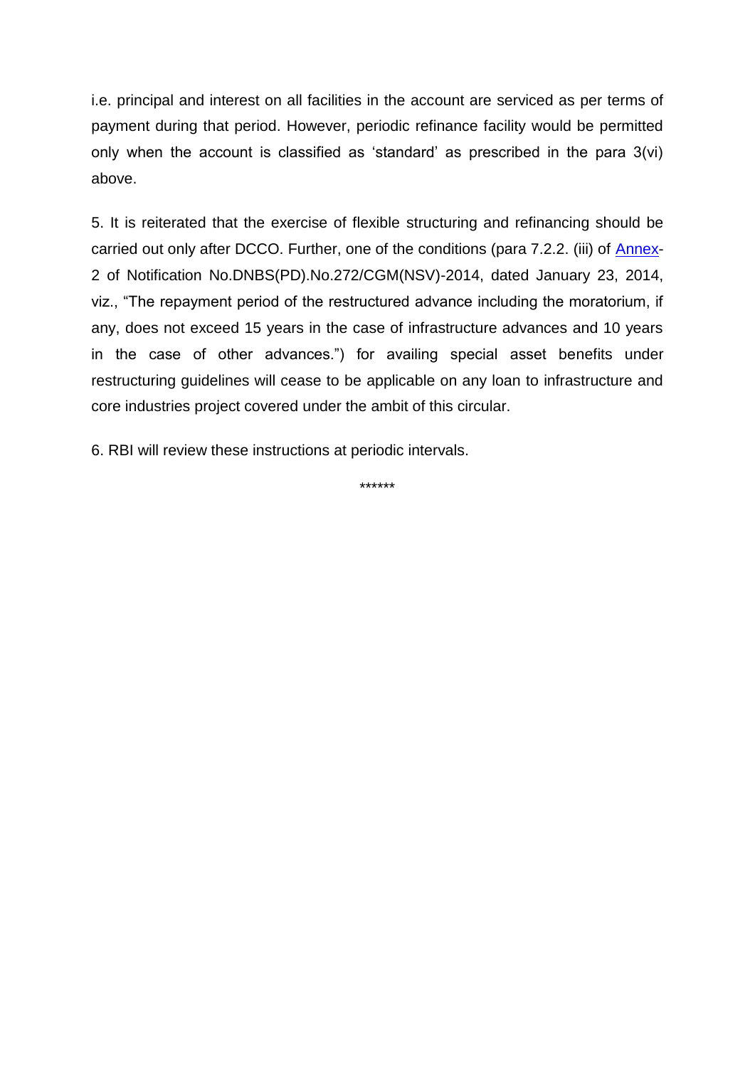i.e. principal and interest on all facilities in the account are serviced as per terms of payment during that period. However, periodic refinance facility would be permitted only when the account is classified as 'standard' as prescribed in the para 3(vi) above.

5. It is reiterated that the exercise of flexible structuring and refinancing should be carried out only after DCCO. Further, one of the conditions (para 7.2.2. (iii) of Annex-2 of Notification No.DNBS(PD).No.272/CGM(NSV)-2014, dated January 23, 2014, viz., "The repayment period of the restructured advance including the moratorium, if any, does not exceed 15 years in the case of infrastructure advances and 10 years in the case of other advances.") for availing special asset benefits under restructuring guidelines will cease to be applicable on any loan to infrastructure and core industries project covered under the ambit of this circular.

6. RBI will review these instructions at periodic intervals.

******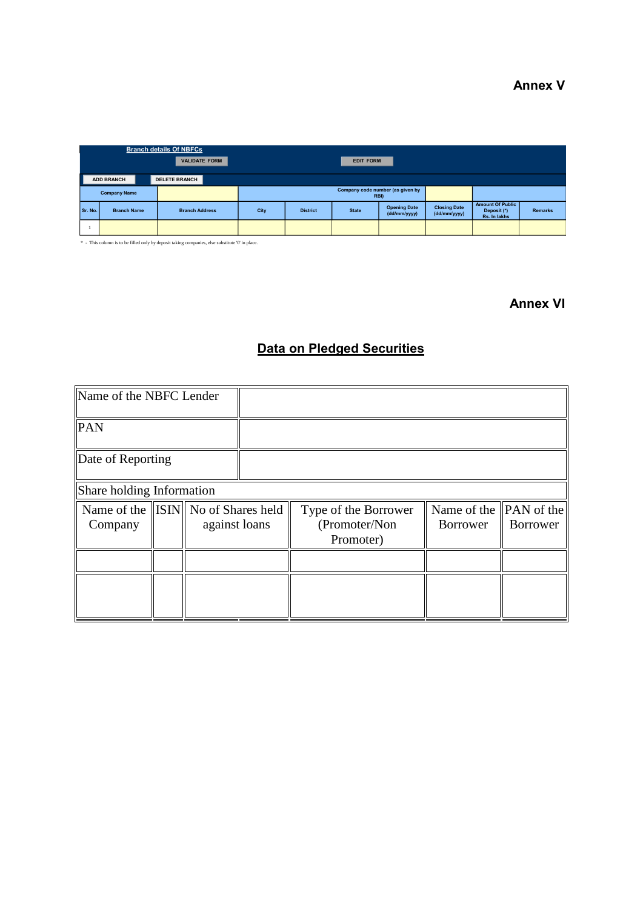## Annex V

| Branch details Of NBFCs | | | | | | | | | |
|---|---|---|---|---|---|---|---|---|---|
| VALIDATE FORM | | | | | EDIT FORM | | | | |
| ADD BRANCH | DELETE BRANCH | | | | | | | | |
| Company Name | | | Company code number (as given by RBI) | | | | | | |
| Sr. No. | Branch Name | Branch Address | City | District | State | Opening Date (dd/mm/yyyy) | Closing Date (dd/mm/yyyy) | Amount Of Public Deposit (*) Rs. In lakhs | Remarks |
| 1 | | | | | | | | | |

\* - This column is to be filled only by deposit taking companies, else substitute '0' in place.

## Annex VI

### Data on Pledged Securities

| Name of the NBFC Lender | | | | | |
|---|---|---|---|---|---|
| PAN | | | | | |
| Date of Reporting | | | | | |
| Share holding Information | | | | | |
| Name of the Company | ISIN | No of Shares held against loans | Type of the Borrower (Promoter/Non Promoter) | Name of the Borrower | PAN of the Borrower |
| | | | | | |
| | | | | | |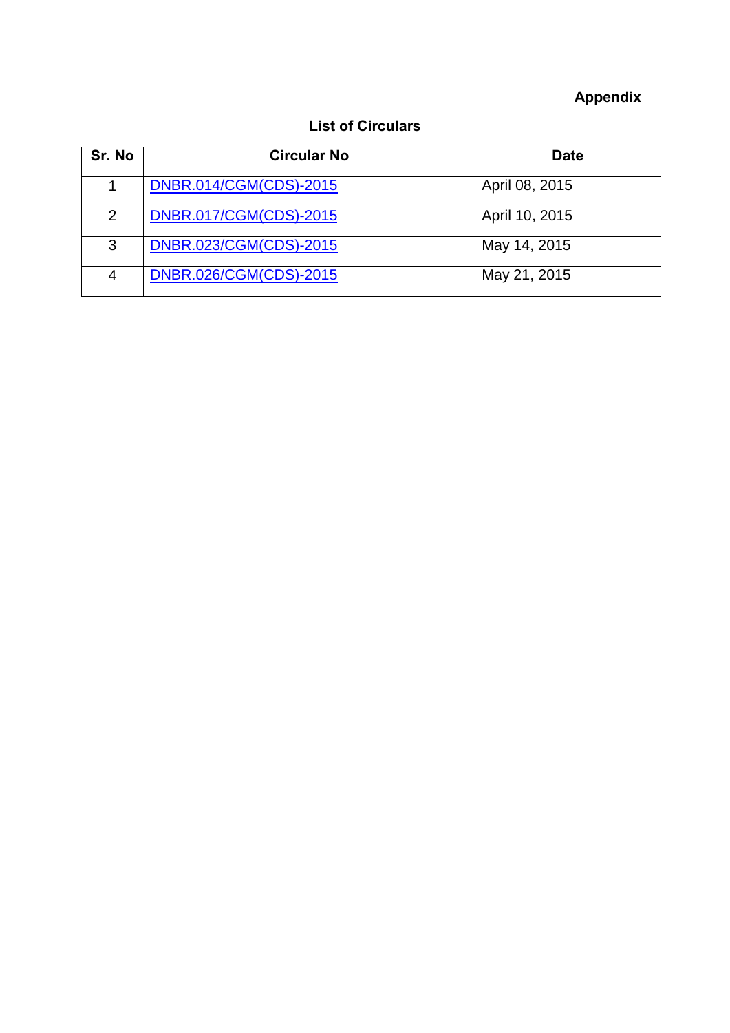**Appendix**

## List of Circulars

| Sr. No | Circular No | Date |
|---|---|---|
| 1 | DNBR.014/CGM(CDS)-2015 | April 08, 2015 |
| 2 | DNBR.017/CGM(CDS)-2015 | April 10, 2015 |
| 3 | DNBR.023/CGM(CDS)-2015 | May 14, 2015 |
| 4 | DNBR.026/CGM(CDS)-2015 | May 21, 2015 |